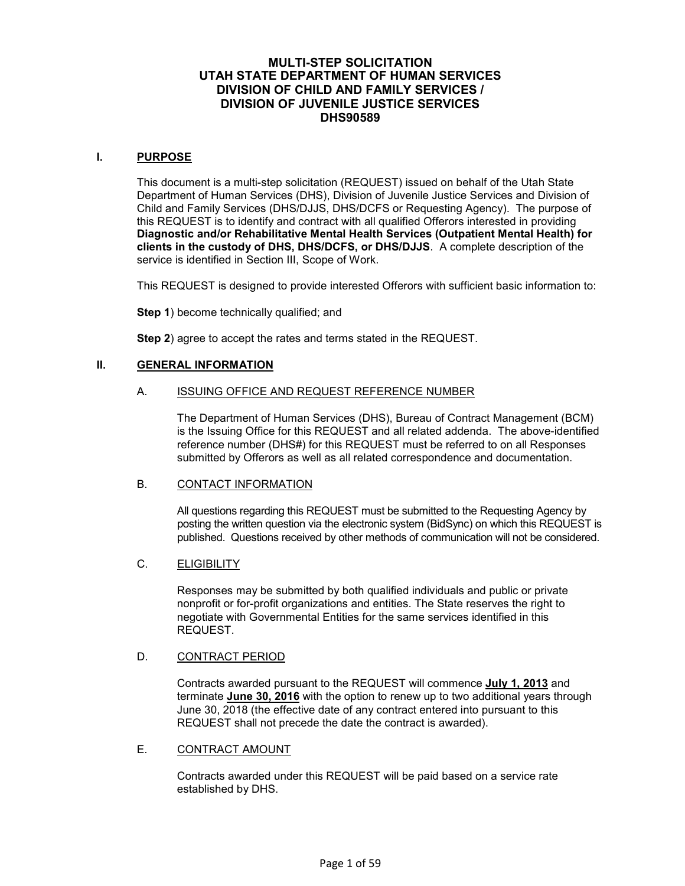# MULTI-STEP SOLICITATION
# UTAH STATE DEPARTMENT OF HUMAN SERVICES
# DIVISION OF CHILD AND FAMILY SERVICES /
# DIVISION OF JUVENILE JUSTICE SERVICES
# DHS90589

## I. PURPOSE

This document is a multi-step solicitation (REQUEST) issued on behalf of the Utah State Department of Human Services (DHS), Division of Juvenile Justice Services and Division of Child and Family Services (DHS/DJJS, DHS/DCFS or Requesting Agency). The purpose of this REQUEST is to identify and contract with all qualified Offerors interested in providing **Diagnostic and/or Rehabilitative Mental Health Services (Outpatient Mental Health) for clients in the custody of DHS, DHS/DCFS, or DHS/DJJS**. A complete description of the service is identified in Section III, Scope of Work.

This REQUEST is designed to provide interested Offerors with sufficient basic information to:

**Step 1**) become technically qualified; and

**Step 2**) agree to accept the rates and terms stated in the REQUEST.

## II. GENERAL INFORMATION

### A. ISSUING OFFICE AND REQUEST REFERENCE NUMBER

The Department of Human Services (DHS), Bureau of Contract Management (BCM) is the Issuing Office for this REQUEST and all related addenda. The above-identified reference number (DHS#) for this REQUEST must be referred to on all Responses submitted by Offerors as well as all related correspondence and documentation.

### B. CONTACT INFORMATION

All questions regarding this REQUEST must be submitted to the Requesting Agency by posting the written question via the electronic system (BidSync) on which this REQUEST is published. Questions received by other methods of communication will not be considered.

### C. ELIGIBILITY

Responses may be submitted by both qualified individuals and public or private nonprofit or for-profit organizations and entities. The State reserves the right to negotiate with Governmental Entities for the same services identified in this REQUEST.

### D. CONTRACT PERIOD

Contracts awarded pursuant to the REQUEST will commence **July 1, 2013** and terminate **June 30, 2016** with the option to renew up to two additional years through June 30, 2018 (the effective date of any contract entered into pursuant to this REQUEST shall not precede the date the contract is awarded).

### E. CONTRACT AMOUNT

Contracts awarded under this REQUEST will be paid based on a service rate established by DHS.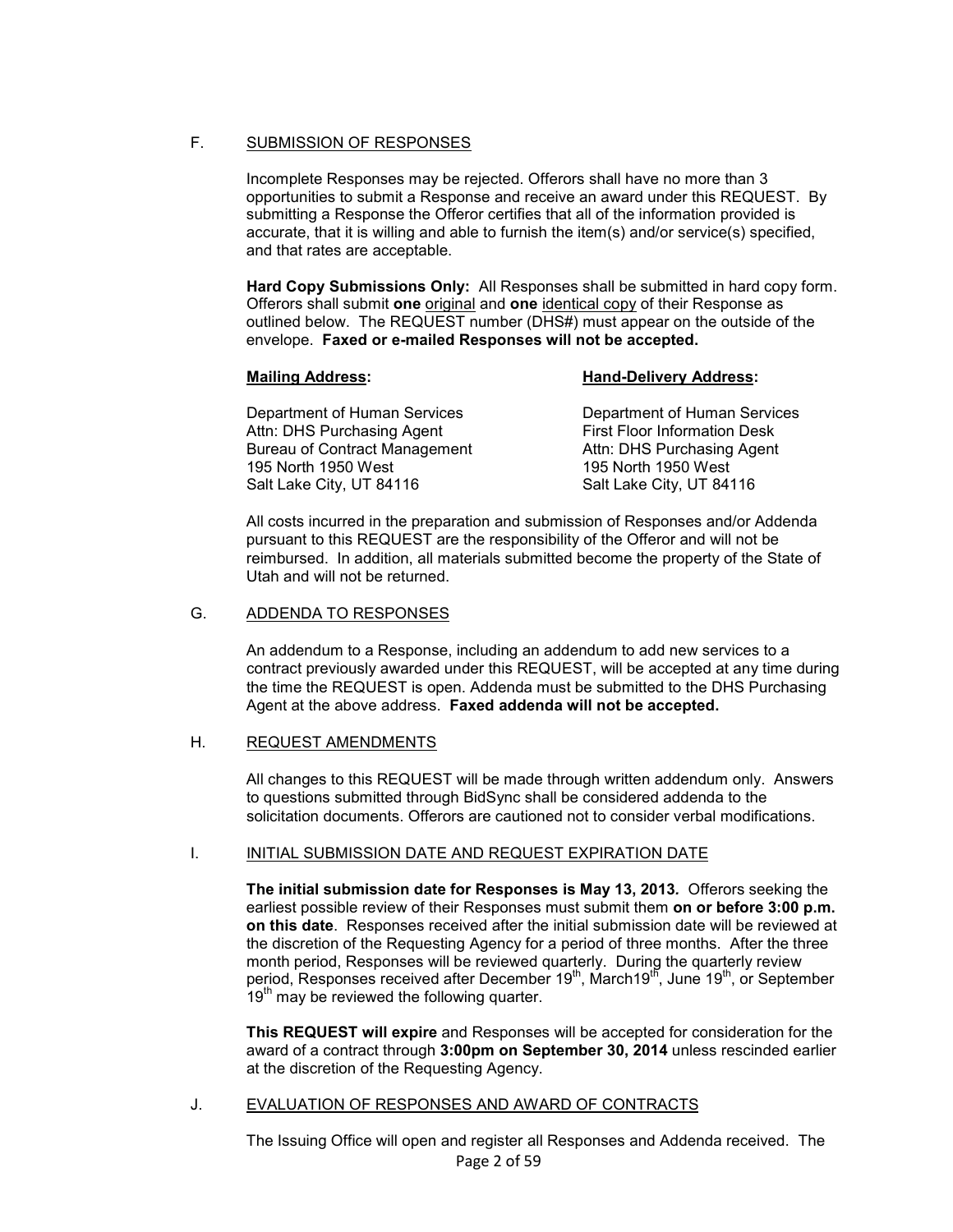## F. SUBMISSION OF RESPONSES

Incomplete Responses may be rejected. Offerors shall have no more than 3 opportunities to submit a Response and receive an award under this REQUEST. By submitting a Response the Offeror certifies that all of the information provided is accurate, that it is willing and able to furnish the item(s) and/or service(s) specified, and that rates are acceptable.

**Hard Copy Submissions Only:** All Responses shall be submitted in hard copy form. Offerors shall submit **one** original and **one** identical copy of their Response as outlined below. The REQUEST number (DHS#) must appear on the outside of the envelope. **Faxed or e-mailed Responses will not be accepted.**

**Mailing Address:**

Department of Human Services
Attn: DHS Purchasing Agent
Bureau of Contract Management
195 North 1950 West
Salt Lake City, UT 84116

**Hand-Delivery Address:**

Department of Human Services
First Floor Information Desk
Attn: DHS Purchasing Agent
195 North 1950 West
Salt Lake City, UT 84116

All costs incurred in the preparation and submission of Responses and/or Addenda pursuant to this REQUEST are the responsibility of the Offeror and will not be reimbursed. In addition, all materials submitted become the property of the State of Utah and will not be returned.

## G. ADDENDA TO RESPONSES

An addendum to a Response, including an addendum to add new services to a contract previously awarded under this REQUEST, will be accepted at any time during the time the REQUEST is open. Addenda must be submitted to the DHS Purchasing Agent at the above address. **Faxed addenda will not be accepted.**

## H. REQUEST AMENDMENTS

All changes to this REQUEST will be made through written addendum only. Answers to questions submitted through BidSync shall be considered addenda to the solicitation documents. Offerors are cautioned not to consider verbal modifications.

## I. INITIAL SUBMISSION DATE AND REQUEST EXPIRATION DATE

**The initial submission date for Responses is May 13, 2013.** Offerors seeking the earliest possible review of their Responses must submit them **on or before 3:00 p.m. on this date**. Responses received after the initial submission date will be reviewed at the discretion of the Requesting Agency for a period of three months. After the three month period, Responses will be reviewed quarterly. During the quarterly review period, Responses received after December 19th, March19th, June 19th, or September 19th may be reviewed the following quarter.

**This REQUEST will expire** and Responses will be accepted for consideration for the award of a contract through **3:00pm on September 30, 2014** unless rescinded earlier at the discretion of the Requesting Agency.

## J. EVALUATION OF RESPONSES AND AWARD OF CONTRACTS

The Issuing Office will open and register all Responses and Addenda received. The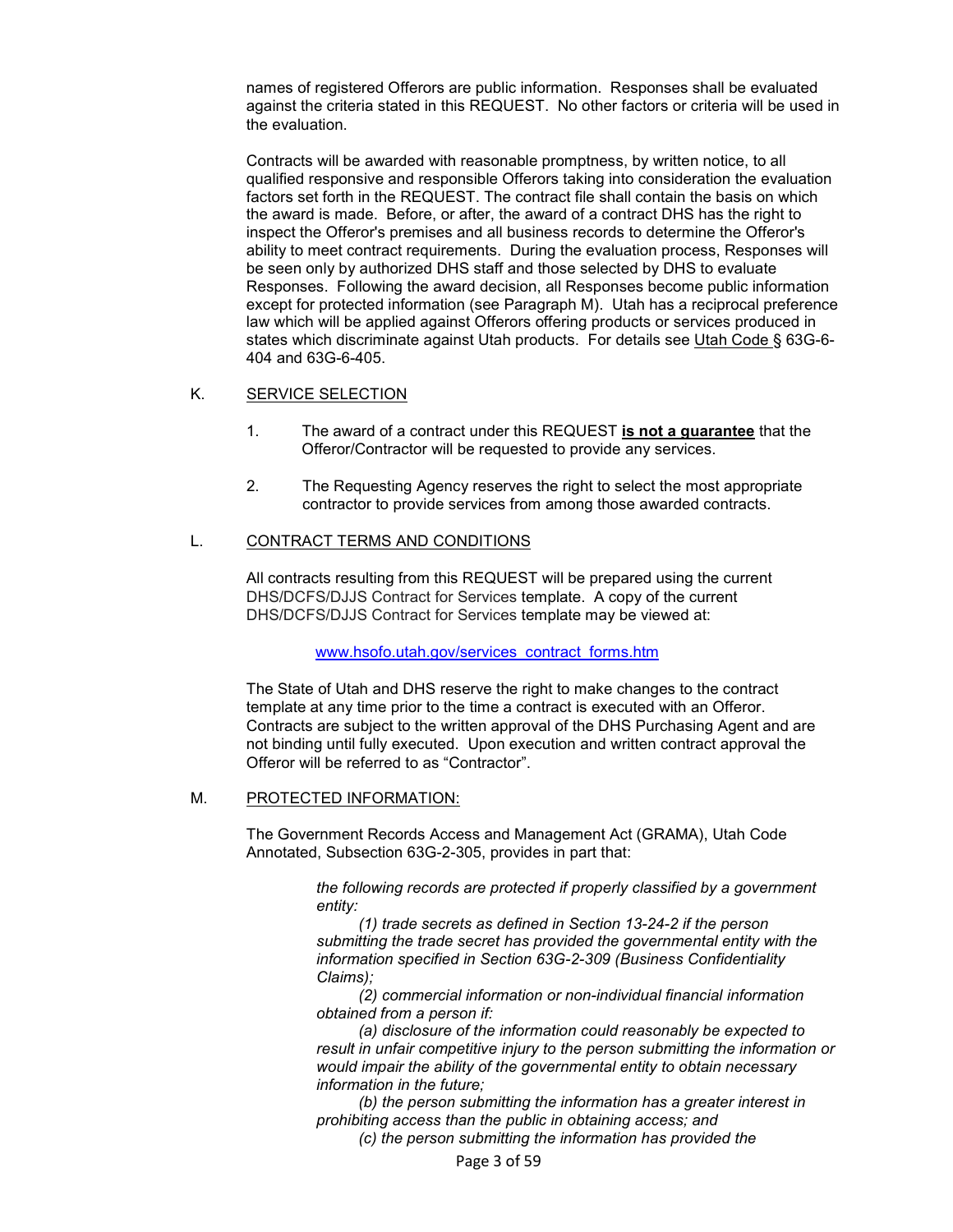names of registered Offerors are public information. Responses shall be evaluated against the criteria stated in this REQUEST. No other factors or criteria will be used in the evaluation.

Contracts will be awarded with reasonable promptness, by written notice, to all qualified responsive and responsible Offerors taking into consideration the evaluation factors set forth in the REQUEST. The contract file shall contain the basis on which the award is made. Before, or after, the award of a contract DHS has the right to inspect the Offeror's premises and all business records to determine the Offeror's ability to meet contract requirements. During the evaluation process, Responses will be seen only by authorized DHS staff and those selected by DHS to evaluate Responses. Following the award decision, all Responses become public information except for protected information (see Paragraph M). Utah has a reciprocal preference law which will be applied against Offerors offering products or services produced in states which discriminate against Utah products. For details see Utah Code § 63G-6-404 and 63G-6-405.

## K. SERVICE SELECTION

1. The award of a contract under this REQUEST **is not a guarantee** that the Offeror/Contractor will be requested to provide any services.
2. The Requesting Agency reserves the right to select the most appropriate contractor to provide services from among those awarded contracts.

## L. CONTRACT TERMS AND CONDITIONS

All contracts resulting from this REQUEST will be prepared using the current DHS/DCFS/DJJS Contract for Services template. A copy of the current DHS/DCFS/DJJS Contract for Services template may be viewed at:

www.hsofo.utah.gov/services_contract_forms.htm

The State of Utah and DHS reserve the right to make changes to the contract template at any time prior to the time a contract is executed with an Offeror. Contracts are subject to the written approval of the DHS Purchasing Agent and are not binding until fully executed. Upon execution and written contract approval the Offeror will be referred to as "Contractor".

## M. PROTECTED INFORMATION:

The Government Records Access and Management Act (GRAMA), Utah Code Annotated, Subsection 63G-2-305, provides in part that:

> *the following records are protected if properly classified by a government entity:*
>
> *(1) trade secrets as defined in Section 13-24-2 if the person submitting the trade secret has provided the governmental entity with the information specified in Section 63G-2-309 (Business Confidentiality Claims);*
>
> *(2) commercial information or non-individual financial information obtained from a person if:*
>
> *(a) disclosure of the information could reasonably be expected to result in unfair competitive injury to the person submitting the information or would impair the ability of the governmental entity to obtain necessary information in the future;*
>
> *(b) the person submitting the information has a greater interest in prohibiting access than the public in obtaining access; and*
>
> *(c) the person submitting the information has provided the*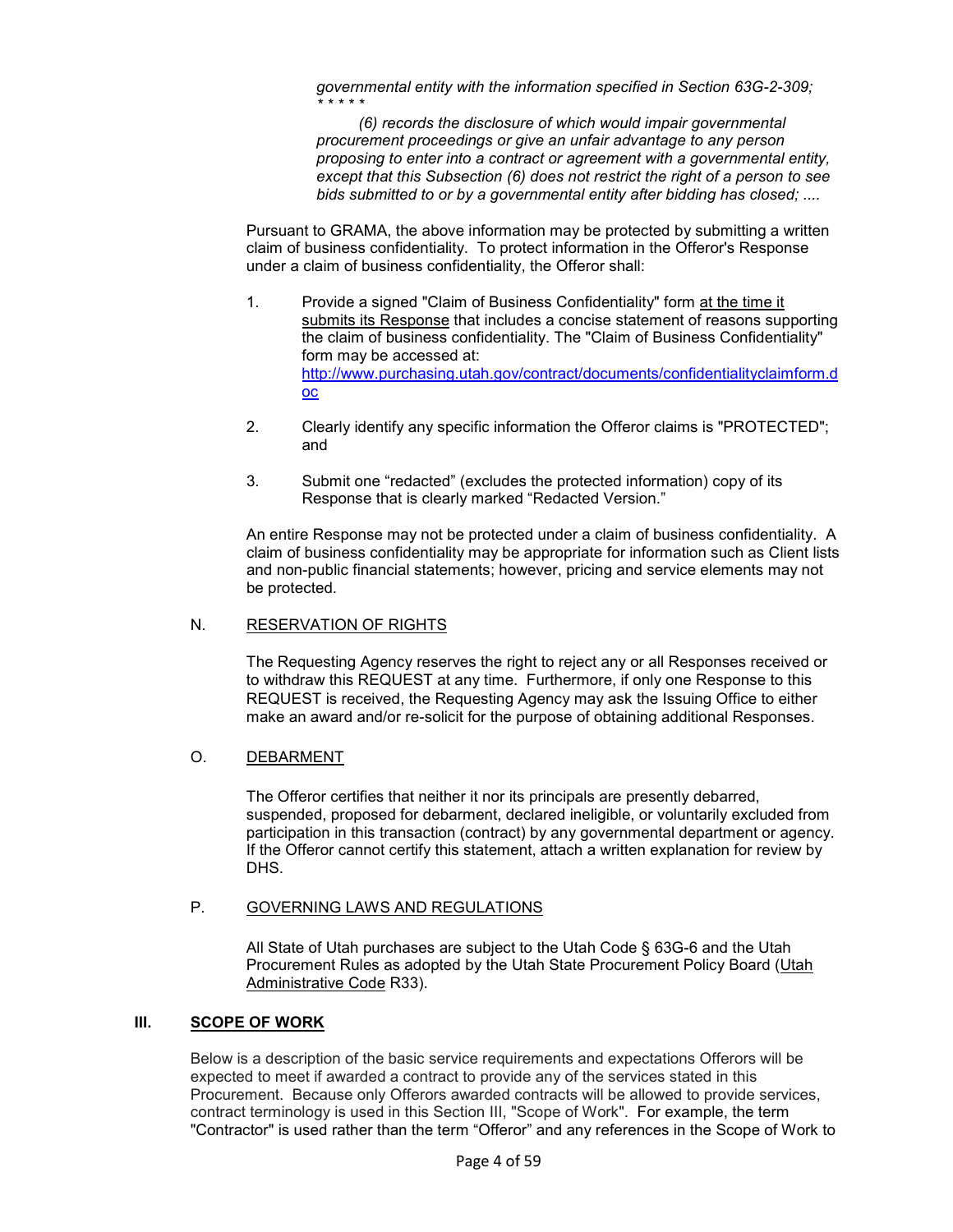*governmental entity with the information specified in Section 63G-2-309;*
*\* \* \* \* \**

*(6) records the disclosure of which would impair governmental procurement proceedings or give an unfair advantage to any person proposing to enter into a contract or agreement with a governmental entity, except that this Subsection (6) does not restrict the right of a person to see bids submitted to or by a governmental entity after bidding has closed; ....*

Pursuant to GRAMA, the above information may be protected by submitting a written claim of business confidentiality. To protect information in the Offeror's Response under a claim of business confidentiality, the Offeror shall:

1. Provide a signed "Claim of Business Confidentiality" form at the time it submits its Response that includes a concise statement of reasons supporting the claim of business confidentiality. The "Claim of Business Confidentiality" form may be accessed at: http://www.purchasing.utah.gov/contract/documents/confidentialityclaimform.doc

2. Clearly identify any specific information the Offeror claims is "PROTECTED"; and

3. Submit one "redacted" (excludes the protected information) copy of its Response that is clearly marked "Redacted Version."

An entire Response may not be protected under a claim of business confidentiality. A claim of business confidentiality may be appropriate for information such as Client lists and non-public financial statements; however, pricing and service elements may not be protected.

N. RESERVATION OF RIGHTS

The Requesting Agency reserves the right to reject any or all Responses received or to withdraw this REQUEST at any time. Furthermore, if only one Response to this REQUEST is received, the Requesting Agency may ask the Issuing Office to either make an award and/or re-solicit for the purpose of obtaining additional Responses.

O. DEBARMENT

The Offeror certifies that neither it nor its principals are presently debarred, suspended, proposed for debarment, declared ineligible, or voluntarily excluded from participation in this transaction (contract) by any governmental department or agency. If the Offeror cannot certify this statement, attach a written explanation for review by DHS.

P. GOVERNING LAWS AND REGULATIONS

All State of Utah purchases are subject to the Utah Code § 63G-6 and the Utah Procurement Rules as adopted by the Utah State Procurement Policy Board (Utah Administrative Code R33).

## III. SCOPE OF WORK

Below is a description of the basic service requirements and expectations Offerors will be expected to meet if awarded a contract to provide any of the services stated in this Procurement. Because only Offerors awarded contracts will be allowed to provide services, contract terminology is used in this Section III, "Scope of Work". For example, the term "Contractor" is used rather than the term "Offeror" and any references in the Scope of Work to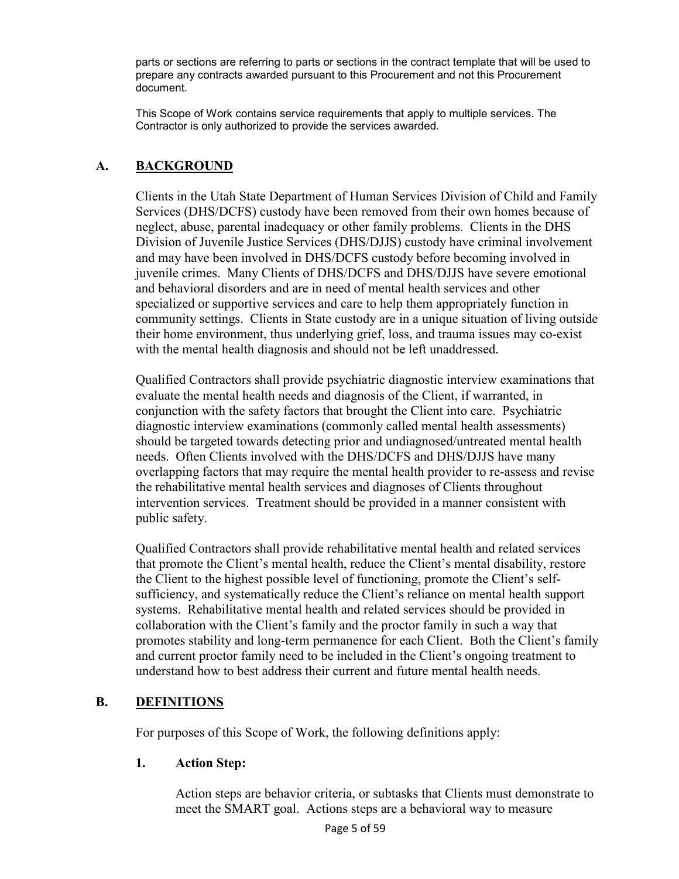parts or sections are referring to parts or sections in the contract template that will be used to prepare any contracts awarded pursuant to this Procurement and not this Procurement document.

This Scope of Work contains service requirements that apply to multiple services. The Contractor is only authorized to provide the services awarded.

## A. BACKGROUND

Clients in the Utah State Department of Human Services Division of Child and Family Services (DHS/DCFS) custody have been removed from their own homes because of neglect, abuse, parental inadequacy or other family problems. Clients in the DHS Division of Juvenile Justice Services (DHS/DJJS) custody have criminal involvement and may have been involved in DHS/DCFS custody before becoming involved in juvenile crimes. Many Clients of DHS/DCFS and DHS/DJJS have severe emotional and behavioral disorders and are in need of mental health services and other specialized or supportive services and care to help them appropriately function in community settings. Clients in State custody are in a unique situation of living outside their home environment, thus underlying grief, loss, and trauma issues may co-exist with the mental health diagnosis and should not be left unaddressed.

Qualified Contractors shall provide psychiatric diagnostic interview examinations that evaluate the mental health needs and diagnosis of the Client, if warranted, in conjunction with the safety factors that brought the Client into care. Psychiatric diagnostic interview examinations (commonly called mental health assessments) should be targeted towards detecting prior and undiagnosed/untreated mental health needs. Often Clients involved with the DHS/DCFS and DHS/DJJS have many overlapping factors that may require the mental health provider to re-assess and revise the rehabilitative mental health services and diagnoses of Clients throughout intervention services. Treatment should be provided in a manner consistent with public safety.

Qualified Contractors shall provide rehabilitative mental health and related services that promote the Client's mental health, reduce the Client's mental disability, restore the Client to the highest possible level of functioning, promote the Client's self-sufficiency, and systematically reduce the Client's reliance on mental health support systems. Rehabilitative mental health and related services should be provided in collaboration with the Client's family and the proctor family in such a way that promotes stability and long-term permanence for each Client. Both the Client's family and current proctor family need to be included in the Client's ongoing treatment to understand how to best address their current and future mental health needs.

## B. DEFINITIONS

For purposes of this Scope of Work, the following definitions apply:

### 1. Action Step:

Action steps are behavior criteria, or subtasks that Clients must demonstrate to meet the SMART goal. Actions steps are a behavioral way to measure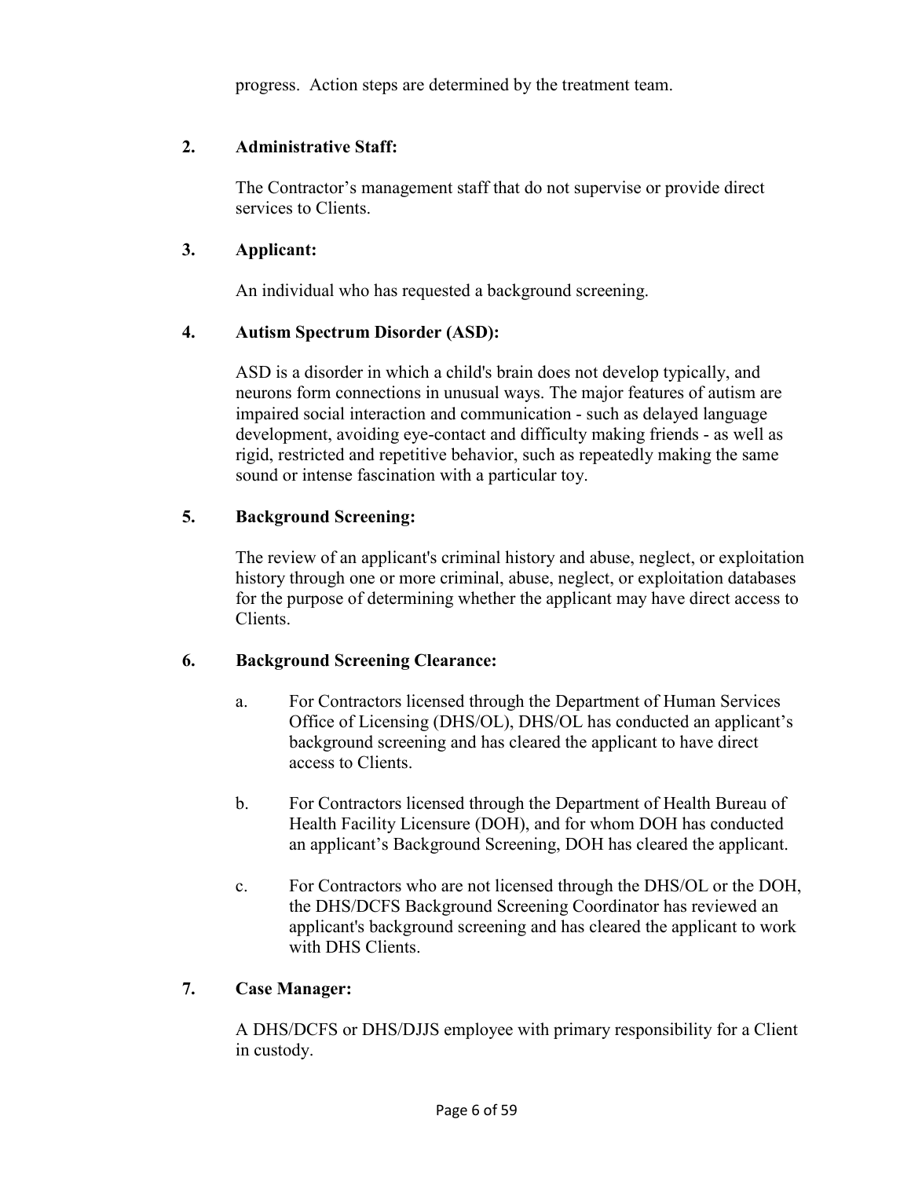progress. Action steps are determined by the treatment team.

**2. Administrative Staff:**

The Contractor's management staff that do not supervise or provide direct services to Clients.

**3. Applicant:**

An individual who has requested a background screening.

**4. Autism Spectrum Disorder (ASD):**

ASD is a disorder in which a child's brain does not develop typically, and neurons form connections in unusual ways. The major features of autism are impaired social interaction and communication - such as delayed language development, avoiding eye-contact and difficulty making friends - as well as rigid, restricted and repetitive behavior, such as repeatedly making the same sound or intense fascination with a particular toy.

**5. Background Screening:**

The review of an applicant's criminal history and abuse, neglect, or exploitation history through one or more criminal, abuse, neglect, or exploitation databases for the purpose of determining whether the applicant may have direct access to Clients.

**6. Background Screening Clearance:**

a. For Contractors licensed through the Department of Human Services Office of Licensing (DHS/OL), DHS/OL has conducted an applicant's background screening and has cleared the applicant to have direct access to Clients.

b. For Contractors licensed through the Department of Health Bureau of Health Facility Licensure (DOH), and for whom DOH has conducted an applicant's Background Screening, DOH has cleared the applicant.

c. For Contractors who are not licensed through the DHS/OL or the DOH, the DHS/DCFS Background Screening Coordinator has reviewed an applicant's background screening and has cleared the applicant to work with DHS Clients.

**7. Case Manager:**

A DHS/DCFS or DHS/DJJS employee with primary responsibility for a Client in custody.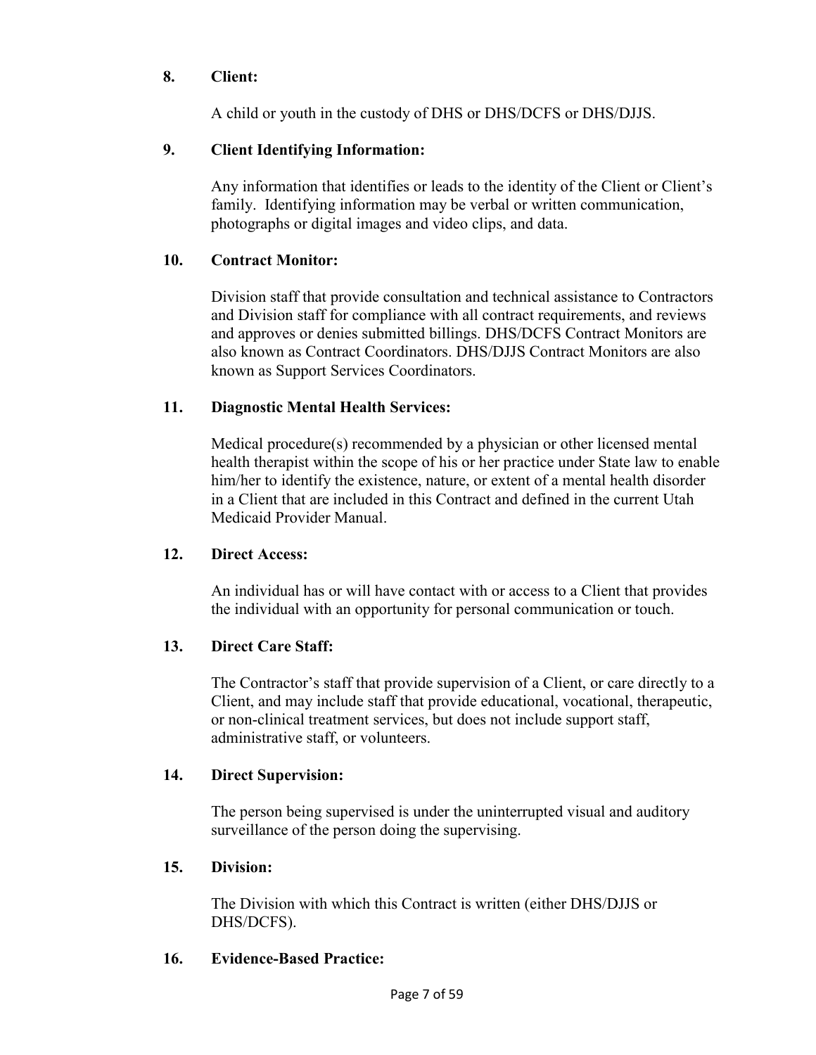**8. Client:**

A child or youth in the custody of DHS or DHS/DCFS or DHS/DJJS.

**9. Client Identifying Information:**

Any information that identifies or leads to the identity of the Client or Client's family. Identifying information may be verbal or written communication, photographs or digital images and video clips, and data.

**10. Contract Monitor:**

Division staff that provide consultation and technical assistance to Contractors and Division staff for compliance with all contract requirements, and reviews and approves or denies submitted billings. DHS/DCFS Contract Monitors are also known as Contract Coordinators. DHS/DJJS Contract Monitors are also known as Support Services Coordinators.

**11. Diagnostic Mental Health Services:**

Medical procedure(s) recommended by a physician or other licensed mental health therapist within the scope of his or her practice under State law to enable him/her to identify the existence, nature, or extent of a mental health disorder in a Client that are included in this Contract and defined in the current Utah Medicaid Provider Manual.

**12. Direct Access:**

An individual has or will have contact with or access to a Client that provides the individual with an opportunity for personal communication or touch.

**13. Direct Care Staff:**

The Contractor's staff that provide supervision of a Client, or care directly to a Client, and may include staff that provide educational, vocational, therapeutic, or non-clinical treatment services, but does not include support staff, administrative staff, or volunteers.

**14. Direct Supervision:**

The person being supervised is under the uninterrupted visual and auditory surveillance of the person doing the supervising.

**15. Division:**

The Division with which this Contract is written (either DHS/DJJS or DHS/DCFS).

**16. Evidence-Based Practice:**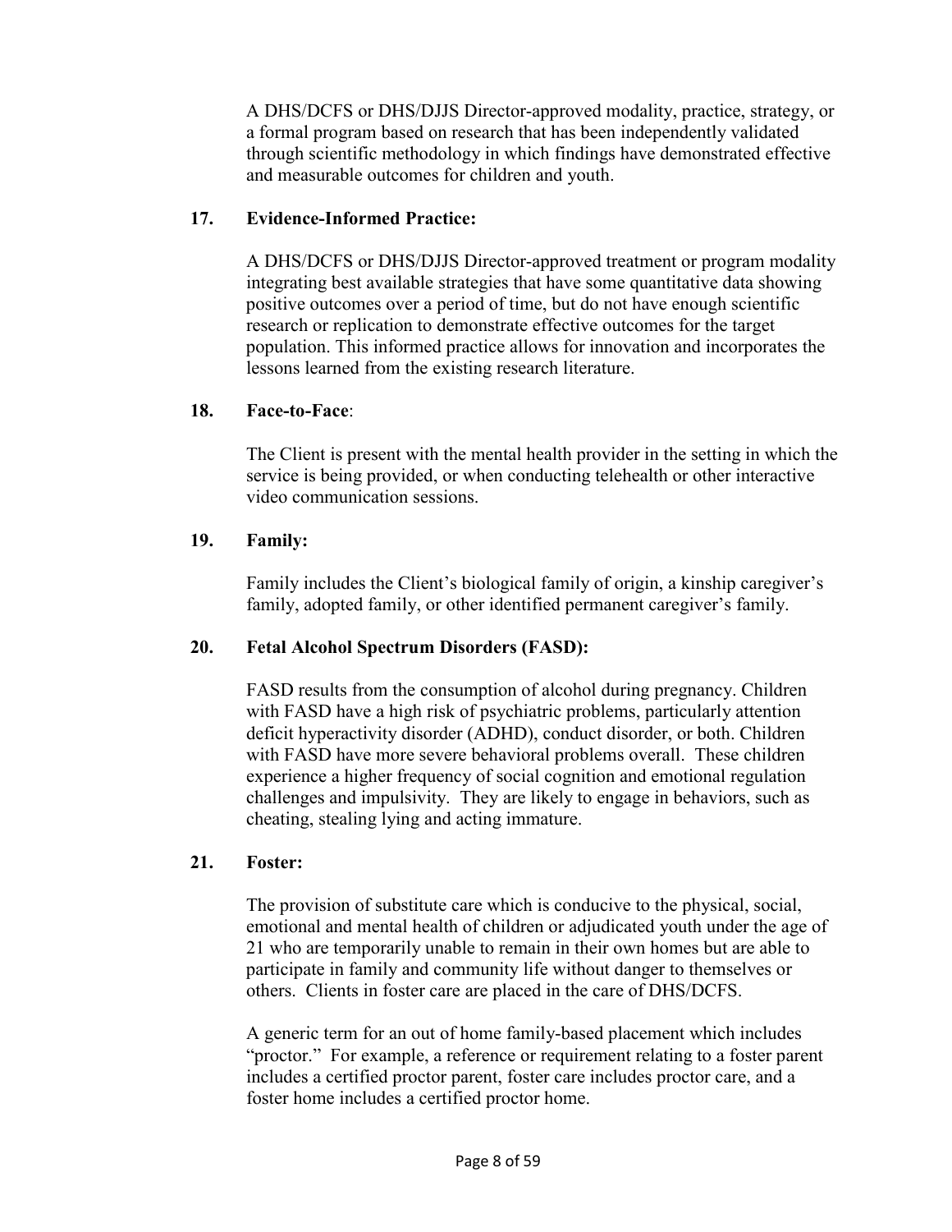A DHS/DCFS or DHS/DJJS Director-approved modality, practice, strategy, or a formal program based on research that has been independently validated through scientific methodology in which findings have demonstrated effective and measurable outcomes for children and youth.

**17. Evidence-Informed Practice:**

A DHS/DCFS or DHS/DJJS Director-approved treatment or program modality integrating best available strategies that have some quantitative data showing positive outcomes over a period of time, but do not have enough scientific research or replication to demonstrate effective outcomes for the target population. This informed practice allows for innovation and incorporates the lessons learned from the existing research literature.

**18. Face-to-Face**:

The Client is present with the mental health provider in the setting in which the service is being provided, or when conducting telehealth or other interactive video communication sessions.

**19. Family:**

Family includes the Client's biological family of origin, a kinship caregiver's family, adopted family, or other identified permanent caregiver's family.

**20. Fetal Alcohol Spectrum Disorders (FASD):**

FASD results from the consumption of alcohol during pregnancy. Children with FASD have a high risk of psychiatric problems, particularly attention deficit hyperactivity disorder (ADHD), conduct disorder, or both. Children with FASD have more severe behavioral problems overall. These children experience a higher frequency of social cognition and emotional regulation challenges and impulsivity. They are likely to engage in behaviors, such as cheating, stealing lying and acting immature.

**21. Foster:**

The provision of substitute care which is conducive to the physical, social, emotional and mental health of children or adjudicated youth under the age of 21 who are temporarily unable to remain in their own homes but are able to participate in family and community life without danger to themselves or others. Clients in foster care are placed in the care of DHS/DCFS.

A generic term for an out of home family-based placement which includes "proctor." For example, a reference or requirement relating to a foster parent includes a certified proctor parent, foster care includes proctor care, and a foster home includes a certified proctor home.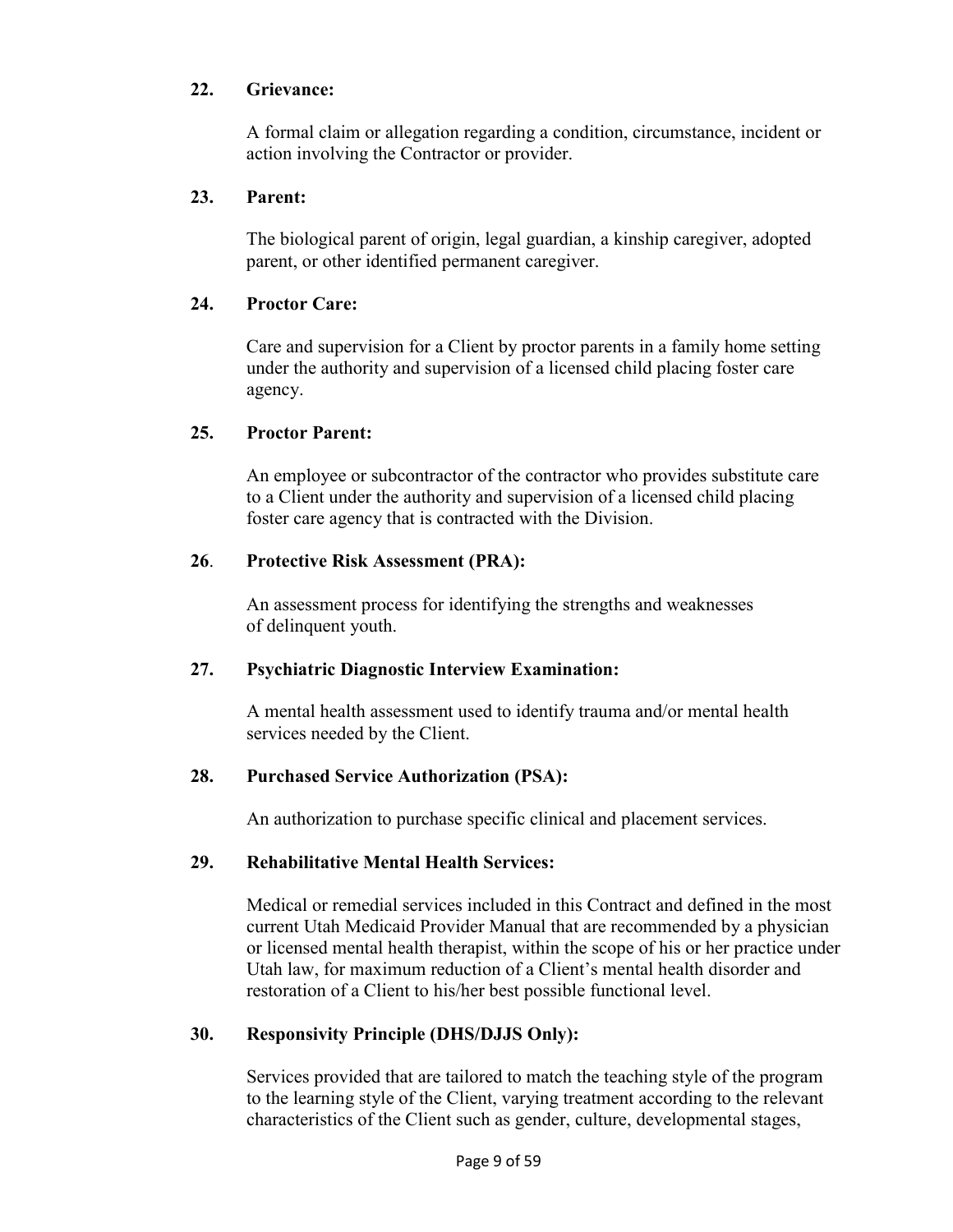**22. Grievance:**

A formal claim or allegation regarding a condition, circumstance, incident or action involving the Contractor or provider.

**23. Parent:**

The biological parent of origin, legal guardian, a kinship caregiver, adopted parent, or other identified permanent caregiver.

**24. Proctor Care:**

Care and supervision for a Client by proctor parents in a family home setting under the authority and supervision of a licensed child placing foster care agency.

**25. Proctor Parent:**

An employee or subcontractor of the contractor who provides substitute care to a Client under the authority and supervision of a licensed child placing foster care agency that is contracted with the Division.

**26. Protective Risk Assessment (PRA):**

An assessment process for identifying the strengths and weaknesses of delinquent youth.

**27. Psychiatric Diagnostic Interview Examination:**

A mental health assessment used to identify trauma and/or mental health services needed by the Client.

**28. Purchased Service Authorization (PSA):**

An authorization to purchase specific clinical and placement services.

**29. Rehabilitative Mental Health Services:**

Medical or remedial services included in this Contract and defined in the most current Utah Medicaid Provider Manual that are recommended by a physician or licensed mental health therapist, within the scope of his or her practice under Utah law, for maximum reduction of a Client's mental health disorder and restoration of a Client to his/her best possible functional level.

**30. Responsivity Principle (DHS/DJJS Only):**

Services provided that are tailored to match the teaching style of the program to the learning style of the Client, varying treatment according to the relevant characteristics of the Client such as gender, culture, developmental stages,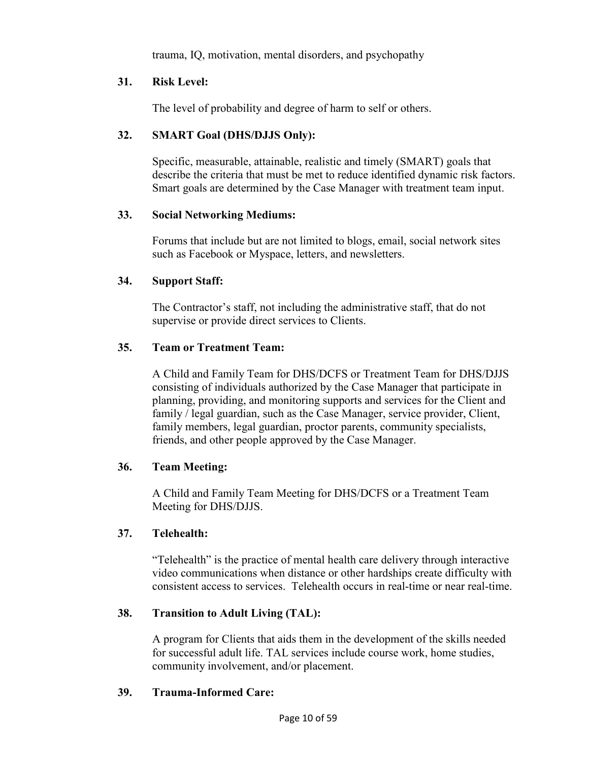trauma, IQ, motivation, mental disorders, and psychopathy

**31. Risk Level:**

The level of probability and degree of harm to self or others.

**32. SMART Goal (DHS/DJJS Only):**

Specific, measurable, attainable, realistic and timely (SMART) goals that describe the criteria that must be met to reduce identified dynamic risk factors. Smart goals are determined by the Case Manager with treatment team input.

**33. Social Networking Mediums:**

Forums that include but are not limited to blogs, email, social network sites such as Facebook or Myspace, letters, and newsletters.

**34. Support Staff:**

The Contractor's staff, not including the administrative staff, that do not supervise or provide direct services to Clients.

**35. Team or Treatment Team:**

A Child and Family Team for DHS/DCFS or Treatment Team for DHS/DJJS consisting of individuals authorized by the Case Manager that participate in planning, providing, and monitoring supports and services for the Client and family / legal guardian, such as the Case Manager, service provider, Client, family members, legal guardian, proctor parents, community specialists, friends, and other people approved by the Case Manager.

**36. Team Meeting:**

A Child and Family Team Meeting for DHS/DCFS or a Treatment Team Meeting for DHS/DJJS.

**37. Telehealth:**

"Telehealth" is the practice of mental health care delivery through interactive video communications when distance or other hardships create difficulty with consistent access to services. Telehealth occurs in real-time or near real-time.

**38. Transition to Adult Living (TAL):**

A program for Clients that aids them in the development of the skills needed for successful adult life. TAL services include course work, home studies, community involvement, and/or placement.

**39. Trauma-Informed Care:**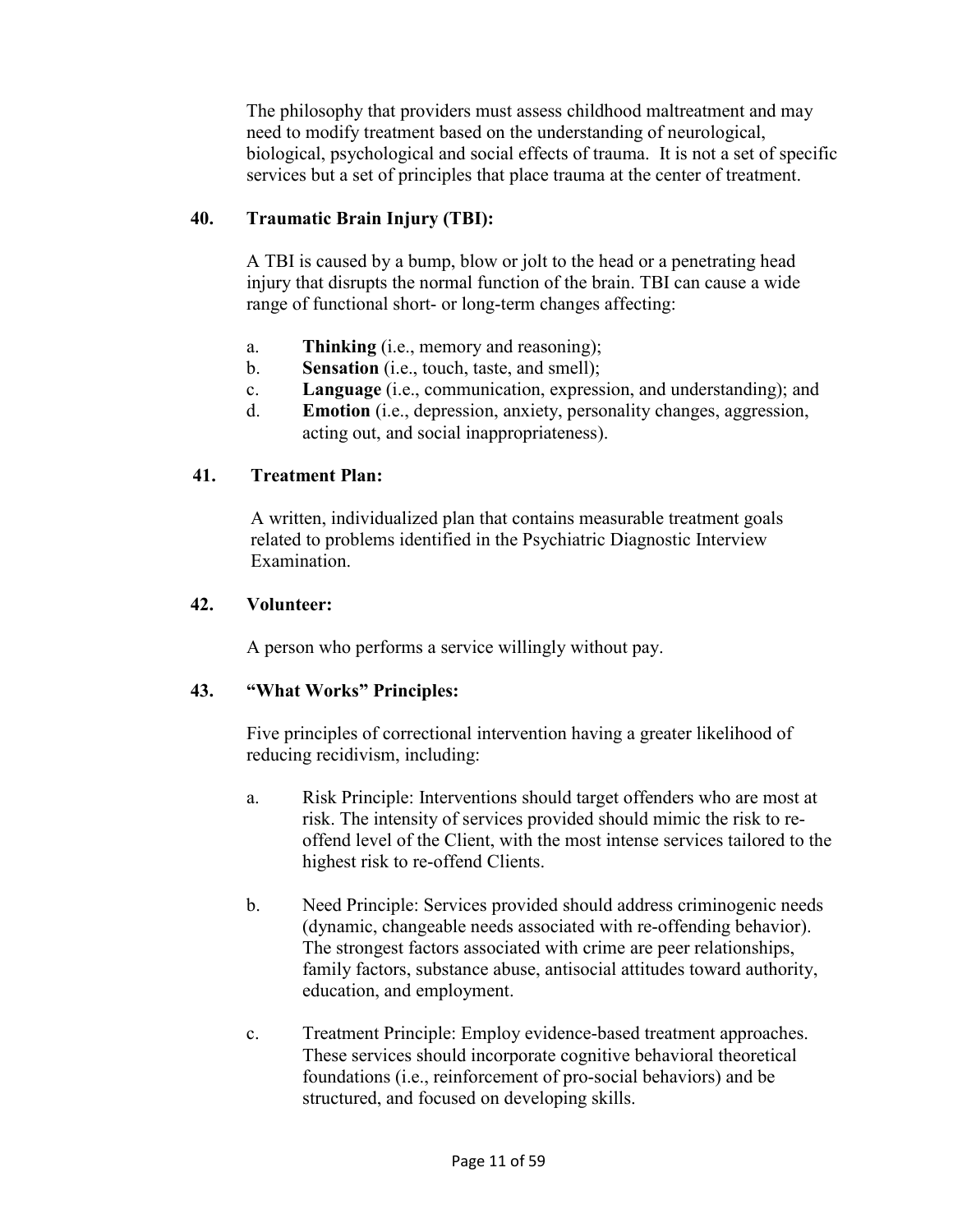The philosophy that providers must assess childhood maltreatment and may need to modify treatment based on the understanding of neurological, biological, psychological and social effects of trauma. It is not a set of specific services but a set of principles that place trauma at the center of treatment.

**40. Traumatic Brain Injury (TBI):**

A TBI is caused by a bump, blow or jolt to the head or a penetrating head injury that disrupts the normal function of the brain. TBI can cause a wide range of functional short- or long-term changes affecting:

a. **Thinking** (i.e., memory and reasoning);
b. **Sensation** (i.e., touch, taste, and smell);
c. **Language** (i.e., communication, expression, and understanding); and
d. **Emotion** (i.e., depression, anxiety, personality changes, aggression, acting out, and social inappropriateness).

**41. Treatment Plan:**

A written, individualized plan that contains measurable treatment goals related to problems identified in the Psychiatric Diagnostic Interview Examination.

**42. Volunteer:**

A person who performs a service willingly without pay.

**43. "What Works" Principles:**

Five principles of correctional intervention having a greater likelihood of reducing recidivism, including:

a. Risk Principle: Interventions should target offenders who are most at risk. The intensity of services provided should mimic the risk to re-offend level of the Client, with the most intense services tailored to the highest risk to re-offend Clients.

b. Need Principle: Services provided should address criminogenic needs (dynamic, changeable needs associated with re-offending behavior). The strongest factors associated with crime are peer relationships, family factors, substance abuse, antisocial attitudes toward authority, education, and employment.

c. Treatment Principle: Employ evidence-based treatment approaches. These services should incorporate cognitive behavioral theoretical foundations (i.e., reinforcement of pro-social behaviors) and be structured, and focused on developing skills.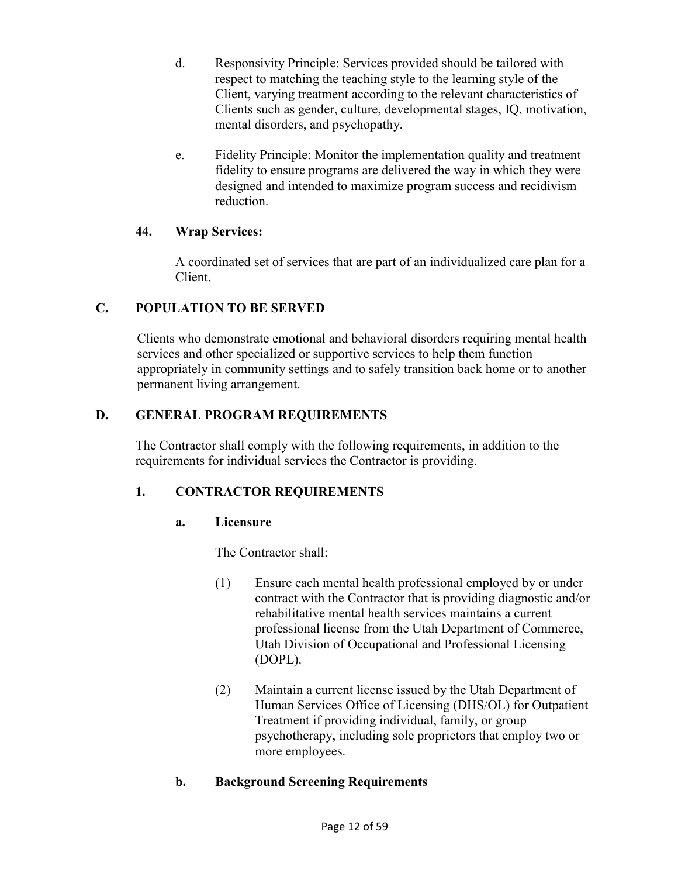d. Responsivity Principle: Services provided should be tailored with respect to matching the teaching style to the learning style of the Client, varying treatment according to the relevant characteristics of Clients such as gender, culture, developmental stages, IQ, motivation, mental disorders, and psychopathy.

e. Fidelity Principle: Monitor the implementation quality and treatment fidelity to ensure programs are delivered the way in which they were designed and intended to maximize program success and recidivism reduction.

**44. Wrap Services:**

A coordinated set of services that are part of an individualized care plan for a Client.

## C. POPULATION TO BE SERVED

Clients who demonstrate emotional and behavioral disorders requiring mental health services and other specialized or supportive services to help them function appropriately in community settings and to safely transition back home or to another permanent living arrangement.

## D. GENERAL PROGRAM REQUIREMENTS

The Contractor shall comply with the following requirements, in addition to the requirements for individual services the Contractor is providing.

### 1. CONTRACTOR REQUIREMENTS

#### a. Licensure

The Contractor shall:

(1) Ensure each mental health professional employed by or under contract with the Contractor that is providing diagnostic and/or rehabilitative mental health services maintains a current professional license from the Utah Department of Commerce, Utah Division of Occupational and Professional Licensing (DOPL).

(2) Maintain a current license issued by the Utah Department of Human Services Office of Licensing (DHS/OL) for Outpatient Treatment if providing individual, family, or group psychotherapy, including sole proprietors that employ two or more employees.

#### b. Background Screening Requirements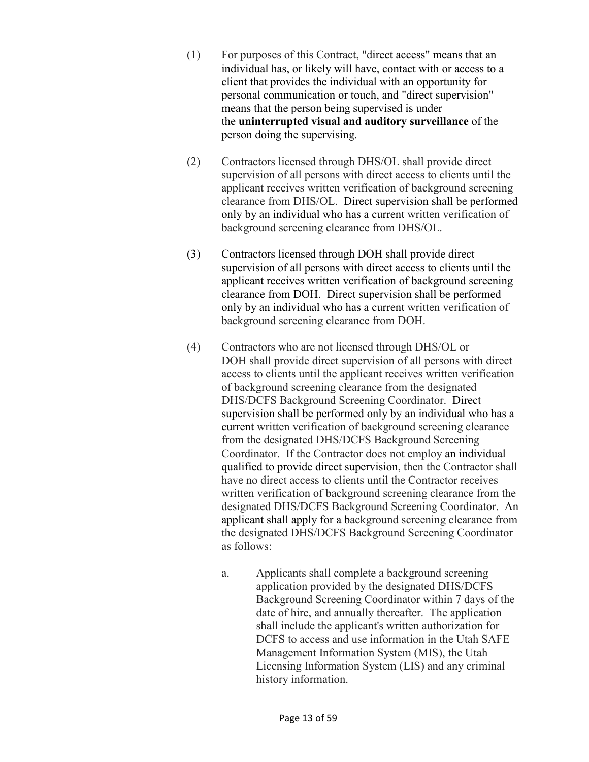(1) For purposes of this Contract, "direct access" means that an individual has, or likely will have, contact with or access to a client that provides the individual with an opportunity for personal communication or touch, and "direct supervision" means that the person being supervised is under the **uninterrupted visual and auditory surveillance** of the person doing the supervising.

(2) Contractors licensed through DHS/OL shall provide direct supervision of all persons with direct access to clients until the applicant receives written verification of background screening clearance from DHS/OL. Direct supervision shall be performed only by an individual who has a current written verification of background screening clearance from DHS/OL.

(3) Contractors licensed through DOH shall provide direct supervision of all persons with direct access to clients until the applicant receives written verification of background screening clearance from DOH. Direct supervision shall be performed only by an individual who has a current written verification of background screening clearance from DOH.

(4) Contractors who are not licensed through DHS/OL or DOH shall provide direct supervision of all persons with direct access to clients until the applicant receives written verification of background screening clearance from the designated DHS/DCFS Background Screening Coordinator. Direct supervision shall be performed only by an individual who has a current written verification of background screening clearance from the designated DHS/DCFS Background Screening Coordinator. If the Contractor does not employ an individual qualified to provide direct supervision, then the Contractor shall have no direct access to clients until the Contractor receives written verification of background screening clearance from the designated DHS/DCFS Background Screening Coordinator. An applicant shall apply for a background screening clearance from the designated DHS/DCFS Background Screening Coordinator as follows:

   a. Applicants shall complete a background screening application provided by the designated DHS/DCFS Background Screening Coordinator within 7 days of the date of hire, and annually thereafter. The application shall include the applicant's written authorization for DCFS to access and use information in the Utah SAFE Management Information System (MIS), the Utah Licensing Information System (LIS) and any criminal history information.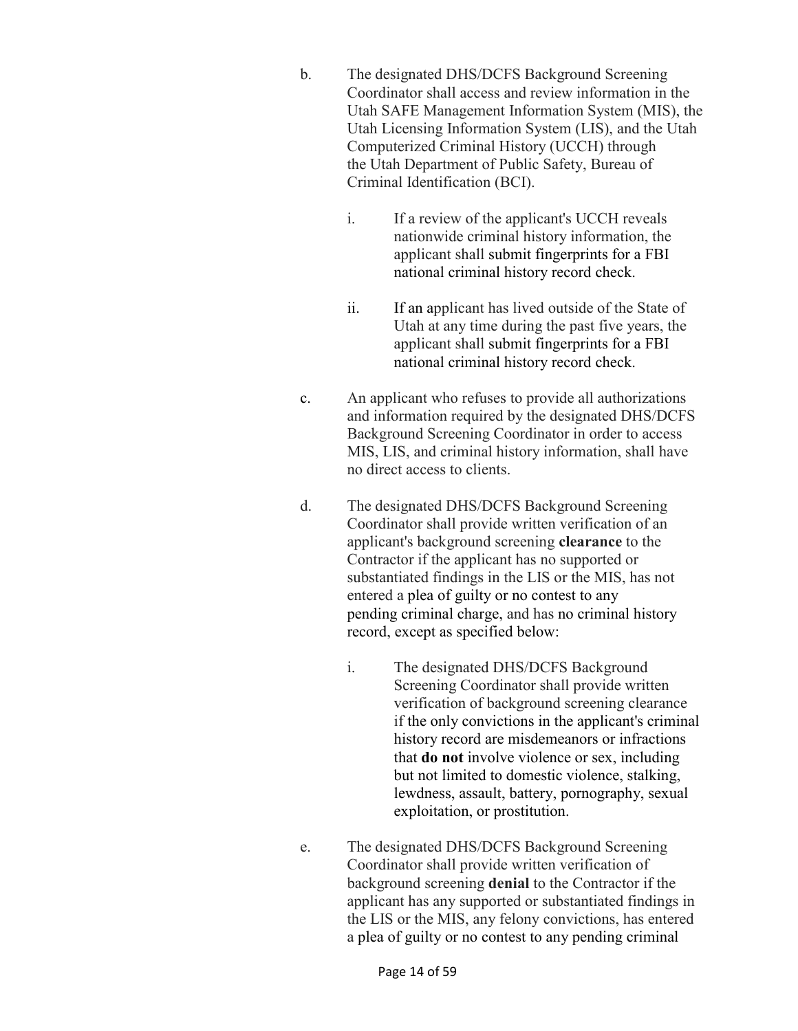b. The designated DHS/DCFS Background Screening Coordinator shall access and review information in the Utah SAFE Management Information System (MIS), the Utah Licensing Information System (LIS), and the Utah Computerized Criminal History (UCCH) through the Utah Department of Public Safety, Bureau of Criminal Identification (BCI).

   i. If a review of the applicant's UCCH reveals nationwide criminal history information, the applicant shall submit fingerprints for a FBI national criminal history record check.

   ii. If an applicant has lived outside of the State of Utah at any time during the past five years, the applicant shall submit fingerprints for a FBI national criminal history record check.

c. An applicant who refuses to provide all authorizations and information required by the designated DHS/DCFS Background Screening Coordinator in order to access MIS, LIS, and criminal history information, shall have no direct access to clients.

d. The designated DHS/DCFS Background Screening Coordinator shall provide written verification of an applicant's background screening **clearance** to the Contractor if the applicant has no supported or substantiated findings in the LIS or the MIS, has not entered a plea of guilty or no contest to any pending criminal charge, and has no criminal history record, except as specified below:

   i. The designated DHS/DCFS Background Screening Coordinator shall provide written verification of background screening clearance if the only convictions in the applicant's criminal history record are misdemeanors or infractions that **do not** involve violence or sex, including but not limited to domestic violence, stalking, lewdness, assault, battery, pornography, sexual exploitation, or prostitution.

e. The designated DHS/DCFS Background Screening Coordinator shall provide written verification of background screening **denial** to the Contractor if the applicant has any supported or substantiated findings in the LIS or the MIS, any felony convictions, has entered a plea of guilty or no contest to any pending criminal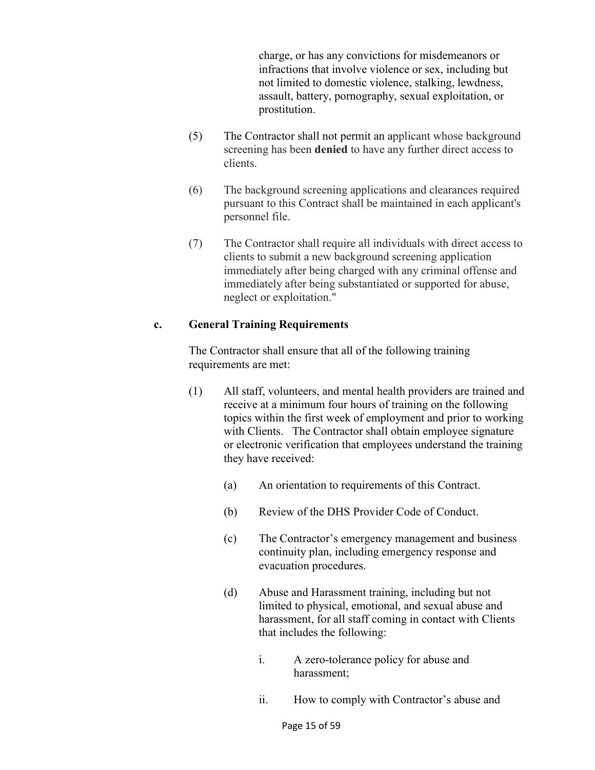charge, or has any convictions for misdemeanors or infractions that involve violence or sex, including but not limited to domestic violence, stalking, lewdness, assault, battery, pornography, sexual exploitation, or prostitution.

(5) The Contractor shall not permit an applicant whose background screening has been **denied** to have any further direct access to clients.

(6) The background screening applications and clearances required pursuant to this Contract shall be maintained in each applicant's personnel file.

(7) The Contractor shall require all individuals with direct access to clients to submit a new background screening application immediately after being charged with any criminal offense and immediately after being substantiated or supported for abuse, neglect or exploitation."

**c. General Training Requirements**

The Contractor shall ensure that all of the following training requirements are met:

(1) All staff, volunteers, and mental health providers are trained and receive at a minimum four hours of training on the following topics within the first week of employment and prior to working with Clients. The Contractor shall obtain employee signature or electronic verification that employees understand the training they have received:

(a) An orientation to requirements of this Contract.

(b) Review of the DHS Provider Code of Conduct.

(c) The Contractor's emergency management and business continuity plan, including emergency response and evacuation procedures.

(d) Abuse and Harassment training, including but not limited to physical, emotional, and sexual abuse and harassment, for all staff coming in contact with Clients that includes the following:

i. A zero-tolerance policy for abuse and harassment;

ii. How to comply with Contractor's abuse and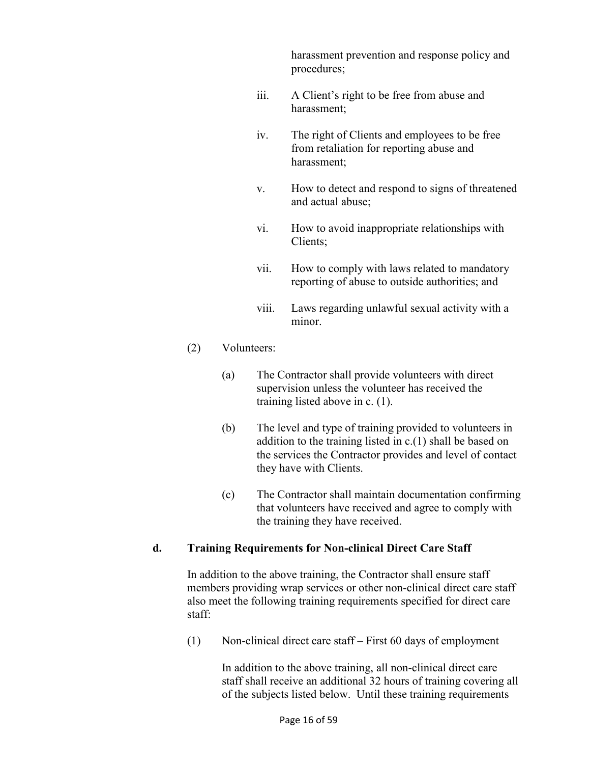harassment prevention and response policy and procedures;

iii. A Client's right to be free from abuse and harassment;

iv. The right of Clients and employees to be free from retaliation for reporting abuse and harassment;

v. How to detect and respond to signs of threatened and actual abuse;

vi. How to avoid inappropriate relationships with Clients;

vii. How to comply with laws related to mandatory reporting of abuse to outside authorities; and

viii. Laws regarding unlawful sexual activity with a minor.

(2) Volunteers:

(a) The Contractor shall provide volunteers with direct supervision unless the volunteer has received the training listed above in c. (1).

(b) The level and type of training provided to volunteers in addition to the training listed in c.(1) shall be based on the services the Contractor provides and level of contact they have with Clients.

(c) The Contractor shall maintain documentation confirming that volunteers have received and agree to comply with the training they have received.

**d. Training Requirements for Non-clinical Direct Care Staff**

In addition to the above training, the Contractor shall ensure staff members providing wrap services or other non-clinical direct care staff also meet the following training requirements specified for direct care staff:

(1) Non-clinical direct care staff – First 60 days of employment

In addition to the above training, all non-clinical direct care staff shall receive an additional 32 hours of training covering all of the subjects listed below. Until these training requirements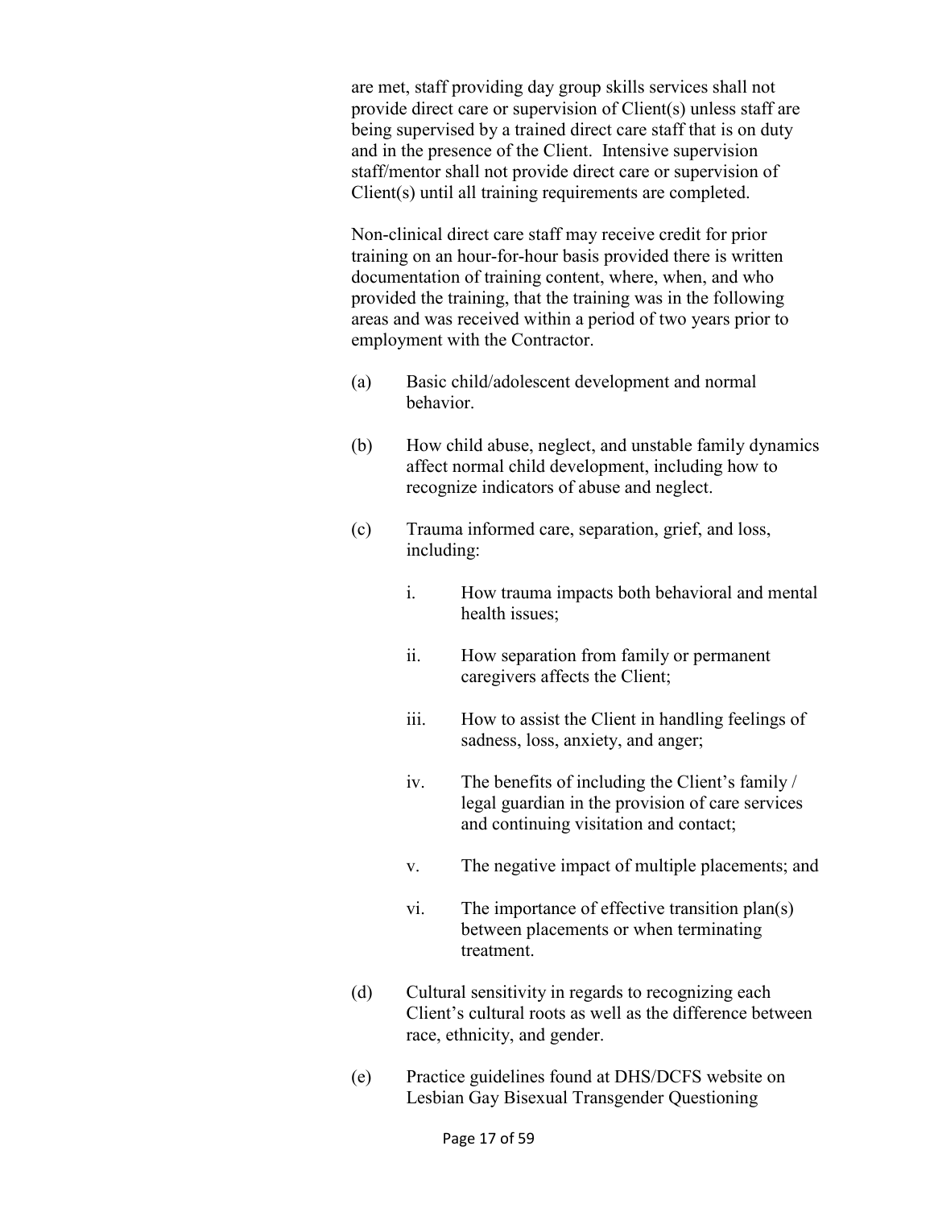are met, staff providing day group skills services shall not provide direct care or supervision of Client(s) unless staff are being supervised by a trained direct care staff that is on duty and in the presence of the Client. Intensive supervision staff/mentor shall not provide direct care or supervision of Client(s) until all training requirements are completed.

Non-clinical direct care staff may receive credit for prior training on an hour-for-hour basis provided there is written documentation of training content, where, when, and who provided the training, that the training was in the following areas and was received within a period of two years prior to employment with the Contractor.

(a) Basic child/adolescent development and normal behavior.

(b) How child abuse, neglect, and unstable family dynamics affect normal child development, including how to recognize indicators of abuse and neglect.

(c) Trauma informed care, separation, grief, and loss, including:

   i. How trauma impacts both behavioral and mental health issues;

   ii. How separation from family or permanent caregivers affects the Client;

   iii. How to assist the Client in handling feelings of sadness, loss, anxiety, and anger;

   iv. The benefits of including the Client's family / legal guardian in the provision of care services and continuing visitation and contact;

   v. The negative impact of multiple placements; and

   vi. The importance of effective transition plan(s) between placements or when terminating treatment.

(d) Cultural sensitivity in regards to recognizing each Client's cultural roots as well as the difference between race, ethnicity, and gender.

(e) Practice guidelines found at DHS/DCFS website on Lesbian Gay Bisexual Transgender Questioning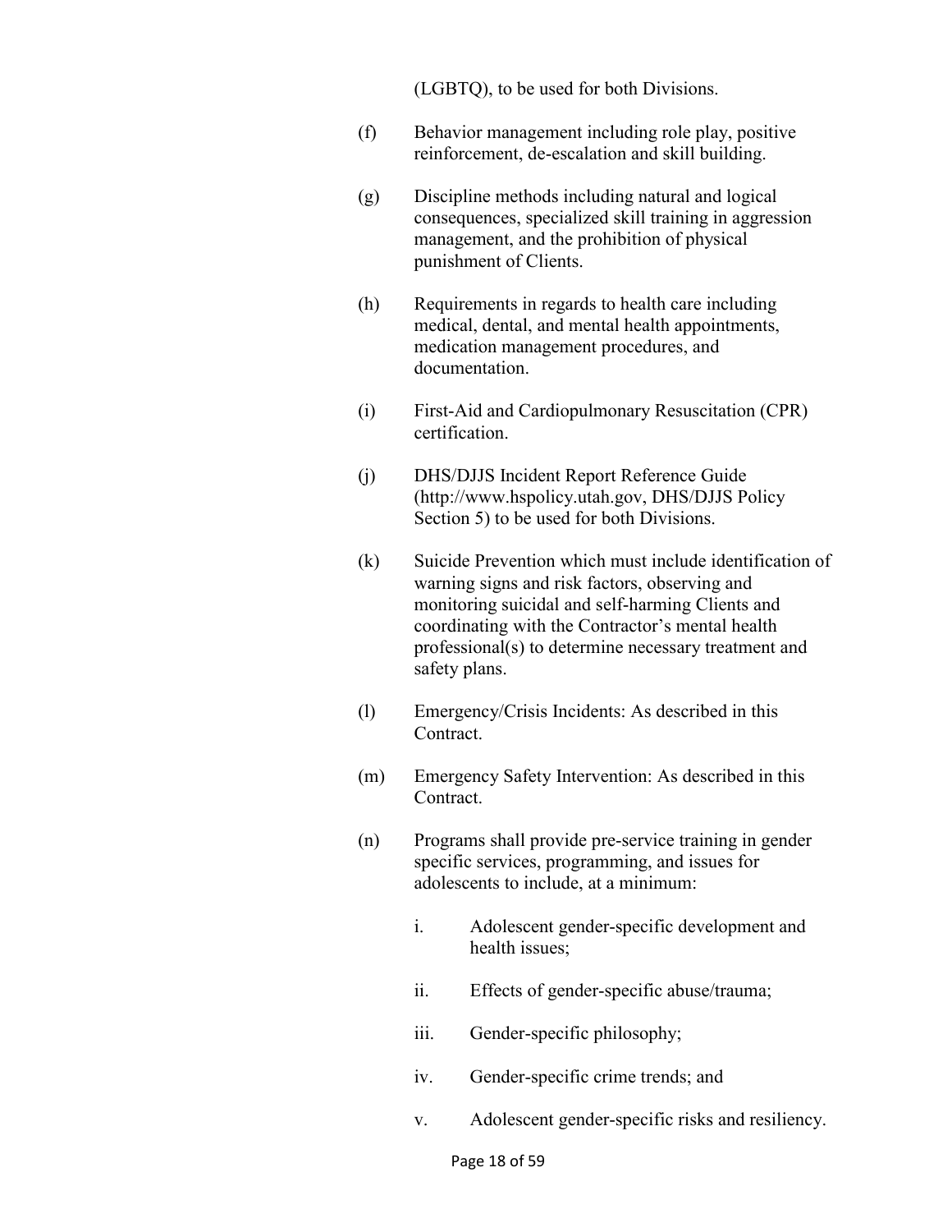(LGBTQ), to be used for both Divisions.

(f) Behavior management including role play, positive reinforcement, de-escalation and skill building.

(g) Discipline methods including natural and logical consequences, specialized skill training in aggression management, and the prohibition of physical punishment of Clients.

(h) Requirements in regards to health care including medical, dental, and mental health appointments, medication management procedures, and documentation.

(i) First-Aid and Cardiopulmonary Resuscitation (CPR) certification.

(j) DHS/DJJS Incident Report Reference Guide (http://www.hspolicy.utah.gov, DHS/DJJS Policy Section 5) to be used for both Divisions.

(k) Suicide Prevention which must include identification of warning signs and risk factors, observing and monitoring suicidal and self-harming Clients and coordinating with the Contractor's mental health professional(s) to determine necessary treatment and safety plans.

(l) Emergency/Crisis Incidents: As described in this Contract.

(m) Emergency Safety Intervention: As described in this Contract.

(n) Programs shall provide pre-service training in gender specific services, programming, and issues for adolescents to include, at a minimum:

   i. Adolescent gender-specific development and health issues;

   ii. Effects of gender-specific abuse/trauma;

   iii. Gender-specific philosophy;

   iv. Gender-specific crime trends; and

   v. Adolescent gender-specific risks and resiliency.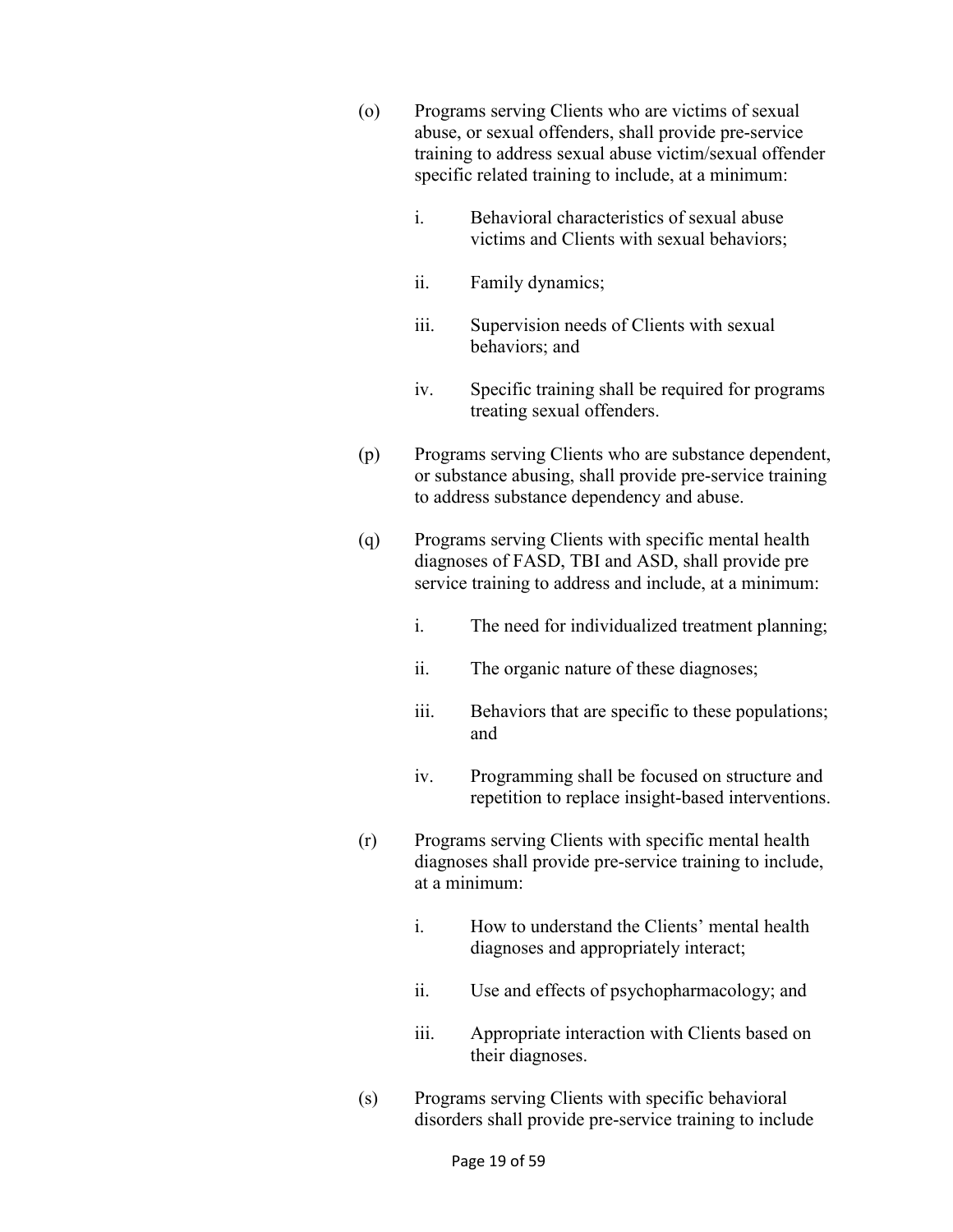(o) Programs serving Clients who are victims of sexual abuse, or sexual offenders, shall provide pre-service training to address sexual abuse victim/sexual offender specific related training to include, at a minimum:

  i. Behavioral characteristics of sexual abuse victims and Clients with sexual behaviors;

  ii. Family dynamics;

  iii. Supervision needs of Clients with sexual behaviors; and

  iv. Specific training shall be required for programs treating sexual offenders.

(p) Programs serving Clients who are substance dependent, or substance abusing, shall provide pre-service training to address substance dependency and abuse.

(q) Programs serving Clients with specific mental health diagnoses of FASD, TBI and ASD, shall provide pre service training to address and include, at a minimum:

  i. The need for individualized treatment planning;

  ii. The organic nature of these diagnoses;

  iii. Behaviors that are specific to these populations; and

  iv. Programming shall be focused on structure and repetition to replace insight-based interventions.

(r) Programs serving Clients with specific mental health diagnoses shall provide pre-service training to include, at a minimum:

  i. How to understand the Clients' mental health diagnoses and appropriately interact;

  ii. Use and effects of psychopharmacology; and

  iii. Appropriate interaction with Clients based on their diagnoses.

(s) Programs serving Clients with specific behavioral disorders shall provide pre-service training to include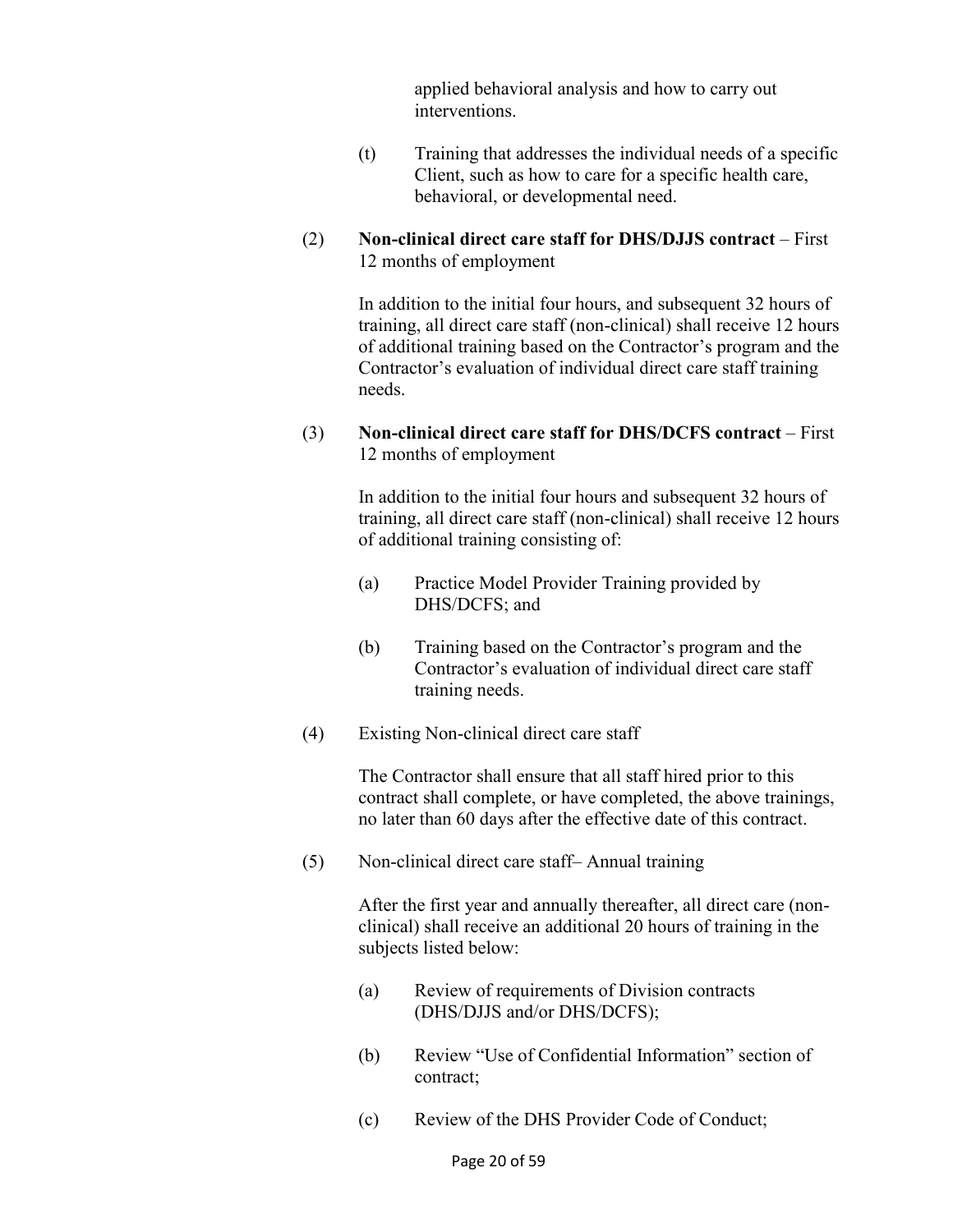applied behavioral analysis and how to carry out interventions.

(t) Training that addresses the individual needs of a specific Client, such as how to care for a specific health care, behavioral, or developmental need.

(2) **Non-clinical direct care staff for DHS/DJJS contract** – First 12 months of employment

In addition to the initial four hours, and subsequent 32 hours of training, all direct care staff (non-clinical) shall receive 12 hours of additional training based on the Contractor's program and the Contractor's evaluation of individual direct care staff training needs.

(3) **Non-clinical direct care staff for DHS/DCFS contract** – First 12 months of employment

In addition to the initial four hours and subsequent 32 hours of training, all direct care staff (non-clinical) shall receive 12 hours of additional training consisting of:

(a) Practice Model Provider Training provided by DHS/DCFS; and

(b) Training based on the Contractor's program and the Contractor's evaluation of individual direct care staff training needs.

(4) Existing Non-clinical direct care staff

The Contractor shall ensure that all staff hired prior to this contract shall complete, or have completed, the above trainings, no later than 60 days after the effective date of this contract.

(5) Non-clinical direct care staff– Annual training

After the first year and annually thereafter, all direct care (non-clinical) shall receive an additional 20 hours of training in the subjects listed below:

(a) Review of requirements of Division contracts (DHS/DJJS and/or DHS/DCFS);

(b) Review "Use of Confidential Information" section of contract;

(c) Review of the DHS Provider Code of Conduct;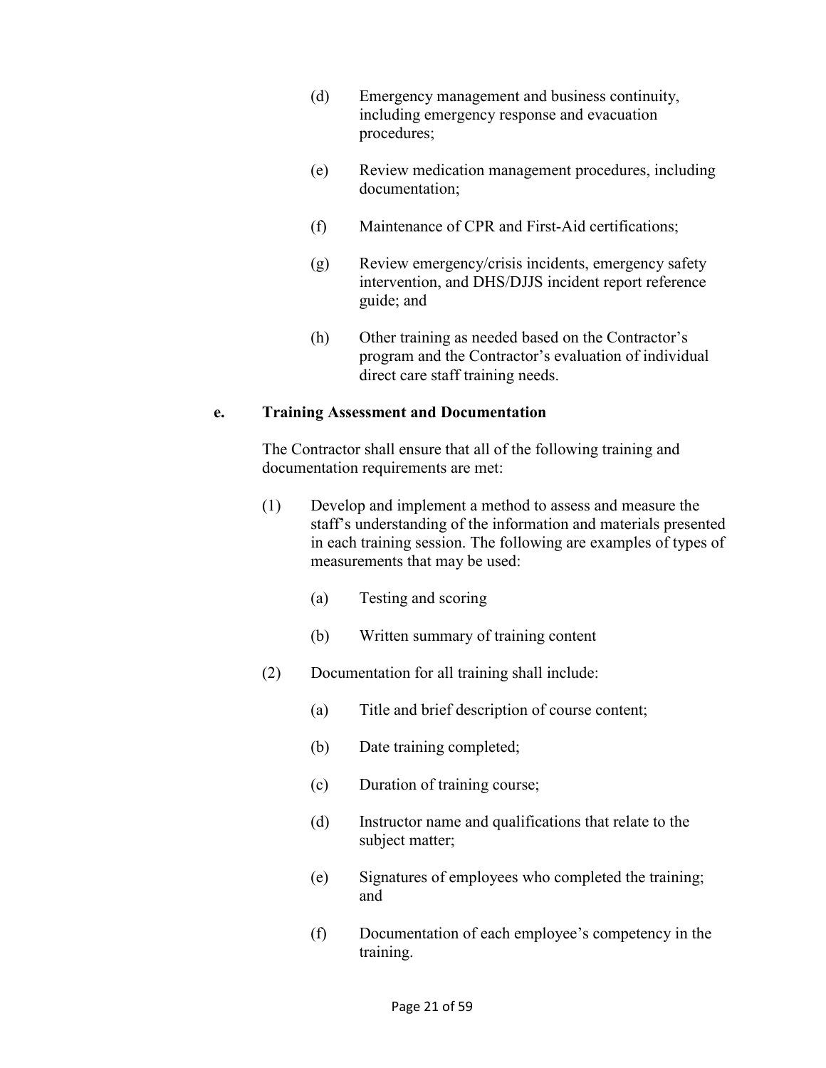(d) Emergency management and business continuity, including emergency response and evacuation procedures;

(e) Review medication management procedures, including documentation;

(f) Maintenance of CPR and First-Aid certifications;

(g) Review emergency/crisis incidents, emergency safety intervention, and DHS/DJJS incident report reference guide; and

(h) Other training as needed based on the Contractor's program and the Contractor's evaluation of individual direct care staff training needs.

**e. Training Assessment and Documentation**

The Contractor shall ensure that all of the following training and documentation requirements are met:

(1) Develop and implement a method to assess and measure the staff's understanding of the information and materials presented in each training session. The following are examples of types of measurements that may be used:

(a) Testing and scoring

(b) Written summary of training content

(2) Documentation for all training shall include:

(a) Title and brief description of course content;

(b) Date training completed;

(c) Duration of training course;

(d) Instructor name and qualifications that relate to the subject matter;

(e) Signatures of employees who completed the training; and

(f) Documentation of each employee's competency in the training.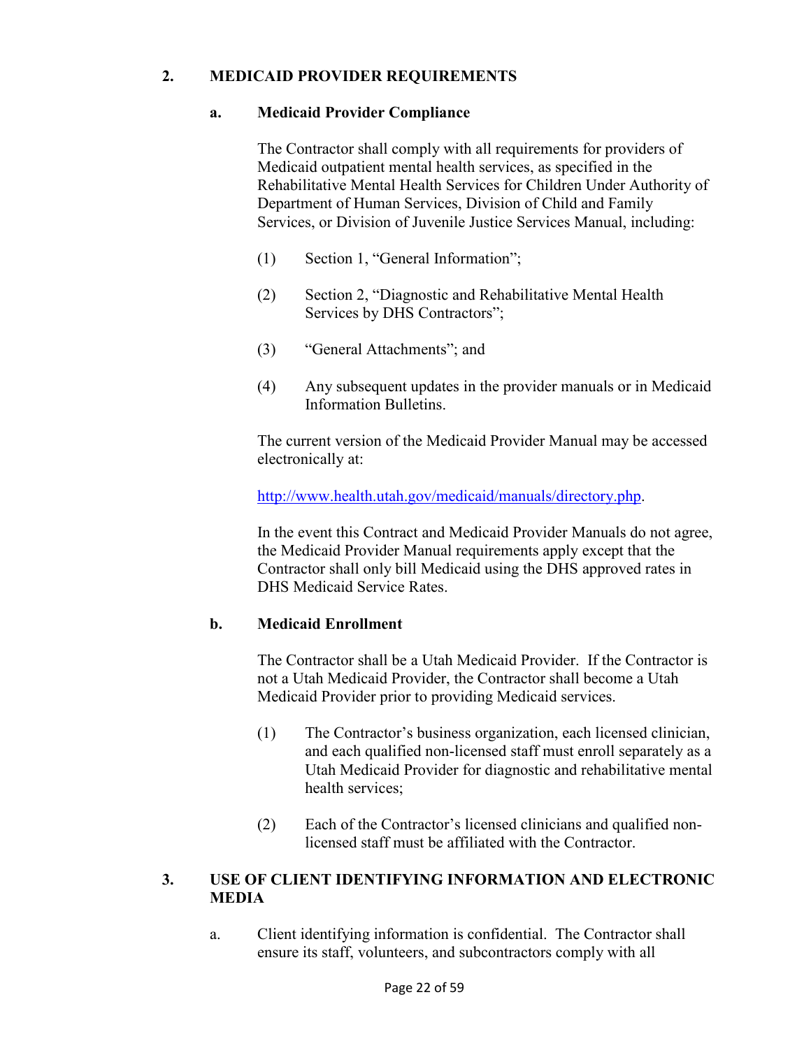## 2. MEDICAID PROVIDER REQUIREMENTS

### a. Medicaid Provider Compliance

The Contractor shall comply with all requirements for providers of Medicaid outpatient mental health services, as specified in the Rehabilitative Mental Health Services for Children Under Authority of Department of Human Services, Division of Child and Family Services, or Division of Juvenile Justice Services Manual, including:

(1) Section 1, "General Information";

(2) Section 2, "Diagnostic and Rehabilitative Mental Health Services by DHS Contractors";

(3) "General Attachments"; and

(4) Any subsequent updates in the provider manuals or in Medicaid Information Bulletins.

The current version of the Medicaid Provider Manual may be accessed electronically at:

http://www.health.utah.gov/medicaid/manuals/directory.php.

In the event this Contract and Medicaid Provider Manuals do not agree, the Medicaid Provider Manual requirements apply except that the Contractor shall only bill Medicaid using the DHS approved rates in DHS Medicaid Service Rates.

### b. Medicaid Enrollment

The Contractor shall be a Utah Medicaid Provider. If the Contractor is not a Utah Medicaid Provider, the Contractor shall become a Utah Medicaid Provider prior to providing Medicaid services.

(1) The Contractor's business organization, each licensed clinician, and each qualified non-licensed staff must enroll separately as a Utah Medicaid Provider for diagnostic and rehabilitative mental health services;

(2) Each of the Contractor's licensed clinicians and qualified non-licensed staff must be affiliated with the Contractor.

## 3. USE OF CLIENT IDENTIFYING INFORMATION AND ELECTRONIC MEDIA

a. Client identifying information is confidential. The Contractor shall ensure its staff, volunteers, and subcontractors comply with all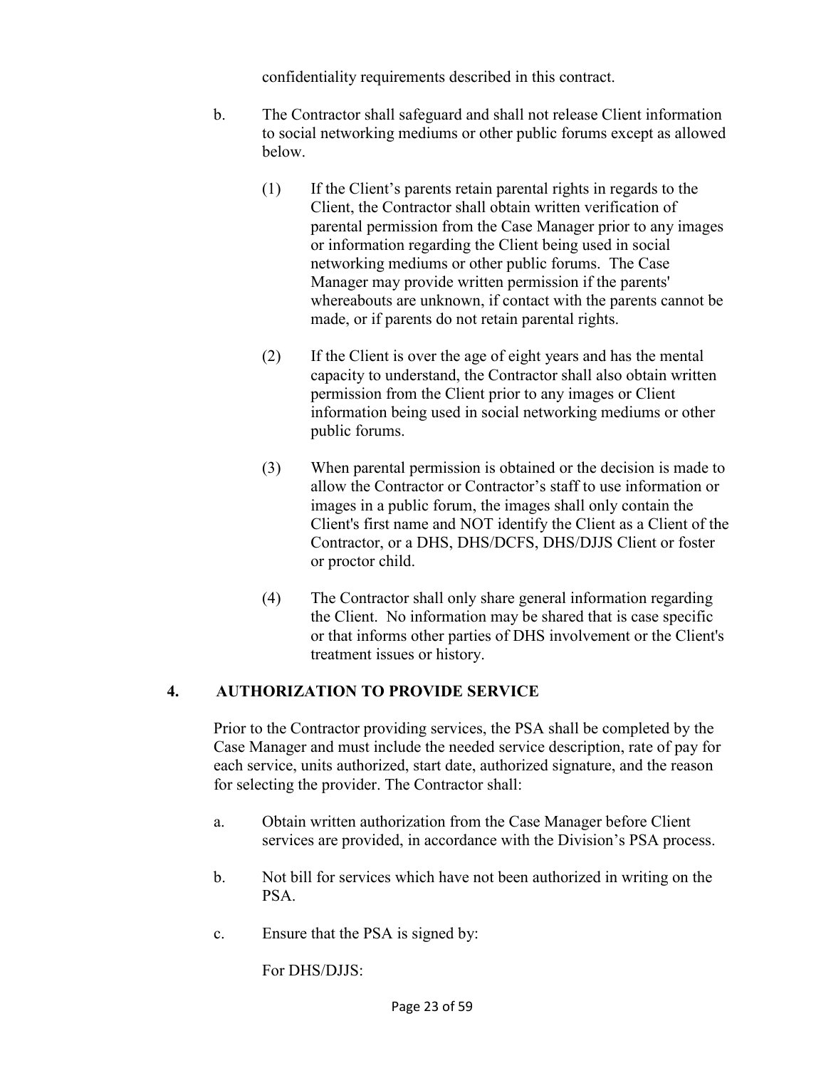confidentiality requirements described in this contract.

b. The Contractor shall safeguard and shall not release Client information to social networking mediums or other public forums except as allowed below.

   (1) If the Client's parents retain parental rights in regards to the Client, the Contractor shall obtain written verification of parental permission from the Case Manager prior to any images or information regarding the Client being used in social networking mediums or other public forums. The Case Manager may provide written permission if the parents' whereabouts are unknown, if contact with the parents cannot be made, or if parents do not retain parental rights.

   (2) If the Client is over the age of eight years and has the mental capacity to understand, the Contractor shall also obtain written permission from the Client prior to any images or Client information being used in social networking mediums or other public forums.

   (3) When parental permission is obtained or the decision is made to allow the Contractor or Contractor's staff to use information or images in a public forum, the images shall only contain the Client's first name and NOT identify the Client as a Client of the Contractor, or a DHS, DHS/DCFS, DHS/DJJS Client or foster or proctor child.

   (4) The Contractor shall only share general information regarding the Client. No information may be shared that is case specific or that informs other parties of DHS involvement or the Client's treatment issues or history.

## 4. AUTHORIZATION TO PROVIDE SERVICE

Prior to the Contractor providing services, the PSA shall be completed by the Case Manager and must include the needed service description, rate of pay for each service, units authorized, start date, authorized signature, and the reason for selecting the provider. The Contractor shall:

a. Obtain written authorization from the Case Manager before Client services are provided, in accordance with the Division's PSA process.

b. Not bill for services which have not been authorized in writing on the PSA.

c. Ensure that the PSA is signed by:

   For DHS/DJJS: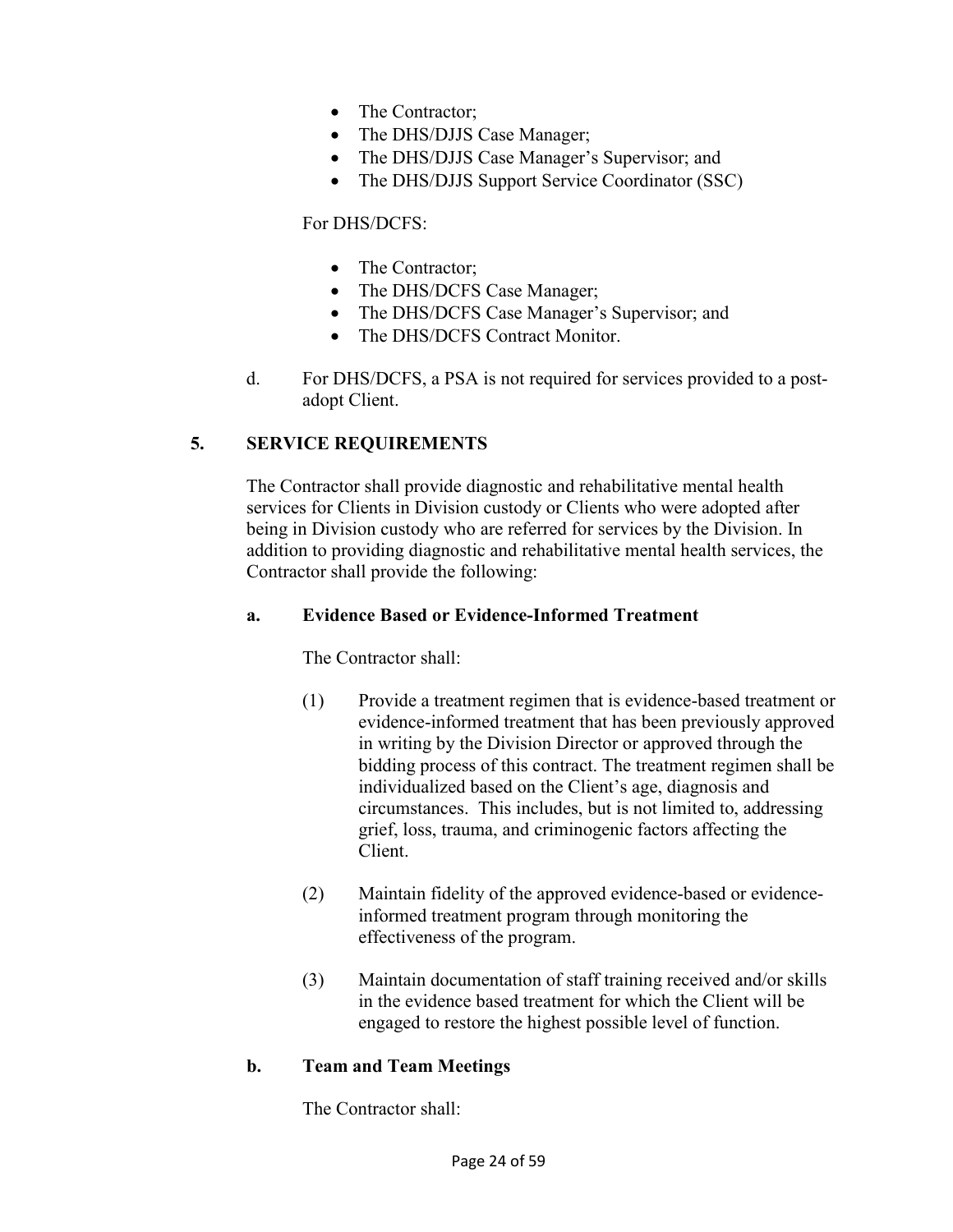- The Contractor;
- The DHS/DJJS Case Manager;
- The DHS/DJJS Case Manager's Supervisor; and
- The DHS/DJJS Support Service Coordinator (SSC)

For DHS/DCFS:

- The Contractor;
- The DHS/DCFS Case Manager;
- The DHS/DCFS Case Manager's Supervisor; and
- The DHS/DCFS Contract Monitor.

d. For DHS/DCFS, a PSA is not required for services provided to a post-adopt Client.

## 5. SERVICE REQUIREMENTS

The Contractor shall provide diagnostic and rehabilitative mental health services for Clients in Division custody or Clients who were adopted after being in Division custody who are referred for services by the Division. In addition to providing diagnostic and rehabilitative mental health services, the Contractor shall provide the following:

### a. Evidence Based or Evidence-Informed Treatment

The Contractor shall:

(1) Provide a treatment regimen that is evidence-based treatment or evidence-informed treatment that has been previously approved in writing by the Division Director or approved through the bidding process of this contract. The treatment regimen shall be individualized based on the Client's age, diagnosis and circumstances. This includes, but is not limited to, addressing grief, loss, trauma, and criminogenic factors affecting the Client.

(2) Maintain fidelity of the approved evidence-based or evidence-informed treatment program through monitoring the effectiveness of the program.

(3) Maintain documentation of staff training received and/or skills in the evidence based treatment for which the Client will be engaged to restore the highest possible level of function.

### b. Team and Team Meetings

The Contractor shall: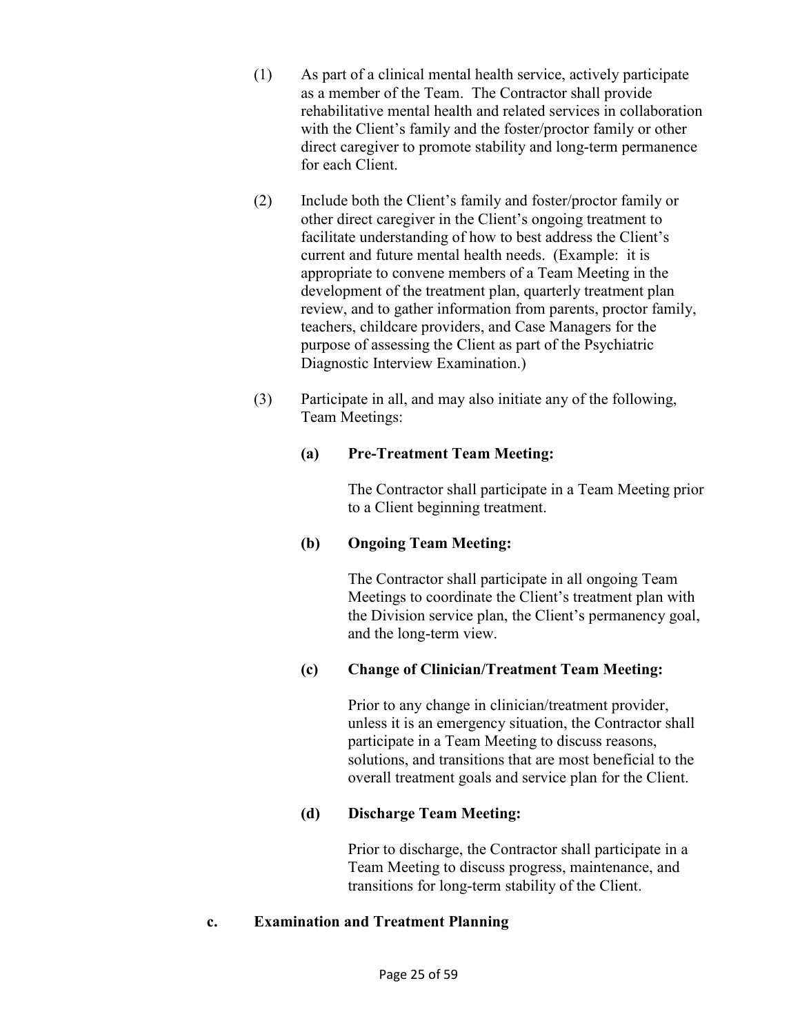(1) As part of a clinical mental health service, actively participate as a member of the Team. The Contractor shall provide rehabilitative mental health and related services in collaboration with the Client's family and the foster/proctor family or other direct caregiver to promote stability and long-term permanence for each Client.

(2) Include both the Client's family and foster/proctor family or other direct caregiver in the Client's ongoing treatment to facilitate understanding of how to best address the Client's current and future mental health needs. (Example: it is appropriate to convene members of a Team Meeting in the development of the treatment plan, quarterly treatment plan review, and to gather information from parents, proctor family, teachers, childcare providers, and Case Managers for the purpose of assessing the Client as part of the Psychiatric Diagnostic Interview Examination.)

(3) Participate in all, and may also initiate any of the following, Team Meetings:

**(a) Pre-Treatment Team Meeting:**

The Contractor shall participate in a Team Meeting prior to a Client beginning treatment.

**(b) Ongoing Team Meeting:**

The Contractor shall participate in all ongoing Team Meetings to coordinate the Client's treatment plan with the Division service plan, the Client's permanency goal, and the long-term view.

**(c) Change of Clinician/Treatment Team Meeting:**

Prior to any change in clinician/treatment provider, unless it is an emergency situation, the Contractor shall participate in a Team Meeting to discuss reasons, solutions, and transitions that are most beneficial to the overall treatment goals and service plan for the Client.

**(d) Discharge Team Meeting:**

Prior to discharge, the Contractor shall participate in a Team Meeting to discuss progress, maintenance, and transitions for long-term stability of the Client.

**c. Examination and Treatment Planning**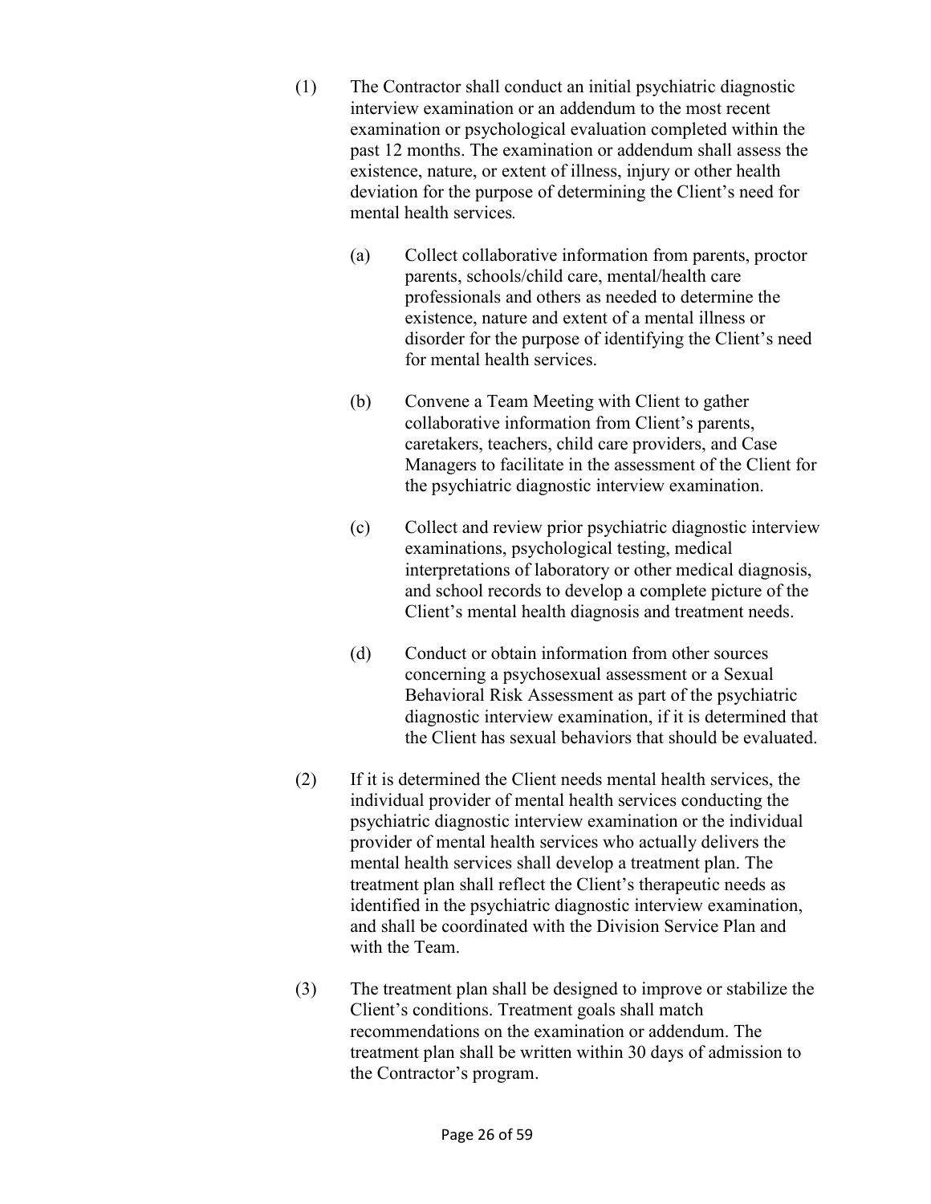(1) The Contractor shall conduct an initial psychiatric diagnostic interview examination or an addendum to the most recent examination or psychological evaluation completed within the past 12 months. The examination or addendum shall assess the existence, nature, or extent of illness, injury or other health deviation for the purpose of determining the Client's need for mental health services.

   (a) Collect collaborative information from parents, proctor parents, schools/child care, mental/health care professionals and others as needed to determine the existence, nature and extent of a mental illness or disorder for the purpose of identifying the Client's need for mental health services.

   (b) Convene a Team Meeting with Client to gather collaborative information from Client's parents, caretakers, teachers, child care providers, and Case Managers to facilitate in the assessment of the Client for the psychiatric diagnostic interview examination.

   (c) Collect and review prior psychiatric diagnostic interview examinations, psychological testing, medical interpretations of laboratory or other medical diagnosis, and school records to develop a complete picture of the Client's mental health diagnosis and treatment needs.

   (d) Conduct or obtain information from other sources concerning a psychosexual assessment or a Sexual Behavioral Risk Assessment as part of the psychiatric diagnostic interview examination, if it is determined that the Client has sexual behaviors that should be evaluated.

(2) If it is determined the Client needs mental health services, the individual provider of mental health services conducting the psychiatric diagnostic interview examination or the individual provider of mental health services who actually delivers the mental health services shall develop a treatment plan. The treatment plan shall reflect the Client's therapeutic needs as identified in the psychiatric diagnostic interview examination, and shall be coordinated with the Division Service Plan and with the Team.

(3) The treatment plan shall be designed to improve or stabilize the Client's conditions. Treatment goals shall match recommendations on the examination or addendum. The treatment plan shall be written within 30 days of admission to the Contractor's program.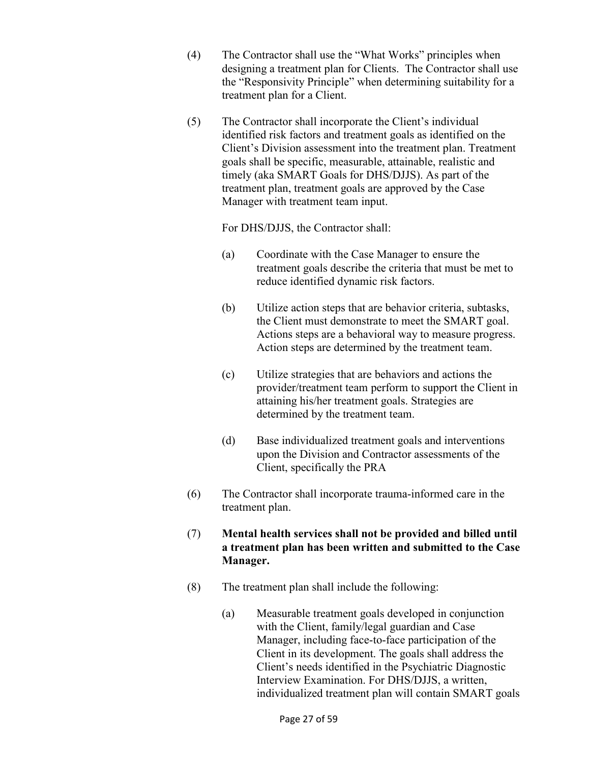(4) The Contractor shall use the "What Works" principles when designing a treatment plan for Clients. The Contractor shall use the "Responsivity Principle" when determining suitability for a treatment plan for a Client.

(5) The Contractor shall incorporate the Client's individual identified risk factors and treatment goals as identified on the Client's Division assessment into the treatment plan. Treatment goals shall be specific, measurable, attainable, realistic and timely (aka SMART Goals for DHS/DJJS). As part of the treatment plan, treatment goals are approved by the Case Manager with treatment team input.

For DHS/DJJS, the Contractor shall:

(a) Coordinate with the Case Manager to ensure the treatment goals describe the criteria that must be met to reduce identified dynamic risk factors.

(b) Utilize action steps that are behavior criteria, subtasks, the Client must demonstrate to meet the SMART goal. Actions steps are a behavioral way to measure progress. Action steps are determined by the treatment team.

(c) Utilize strategies that are behaviors and actions the provider/treatment team perform to support the Client in attaining his/her treatment goals. Strategies are determined by the treatment team.

(d) Base individualized treatment goals and interventions upon the Division and Contractor assessments of the Client, specifically the PRA

(6) The Contractor shall incorporate trauma-informed care in the treatment plan.

(7) **Mental health services shall not be provided and billed until a treatment plan has been written and submitted to the Case Manager.**

(8) The treatment plan shall include the following:

(a) Measurable treatment goals developed in conjunction with the Client, family/legal guardian and Case Manager, including face-to-face participation of the Client in its development. The goals shall address the Client's needs identified in the Psychiatric Diagnostic Interview Examination. For DHS/DJJS, a written, individualized treatment plan will contain SMART goals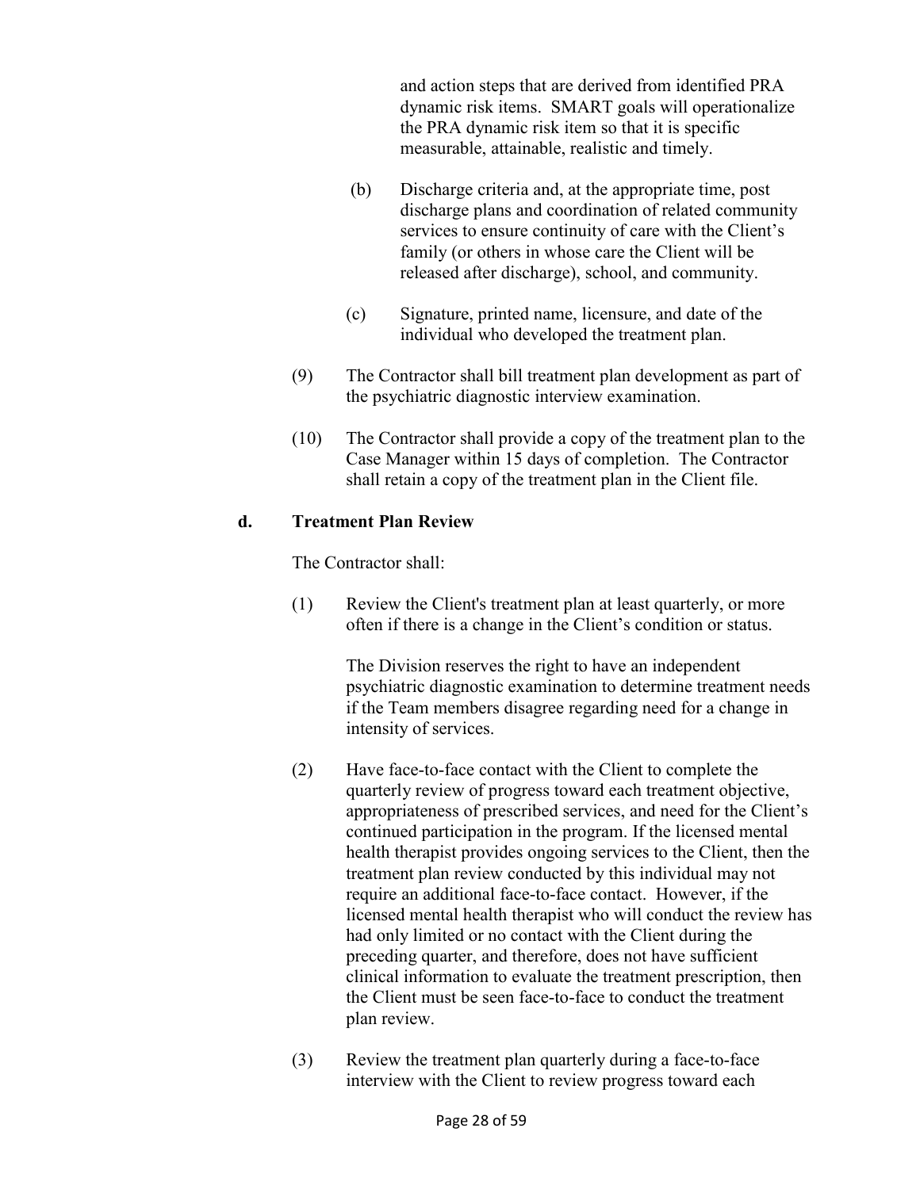and action steps that are derived from identified PRA dynamic risk items. SMART goals will operationalize the PRA dynamic risk item so that it is specific measurable, attainable, realistic and timely.

(b) Discharge criteria and, at the appropriate time, post discharge plans and coordination of related community services to ensure continuity of care with the Client's family (or others in whose care the Client will be released after discharge), school, and community.

(c) Signature, printed name, licensure, and date of the individual who developed the treatment plan.

(9) The Contractor shall bill treatment plan development as part of the psychiatric diagnostic interview examination.

(10) The Contractor shall provide a copy of the treatment plan to the Case Manager within 15 days of completion. The Contractor shall retain a copy of the treatment plan in the Client file.

**d. Treatment Plan Review**

The Contractor shall:

(1) Review the Client's treatment plan at least quarterly, or more often if there is a change in the Client's condition or status.

The Division reserves the right to have an independent psychiatric diagnostic examination to determine treatment needs if the Team members disagree regarding need for a change in intensity of services.

(2) Have face-to-face contact with the Client to complete the quarterly review of progress toward each treatment objective, appropriateness of prescribed services, and need for the Client's continued participation in the program. If the licensed mental health therapist provides ongoing services to the Client, then the treatment plan review conducted by this individual may not require an additional face-to-face contact. However, if the licensed mental health therapist who will conduct the review has had only limited or no contact with the Client during the preceding quarter, and therefore, does not have sufficient clinical information to evaluate the treatment prescription, then the Client must be seen face-to-face to conduct the treatment plan review.

(3) Review the treatment plan quarterly during a face-to-face interview with the Client to review progress toward each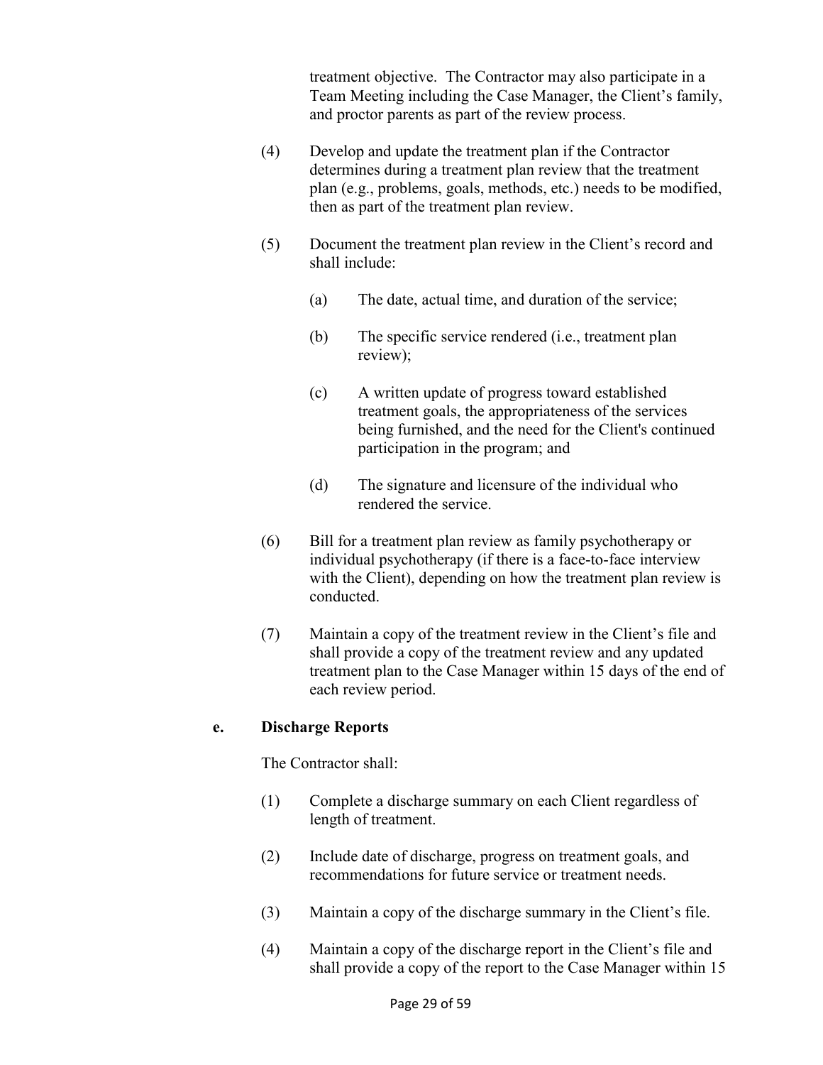treatment objective. The Contractor may also participate in a Team Meeting including the Case Manager, the Client's family, and proctor parents as part of the review process.

(4) Develop and update the treatment plan if the Contractor determines during a treatment plan review that the treatment plan (e.g., problems, goals, methods, etc.) needs to be modified, then as part of the treatment plan review.

(5) Document the treatment plan review in the Client's record and shall include:

   (a) The date, actual time, and duration of the service;

   (b) The specific service rendered (i.e., treatment plan review);

   (c) A written update of progress toward established treatment goals, the appropriateness of the services being furnished, and the need for the Client's continued participation in the program; and

   (d) The signature and licensure of the individual who rendered the service.

(6) Bill for a treatment plan review as family psychotherapy or individual psychotherapy (if there is a face-to-face interview with the Client), depending on how the treatment plan review is conducted.

(7) Maintain a copy of the treatment review in the Client's file and shall provide a copy of the treatment review and any updated treatment plan to the Case Manager within 15 days of the end of each review period.

**e. Discharge Reports**

The Contractor shall:

(1) Complete a discharge summary on each Client regardless of length of treatment.

(2) Include date of discharge, progress on treatment goals, and recommendations for future service or treatment needs.

(3) Maintain a copy of the discharge summary in the Client's file.

(4) Maintain a copy of the discharge report in the Client's file and shall provide a copy of the report to the Case Manager within 15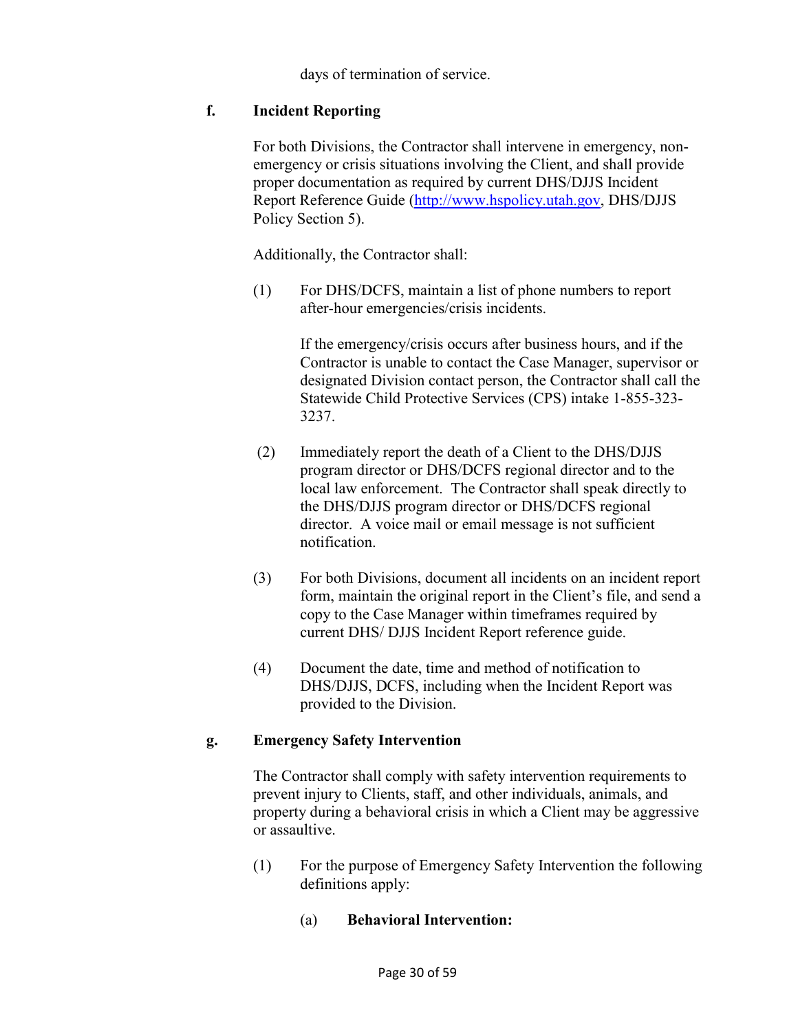days of termination of service.

**f. Incident Reporting**

For both Divisions, the Contractor shall intervene in emergency, non-emergency or crisis situations involving the Client, and shall provide proper documentation as required by current DHS/DJJS Incident Report Reference Guide (http://www.hspolicy.utah.gov, DHS/DJJS Policy Section 5).

Additionally, the Contractor shall:

(1) For DHS/DCFS, maintain a list of phone numbers to report after-hour emergencies/crisis incidents.

If the emergency/crisis occurs after business hours, and if the Contractor is unable to contact the Case Manager, supervisor or designated Division contact person, the Contractor shall call the Statewide Child Protective Services (CPS) intake 1-855-323-3237.

(2) Immediately report the death of a Client to the DHS/DJJS program director or DHS/DCFS regional director and to the local law enforcement. The Contractor shall speak directly to the DHS/DJJS program director or DHS/DCFS regional director. A voice mail or email message is not sufficient notification.

(3) For both Divisions, document all incidents on an incident report form, maintain the original report in the Client's file, and send a copy to the Case Manager within timeframes required by current DHS/ DJJS Incident Report reference guide.

(4) Document the date, time and method of notification to DHS/DJJS, DCFS, including when the Incident Report was provided to the Division.

**g. Emergency Safety Intervention**

The Contractor shall comply with safety intervention requirements to prevent injury to Clients, staff, and other individuals, animals, and property during a behavioral crisis in which a Client may be aggressive or assaultive.

(1) For the purpose of Emergency Safety Intervention the following definitions apply:

(a) **Behavioral Intervention:**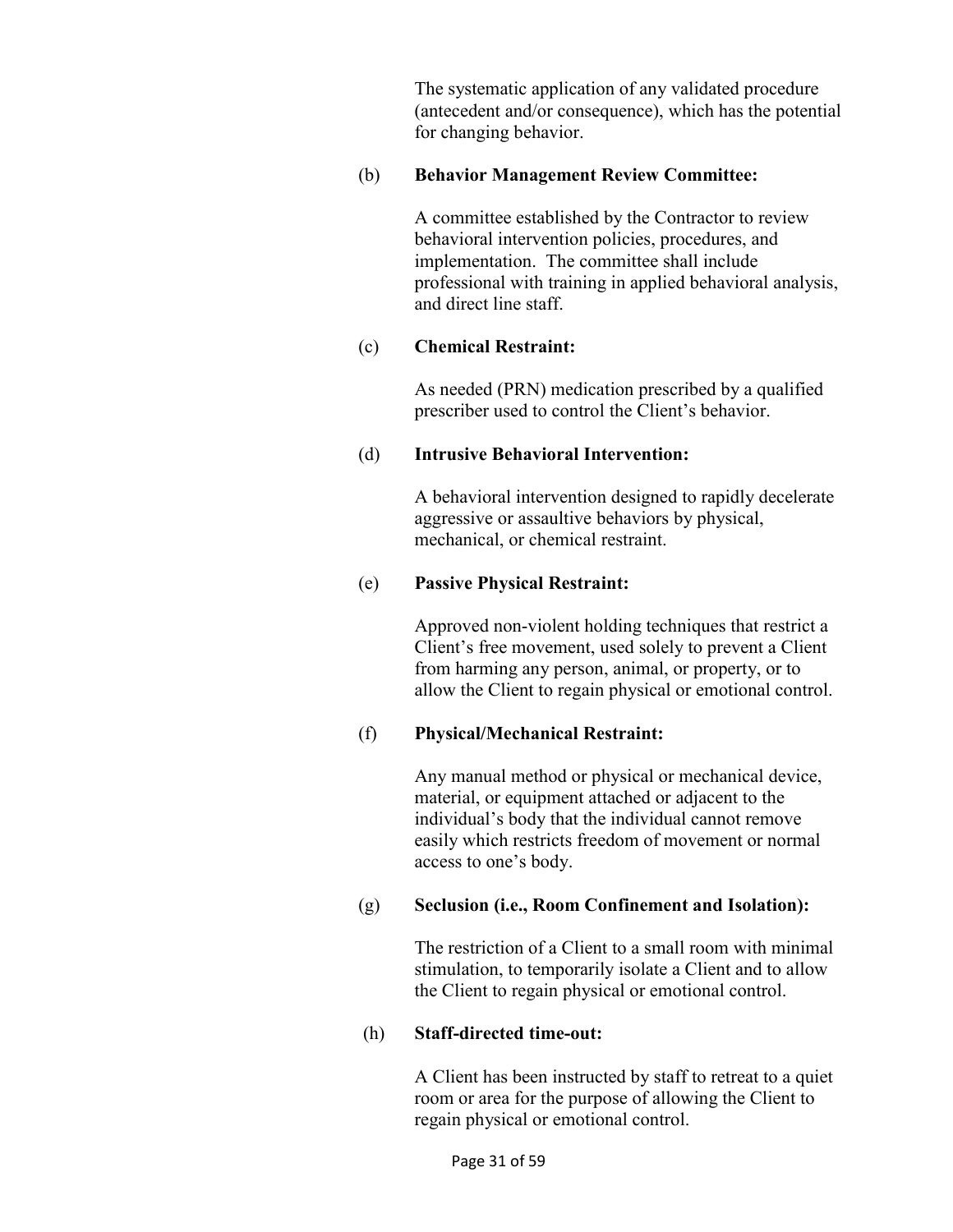The systematic application of any validated procedure (antecedent and/or consequence), which has the potential for changing behavior.

(b) **Behavior Management Review Committee:**

A committee established by the Contractor to review behavioral intervention policies, procedures, and implementation. The committee shall include professional with training in applied behavioral analysis, and direct line staff.

(c) **Chemical Restraint:**

As needed (PRN) medication prescribed by a qualified prescriber used to control the Client's behavior.

(d) **Intrusive Behavioral Intervention:**

A behavioral intervention designed to rapidly decelerate aggressive or assaultive behaviors by physical, mechanical, or chemical restraint.

(e) **Passive Physical Restraint:**

Approved non-violent holding techniques that restrict a Client's free movement, used solely to prevent a Client from harming any person, animal, or property, or to allow the Client to regain physical or emotional control.

(f) **Physical/Mechanical Restraint:**

Any manual method or physical or mechanical device, material, or equipment attached or adjacent to the individual's body that the individual cannot remove easily which restricts freedom of movement or normal access to one's body.

(g) **Seclusion (i.e., Room Confinement and Isolation):**

The restriction of a Client to a small room with minimal stimulation, to temporarily isolate a Client and to allow the Client to regain physical or emotional control.

(h) **Staff-directed time-out:**

A Client has been instructed by staff to retreat to a quiet room or area for the purpose of allowing the Client to regain physical or emotional control.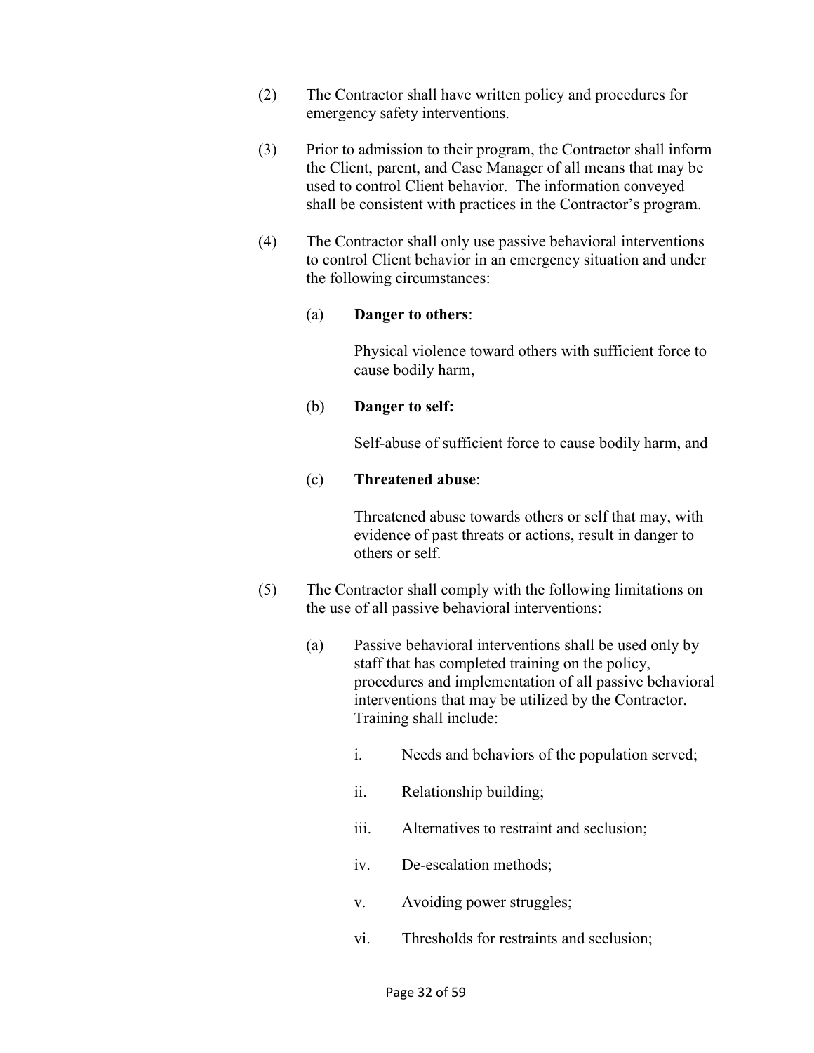(2) The Contractor shall have written policy and procedures for emergency safety interventions.

(3) Prior to admission to their program, the Contractor shall inform the Client, parent, and Case Manager of all means that may be used to control Client behavior. The information conveyed shall be consistent with practices in the Contractor's program.

(4) The Contractor shall only use passive behavioral interventions to control Client behavior in an emergency situation and under the following circumstances:

(a) **Danger to others**:

Physical violence toward others with sufficient force to cause bodily harm,

(b) **Danger to self:**

Self-abuse of sufficient force to cause bodily harm, and

(c) **Threatened abuse**:

Threatened abuse towards others or self that may, with evidence of past threats or actions, result in danger to others or self.

(5) The Contractor shall comply with the following limitations on the use of all passive behavioral interventions:

(a) Passive behavioral interventions shall be used only by staff that has completed training on the policy, procedures and implementation of all passive behavioral interventions that may be utilized by the Contractor. Training shall include:

i. Needs and behaviors of the population served;

ii. Relationship building;

iii. Alternatives to restraint and seclusion;

iv. De-escalation methods;

v. Avoiding power struggles;

vi. Thresholds for restraints and seclusion;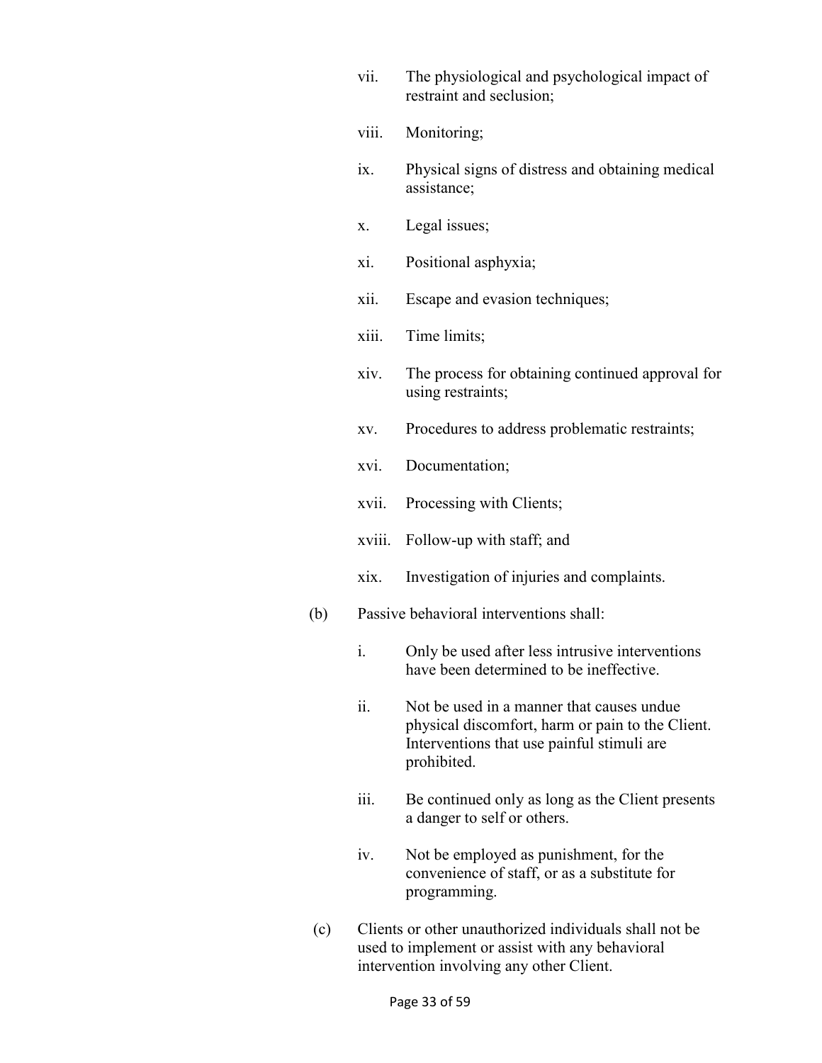vii. The physiological and psychological impact of restraint and seclusion;

viii. Monitoring;

ix. Physical signs of distress and obtaining medical assistance;

x. Legal issues;

xi. Positional asphyxia;

xii. Escape and evasion techniques;

xiii. Time limits;

xiv. The process for obtaining continued approval for using restraints;

xv. Procedures to address problematic restraints;

xvi. Documentation;

xvii. Processing with Clients;

xviii. Follow-up with staff; and

xix. Investigation of injuries and complaints.

(b) Passive behavioral interventions shall:

i. Only be used after less intrusive interventions have been determined to be ineffective.

ii. Not be used in a manner that causes undue physical discomfort, harm or pain to the Client. Interventions that use painful stimuli are prohibited.

iii. Be continued only as long as the Client presents a danger to self or others.

iv. Not be employed as punishment, for the convenience of staff, or as a substitute for programming.

(c) Clients or other unauthorized individuals shall not be used to implement or assist with any behavioral intervention involving any other Client.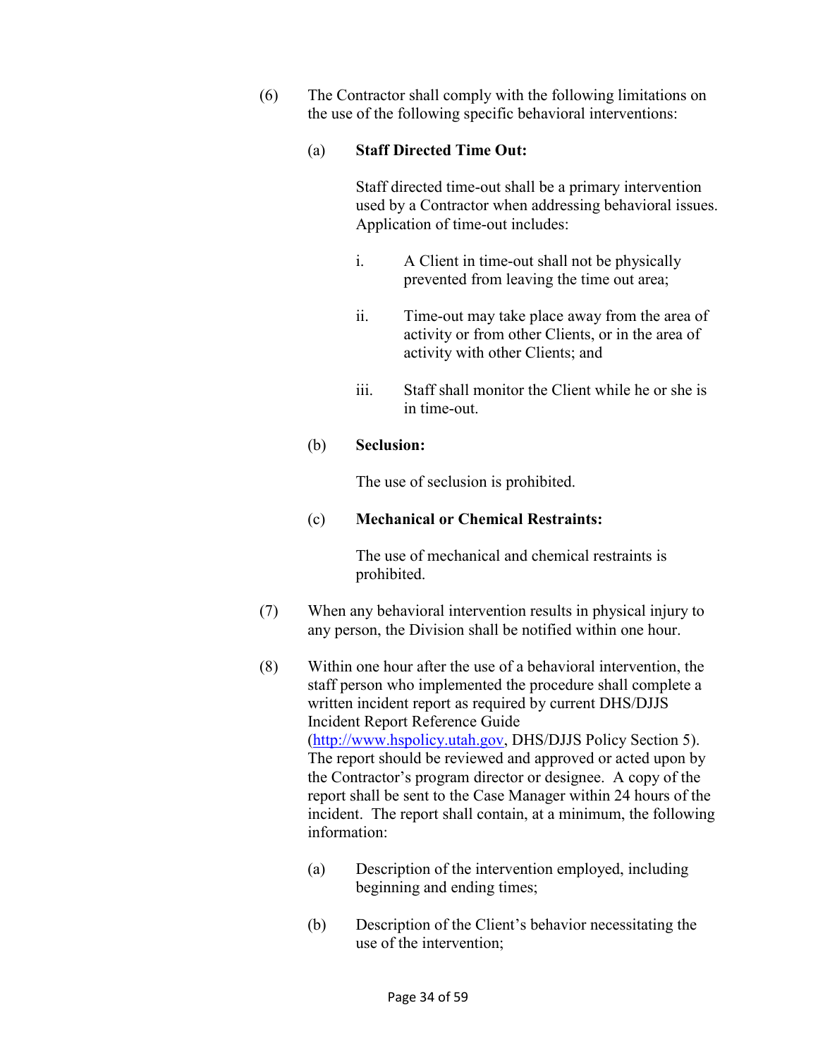(6) The Contractor shall comply with the following limitations on the use of the following specific behavioral interventions:

   (a) **Staff Directed Time Out:**

      Staff directed time-out shall be a primary intervention used by a Contractor when addressing behavioral issues. Application of time-out includes:

      i. A Client in time-out shall not be physically prevented from leaving the time out area;

      ii. Time-out may take place away from the area of activity or from other Clients, or in the area of activity with other Clients; and

      iii. Staff shall monitor the Client while he or she is in time-out.

   (b) **Seclusion:**

      The use of seclusion is prohibited.

   (c) **Mechanical or Chemical Restraints:**

      The use of mechanical and chemical restraints is prohibited.

(7) When any behavioral intervention results in physical injury to any person, the Division shall be notified within one hour.

(8) Within one hour after the use of a behavioral intervention, the staff person who implemented the procedure shall complete a written incident report as required by current DHS/DJJS Incident Report Reference Guide ([http://www.hspolicy.utah.gov](http://www.hspolicy.utah.gov), DHS/DJJS Policy Section 5). The report should be reviewed and approved or acted upon by the Contractor's program director or designee. A copy of the report shall be sent to the Case Manager within 24 hours of the incident. The report shall contain, at a minimum, the following information:

   (a) Description of the intervention employed, including beginning and ending times;

   (b) Description of the Client's behavior necessitating the use of the intervention;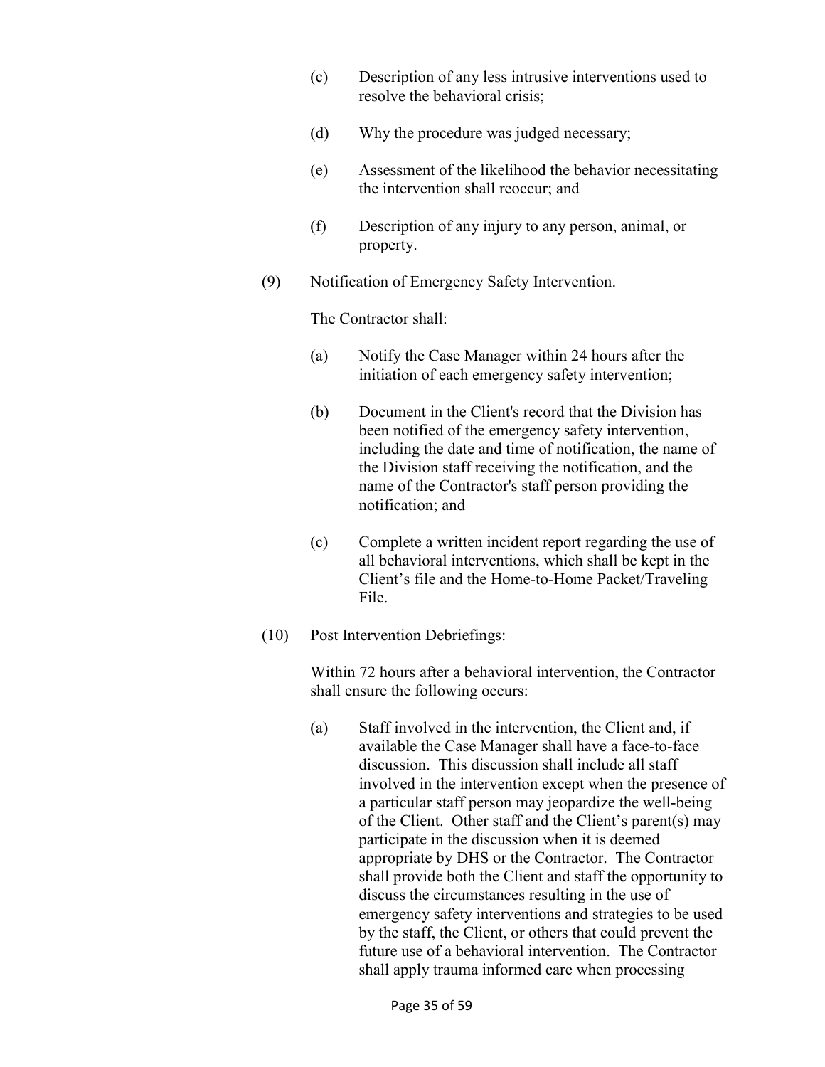(c) Description of any less intrusive interventions used to resolve the behavioral crisis;

(d) Why the procedure was judged necessary;

(e) Assessment of the likelihood the behavior necessitating the intervention shall reoccur; and

(f) Description of any injury to any person, animal, or property.

(9) Notification of Emergency Safety Intervention.

The Contractor shall:

(a) Notify the Case Manager within 24 hours after the initiation of each emergency safety intervention;

(b) Document in the Client's record that the Division has been notified of the emergency safety intervention, including the date and time of notification, the name of the Division staff receiving the notification, and the name of the Contractor's staff person providing the notification; and

(c) Complete a written incident report regarding the use of all behavioral interventions, which shall be kept in the Client's file and the Home-to-Home Packet/Traveling File.

(10) Post Intervention Debriefings:

Within 72 hours after a behavioral intervention, the Contractor shall ensure the following occurs:

(a) Staff involved in the intervention, the Client and, if available the Case Manager shall have a face-to-face discussion. This discussion shall include all staff involved in the intervention except when the presence of a particular staff person may jeopardize the well-being of the Client. Other staff and the Client's parent(s) may participate in the discussion when it is deemed appropriate by DHS or the Contractor. The Contractor shall provide both the Client and staff the opportunity to discuss the circumstances resulting in the use of emergency safety interventions and strategies to be used by the staff, the Client, or others that could prevent the future use of a behavioral intervention. The Contractor shall apply trauma informed care when processing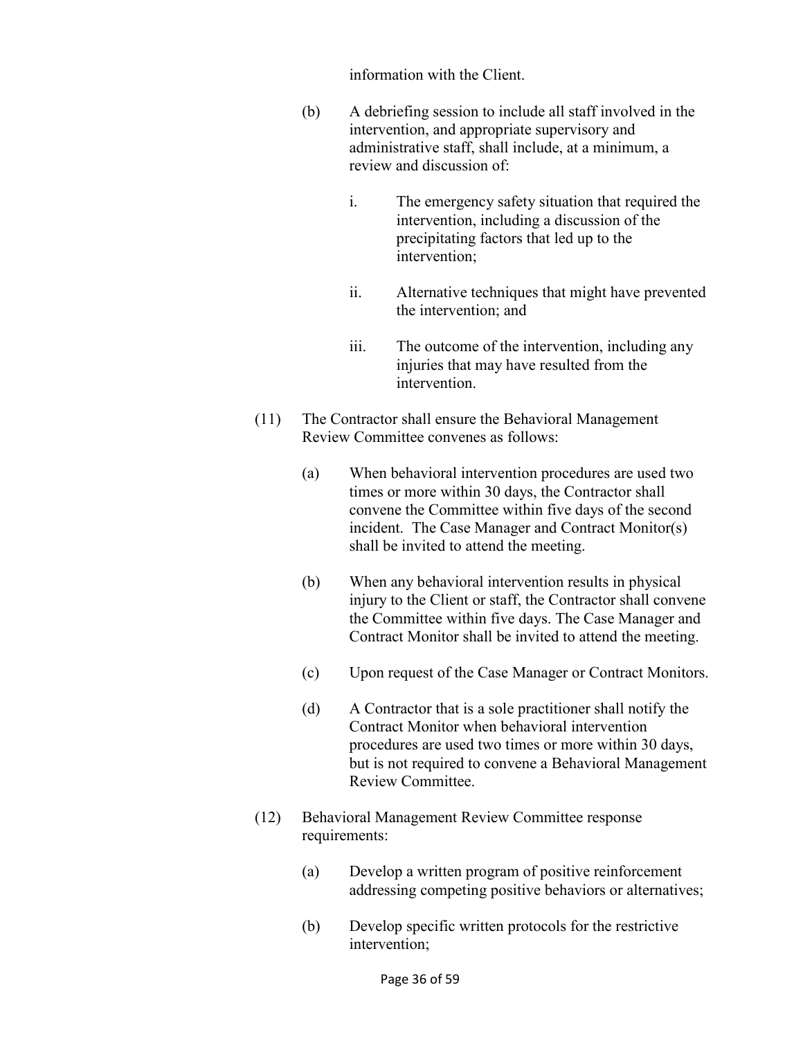information with the Client.

(b) A debriefing session to include all staff involved in the intervention, and appropriate supervisory and administrative staff, shall include, at a minimum, a review and discussion of:

i. The emergency safety situation that required the intervention, including a discussion of the precipitating factors that led up to the intervention;

ii. Alternative techniques that might have prevented the intervention; and

iii. The outcome of the intervention, including any injuries that may have resulted from the intervention.

(11) The Contractor shall ensure the Behavioral Management Review Committee convenes as follows:

(a) When behavioral intervention procedures are used two times or more within 30 days, the Contractor shall convene the Committee within five days of the second incident. The Case Manager and Contract Monitor(s) shall be invited to attend the meeting.

(b) When any behavioral intervention results in physical injury to the Client or staff, the Contractor shall convene the Committee within five days. The Case Manager and Contract Monitor shall be invited to attend the meeting.

(c) Upon request of the Case Manager or Contract Monitors.

(d) A Contractor that is a sole practitioner shall notify the Contract Monitor when behavioral intervention procedures are used two times or more within 30 days, but is not required to convene a Behavioral Management Review Committee.

(12) Behavioral Management Review Committee response requirements:

(a) Develop a written program of positive reinforcement addressing competing positive behaviors or alternatives;

(b) Develop specific written protocols for the restrictive intervention;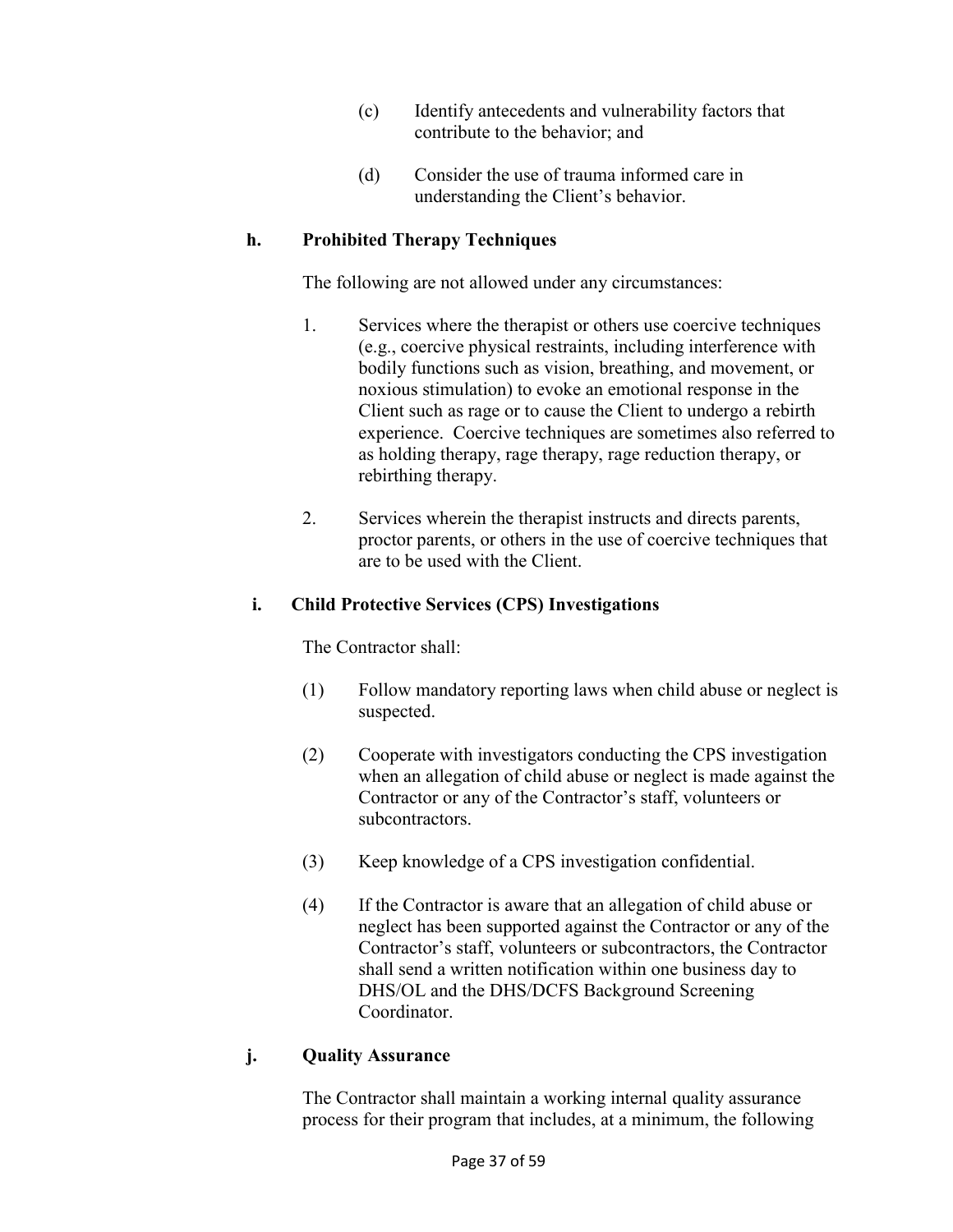(c) Identify antecedents and vulnerability factors that contribute to the behavior; and

(d) Consider the use of trauma informed care in understanding the Client's behavior.

**h. Prohibited Therapy Techniques**

The following are not allowed under any circumstances:

1. Services where the therapist or others use coercive techniques (e.g., coercive physical restraints, including interference with bodily functions such as vision, breathing, and movement, or noxious stimulation) to evoke an emotional response in the Client such as rage or to cause the Client to undergo a rebirth experience. Coercive techniques are sometimes also referred to as holding therapy, rage therapy, rage reduction therapy, or rebirthing therapy.

2. Services wherein the therapist instructs and directs parents, proctor parents, or others in the use of coercive techniques that are to be used with the Client.

**i. Child Protective Services (CPS) Investigations**

The Contractor shall:

(1) Follow mandatory reporting laws when child abuse or neglect is suspected.

(2) Cooperate with investigators conducting the CPS investigation when an allegation of child abuse or neglect is made against the Contractor or any of the Contractor's staff, volunteers or subcontractors.

(3) Keep knowledge of a CPS investigation confidential.

(4) If the Contractor is aware that an allegation of child abuse or neglect has been supported against the Contractor or any of the Contractor's staff, volunteers or subcontractors, the Contractor shall send a written notification within one business day to DHS/OL and the DHS/DCFS Background Screening Coordinator.

**j. Quality Assurance**

The Contractor shall maintain a working internal quality assurance process for their program that includes, at a minimum, the following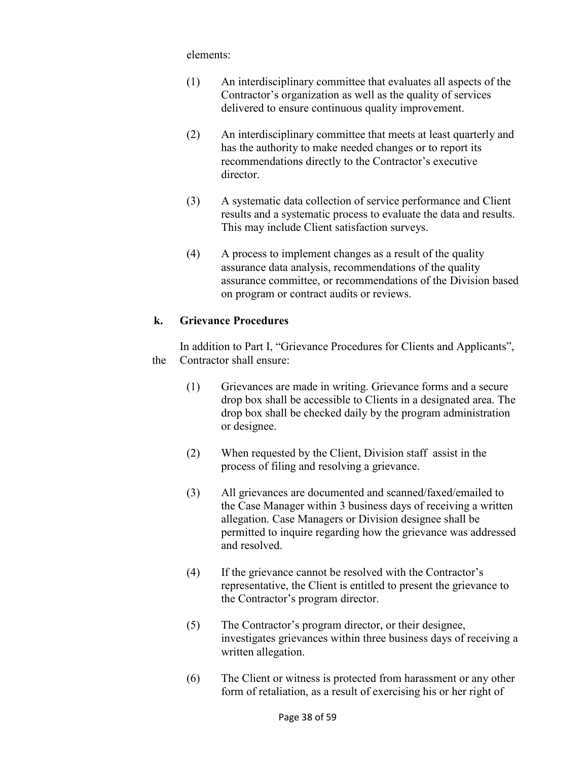elements:

(1) An interdisciplinary committee that evaluates all aspects of the Contractor's organization as well as the quality of services delivered to ensure continuous quality improvement.

(2) An interdisciplinary committee that meets at least quarterly and has the authority to make needed changes or to report its recommendations directly to the Contractor's executive director.

(3) A systematic data collection of service performance and Client results and a systematic process to evaluate the data and results. This may include Client satisfaction surveys.

(4) A process to implement changes as a result of the quality assurance data analysis, recommendations of the quality assurance committee, or recommendations of the Division based on program or contract audits or reviews.

**k. Grievance Procedures**

In addition to Part I, "Grievance Procedures for Clients and Applicants", the Contractor shall ensure:

(1) Grievances are made in writing. Grievance forms and a secure drop box shall be accessible to Clients in a designated area. The drop box shall be checked daily by the program administration or designee.

(2) When requested by the Client, Division staff assist in the process of filing and resolving a grievance.

(3) All grievances are documented and scanned/faxed/emailed to the Case Manager within 3 business days of receiving a written allegation. Case Managers or Division designee shall be permitted to inquire regarding how the grievance was addressed and resolved.

(4) If the grievance cannot be resolved with the Contractor's representative, the Client is entitled to present the grievance to the Contractor's program director.

(5) The Contractor's program director, or their designee, investigates grievances within three business days of receiving a written allegation.

(6) The Client or witness is protected from harassment or any other form of retaliation, as a result of exercising his or her right of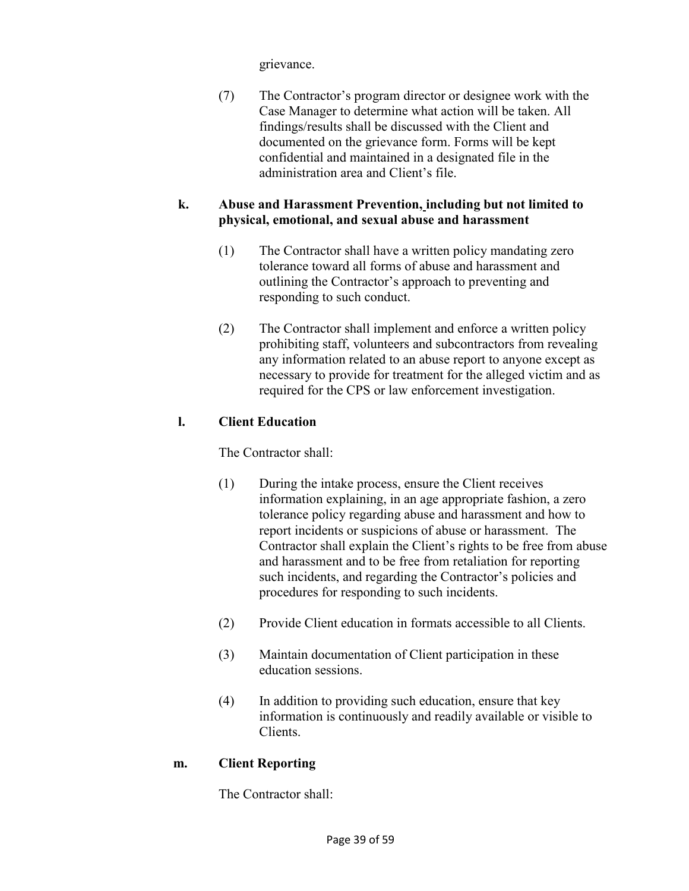grievance.

(7) The Contractor's program director or designee work with the Case Manager to determine what action will be taken. All findings/results shall be discussed with the Client and documented on the grievance form. Forms will be kept confidential and maintained in a designated file in the administration area and Client's file.

**k. Abuse and Harassment Prevention, including but not limited to physical, emotional, and sexual abuse and harassment**

(1) The Contractor shall have a written policy mandating zero tolerance toward all forms of abuse and harassment and outlining the Contractor's approach to preventing and responding to such conduct.

(2) The Contractor shall implement and enforce a written policy prohibiting staff, volunteers and subcontractors from revealing any information related to an abuse report to anyone except as necessary to provide for treatment for the alleged victim and as required for the CPS or law enforcement investigation.

**l. Client Education**

The Contractor shall:

(1) During the intake process, ensure the Client receives information explaining, in an age appropriate fashion, a zero tolerance policy regarding abuse and harassment and how to report incidents or suspicions of abuse or harassment. The Contractor shall explain the Client's rights to be free from abuse and harassment and to be free from retaliation for reporting such incidents, and regarding the Contractor's policies and procedures for responding to such incidents.

(2) Provide Client education in formats accessible to all Clients.

(3) Maintain documentation of Client participation in these education sessions.

(4) In addition to providing such education, ensure that key information is continuously and readily available or visible to Clients.

**m. Client Reporting**

The Contractor shall: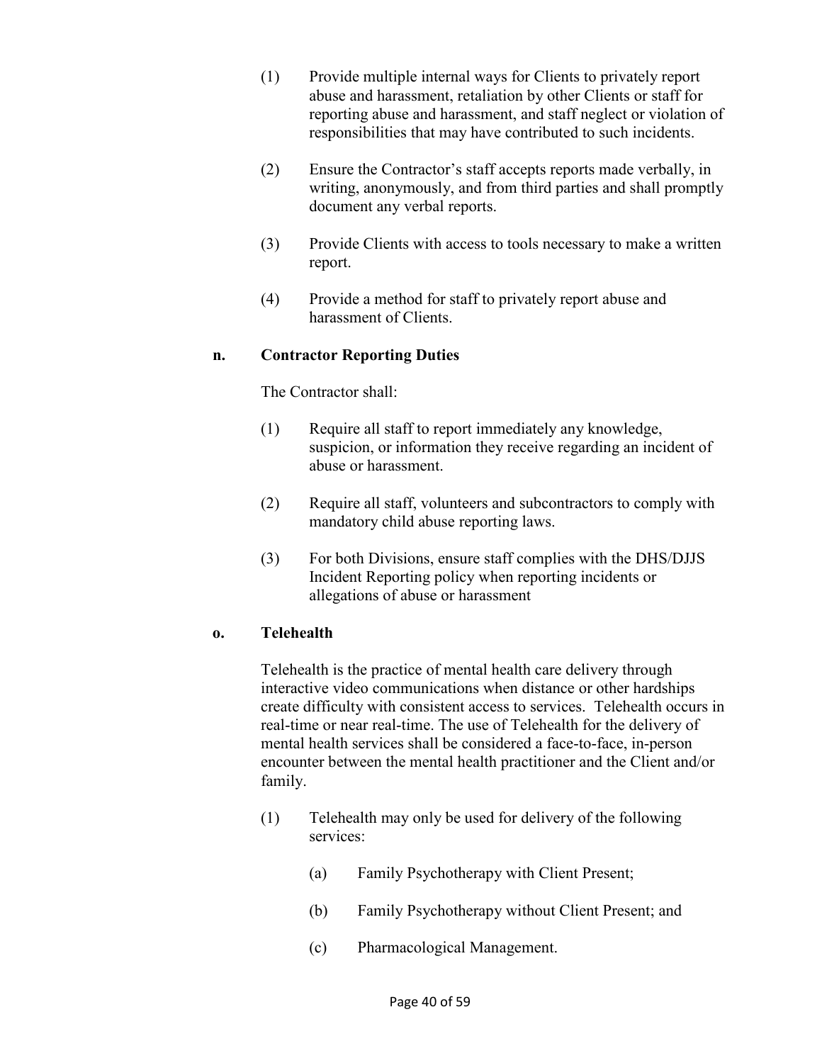(1) Provide multiple internal ways for Clients to privately report abuse and harassment, retaliation by other Clients or staff for reporting abuse and harassment, and staff neglect or violation of responsibilities that may have contributed to such incidents.

(2) Ensure the Contractor's staff accepts reports made verbally, in writing, anonymously, and from third parties and shall promptly document any verbal reports.

(3) Provide Clients with access to tools necessary to make a written report.

(4) Provide a method for staff to privately report abuse and harassment of Clients.

**n. Contractor Reporting Duties**

The Contractor shall:

(1) Require all staff to report immediately any knowledge, suspicion, or information they receive regarding an incident of abuse or harassment.

(2) Require all staff, volunteers and subcontractors to comply with mandatory child abuse reporting laws.

(3) For both Divisions, ensure staff complies with the DHS/DJJS Incident Reporting policy when reporting incidents or allegations of abuse or harassment

**o. Telehealth**

Telehealth is the practice of mental health care delivery through interactive video communications when distance or other hardships create difficulty with consistent access to services. Telehealth occurs in real-time or near real-time. The use of Telehealth for the delivery of mental health services shall be considered a face-to-face, in-person encounter between the mental health practitioner and the Client and/or family.

(1) Telehealth may only be used for delivery of the following services:

(a) Family Psychotherapy with Client Present;

(b) Family Psychotherapy without Client Present; and

(c) Pharmacological Management.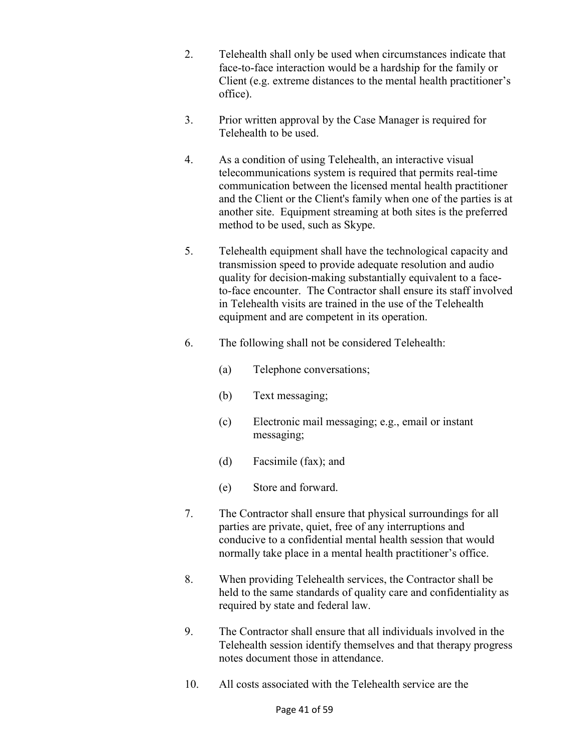2. Telehealth shall only be used when circumstances indicate that face-to-face interaction would be a hardship for the family or Client (e.g. extreme distances to the mental health practitioner's office).

3. Prior written approval by the Case Manager is required for Telehealth to be used.

4. As a condition of using Telehealth, an interactive visual telecommunications system is required that permits real-time communication between the licensed mental health practitioner and the Client or the Client's family when one of the parties is at another site. Equipment streaming at both sites is the preferred method to be used, such as Skype.

5. Telehealth equipment shall have the technological capacity and transmission speed to provide adequate resolution and audio quality for decision-making substantially equivalent to a face-to-face encounter. The Contractor shall ensure its staff involved in Telehealth visits are trained in the use of the Telehealth equipment and are competent in its operation.

6. The following shall not be considered Telehealth:

   (a) Telephone conversations;

   (b) Text messaging;

   (c) Electronic mail messaging; e.g., email or instant messaging;

   (d) Facsimile (fax); and

   (e) Store and forward.

7. The Contractor shall ensure that physical surroundings for all parties are private, quiet, free of any interruptions and conducive to a confidential mental health session that would normally take place in a mental health practitioner's office.

8. When providing Telehealth services, the Contractor shall be held to the same standards of quality care and confidentiality as required by state and federal law.

9. The Contractor shall ensure that all individuals involved in the Telehealth session identify themselves and that therapy progress notes document those in attendance.

10. All costs associated with the Telehealth service are the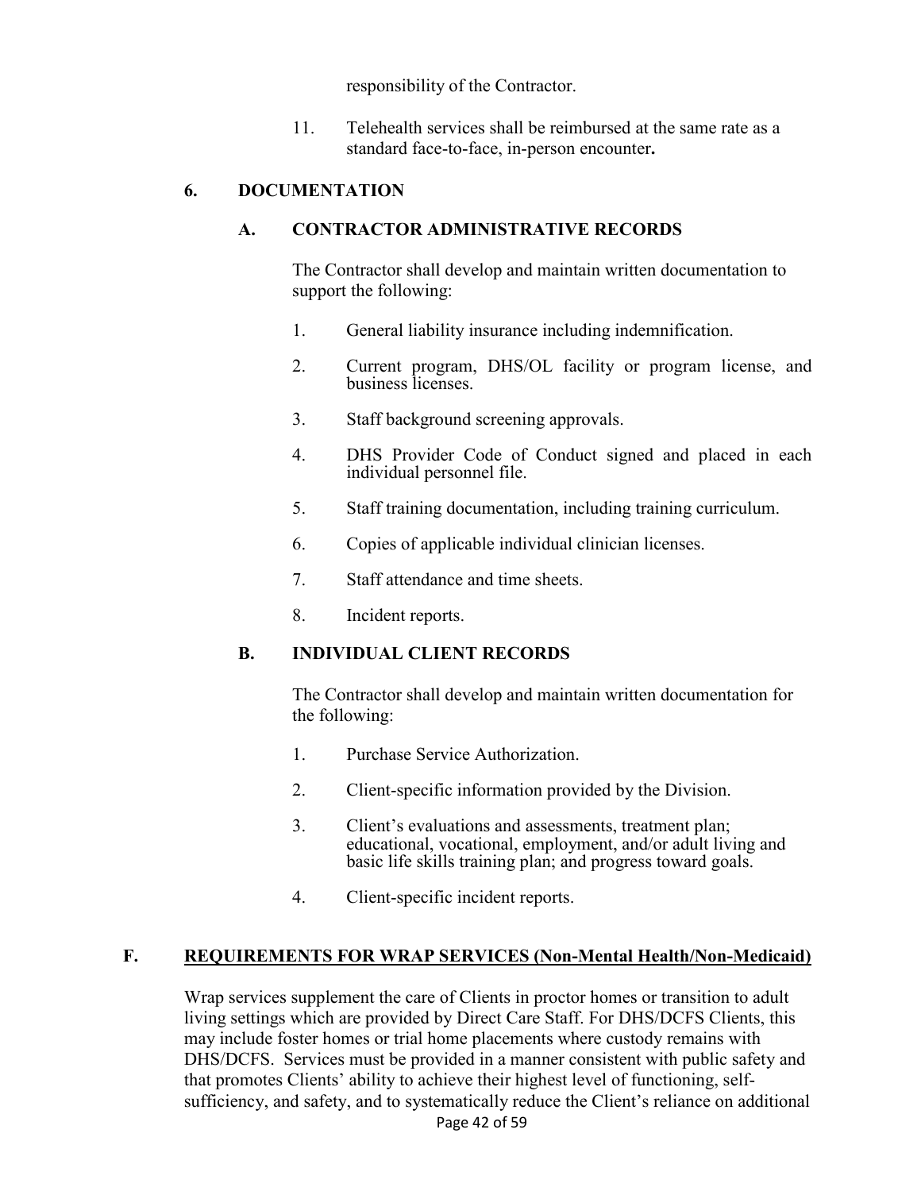responsibility of the Contractor.

11. Telehealth services shall be reimbursed at the same rate as a standard face-to-face, in-person encounter**.**

### 6. DOCUMENTATION

#### A. CONTRACTOR ADMINISTRATIVE RECORDS

The Contractor shall develop and maintain written documentation to support the following:

1. General liability insurance including indemnification.
2. Current program, DHS/OL facility or program license, and business licenses.
3. Staff background screening approvals.
4. DHS Provider Code of Conduct signed and placed in each individual personnel file.
5. Staff training documentation, including training curriculum.
6. Copies of applicable individual clinician licenses.
7. Staff attendance and time sheets.
8. Incident reports.

#### B. INDIVIDUAL CLIENT RECORDS

The Contractor shall develop and maintain written documentation for the following:

1. Purchase Service Authorization.
2. Client-specific information provided by the Division.
3. Client's evaluations and assessments, treatment plan; educational, vocational, employment, and/or adult living and basic life skills training plan; and progress toward goals.
4. Client-specific incident reports.

## F. <u>REQUIREMENTS FOR WRAP SERVICES (Non-Mental Health/Non-Medicaid)</u>

Wrap services supplement the care of Clients in proctor homes or transition to adult living settings which are provided by Direct Care Staff. For DHS/DCFS Clients, this may include foster homes or trial home placements where custody remains with DHS/DCFS. Services must be provided in a manner consistent with public safety and that promotes Clients' ability to achieve their highest level of functioning, self-sufficiency, and safety, and to systematically reduce the Client's reliance on additional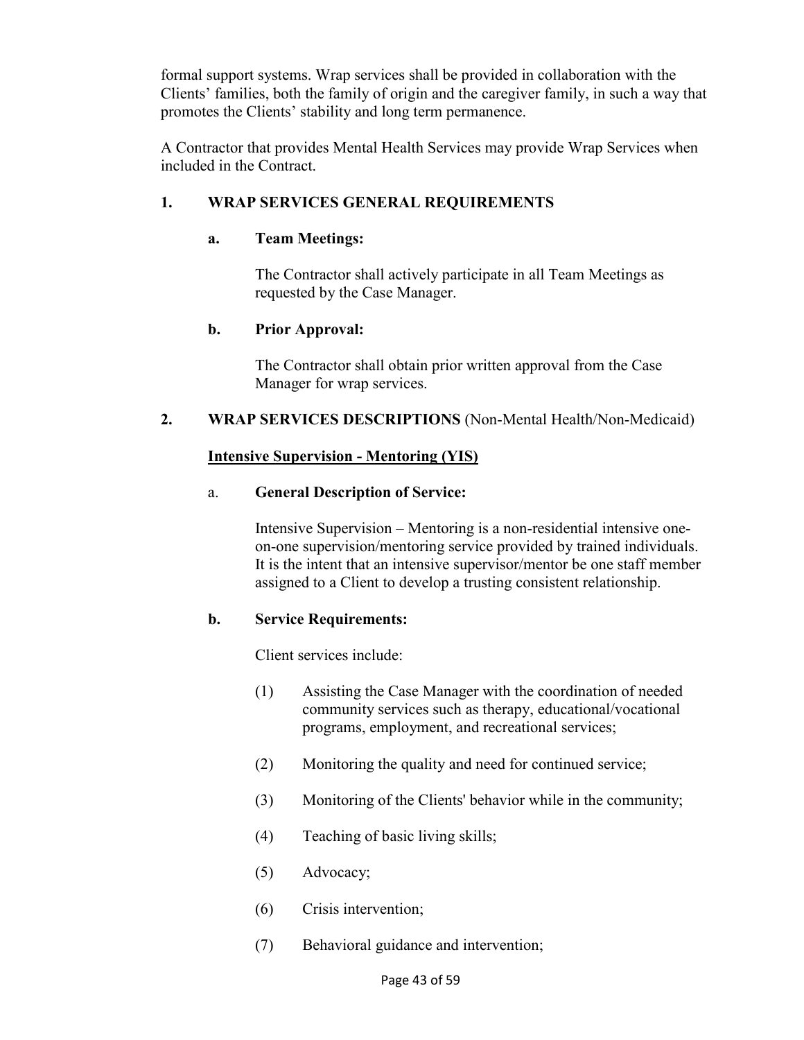formal support systems. Wrap services shall be provided in collaboration with the Clients' families, both the family of origin and the caregiver family, in such a way that promotes the Clients' stability and long term permanence.

A Contractor that provides Mental Health Services may provide Wrap Services when included in the Contract.

## 1. WRAP SERVICES GENERAL REQUIREMENTS

### a. Team Meetings:

The Contractor shall actively participate in all Team Meetings as requested by the Case Manager.

### b. Prior Approval:

The Contractor shall obtain prior written approval from the Case Manager for wrap services.

## 2. WRAP SERVICES DESCRIPTIONS (Non-Mental Health/Non-Medicaid)

**Intensive Supervision - Mentoring (YIS)**

### a. General Description of Service:

Intensive Supervision – Mentoring is a non-residential intensive one-on-one supervision/mentoring service provided by trained individuals. It is the intent that an intensive supervisor/mentor be one staff member assigned to a Client to develop a trusting consistent relationship.

### b. Service Requirements:

Client services include:

(1) Assisting the Case Manager with the coordination of needed community services such as therapy, educational/vocational programs, employment, and recreational services;

(2) Monitoring the quality and need for continued service;

(3) Monitoring of the Clients' behavior while in the community;

(4) Teaching of basic living skills;

(5) Advocacy;

(6) Crisis intervention;

(7) Behavioral guidance and intervention;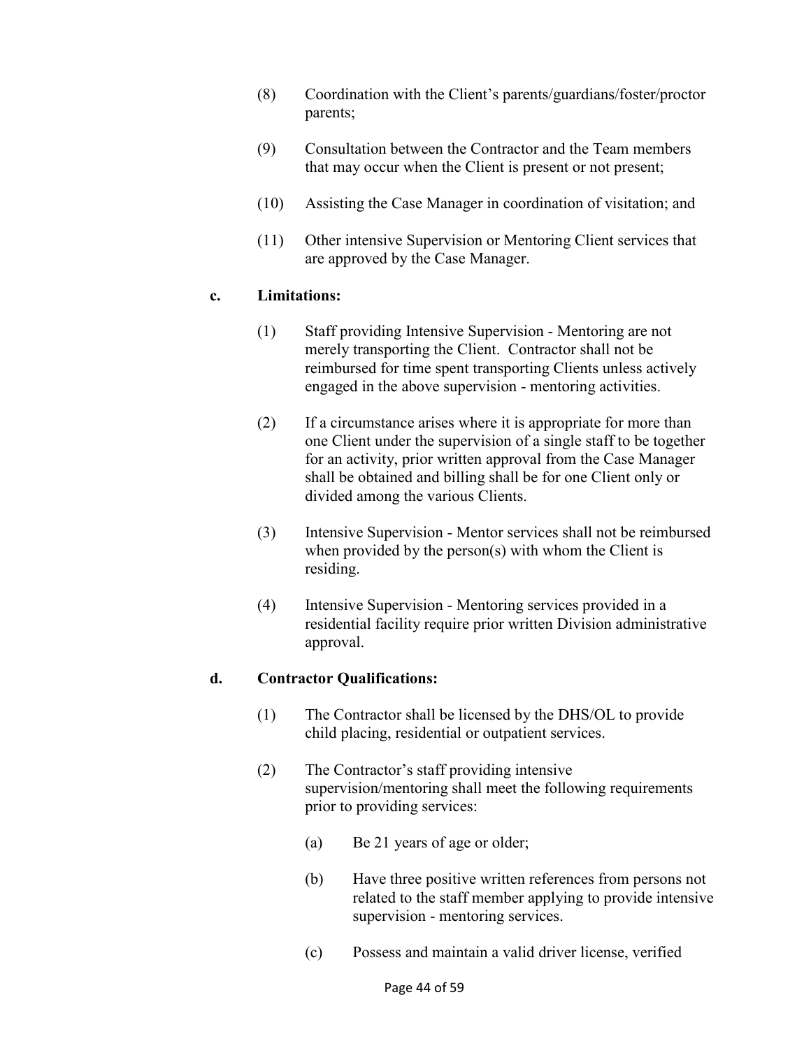(8) Coordination with the Client's parents/guardians/foster/proctor parents;

(9) Consultation between the Contractor and the Team members that may occur when the Client is present or not present;

(10) Assisting the Case Manager in coordination of visitation; and

(11) Other intensive Supervision or Mentoring Client services that are approved by the Case Manager.

**c. Limitations:**

(1) Staff providing Intensive Supervision - Mentoring are not merely transporting the Client. Contractor shall not be reimbursed for time spent transporting Clients unless actively engaged in the above supervision - mentoring activities.

(2) If a circumstance arises where it is appropriate for more than one Client under the supervision of a single staff to be together for an activity, prior written approval from the Case Manager shall be obtained and billing shall be for one Client only or divided among the various Clients.

(3) Intensive Supervision - Mentor services shall not be reimbursed when provided by the person(s) with whom the Client is residing.

(4) Intensive Supervision - Mentoring services provided in a residential facility require prior written Division administrative approval.

**d. Contractor Qualifications:**

(1) The Contractor shall be licensed by the DHS/OL to provide child placing, residential or outpatient services.

(2) The Contractor's staff providing intensive supervision/mentoring shall meet the following requirements prior to providing services:

(a) Be 21 years of age or older;

(b) Have three positive written references from persons not related to the staff member applying to provide intensive supervision - mentoring services.

(c) Possess and maintain a valid driver license, verified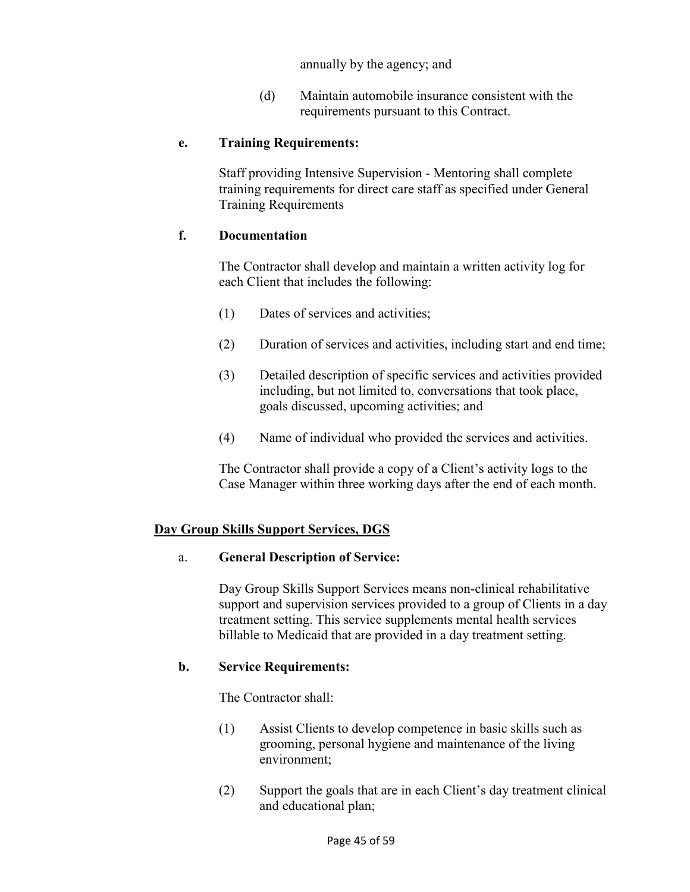annually by the agency; and

(d) Maintain automobile insurance consistent with the requirements pursuant to this Contract.

**e. Training Requirements:**

Staff providing Intensive Supervision - Mentoring shall complete training requirements for direct care staff as specified under General Training Requirements

**f. Documentation**

The Contractor shall develop and maintain a written activity log for each Client that includes the following:

(1) Dates of services and activities;

(2) Duration of services and activities, including start and end time;

(3) Detailed description of specific services and activities provided including, but not limited to, conversations that took place, goals discussed, upcoming activities; and

(4) Name of individual who provided the services and activities.

The Contractor shall provide a copy of a Client's activity logs to the Case Manager within three working days after the end of each month.

**<u>Day Group Skills Support Services, DGS</u>**

a. **General Description of Service:**

Day Group Skills Support Services means non-clinical rehabilitative support and supervision services provided to a group of Clients in a day treatment setting. This service supplements mental health services billable to Medicaid that are provided in a day treatment setting.

**b. Service Requirements:**

The Contractor shall:

(1) Assist Clients to develop competence in basic skills such as grooming, personal hygiene and maintenance of the living environment;

(2) Support the goals that are in each Client's day treatment clinical and educational plan;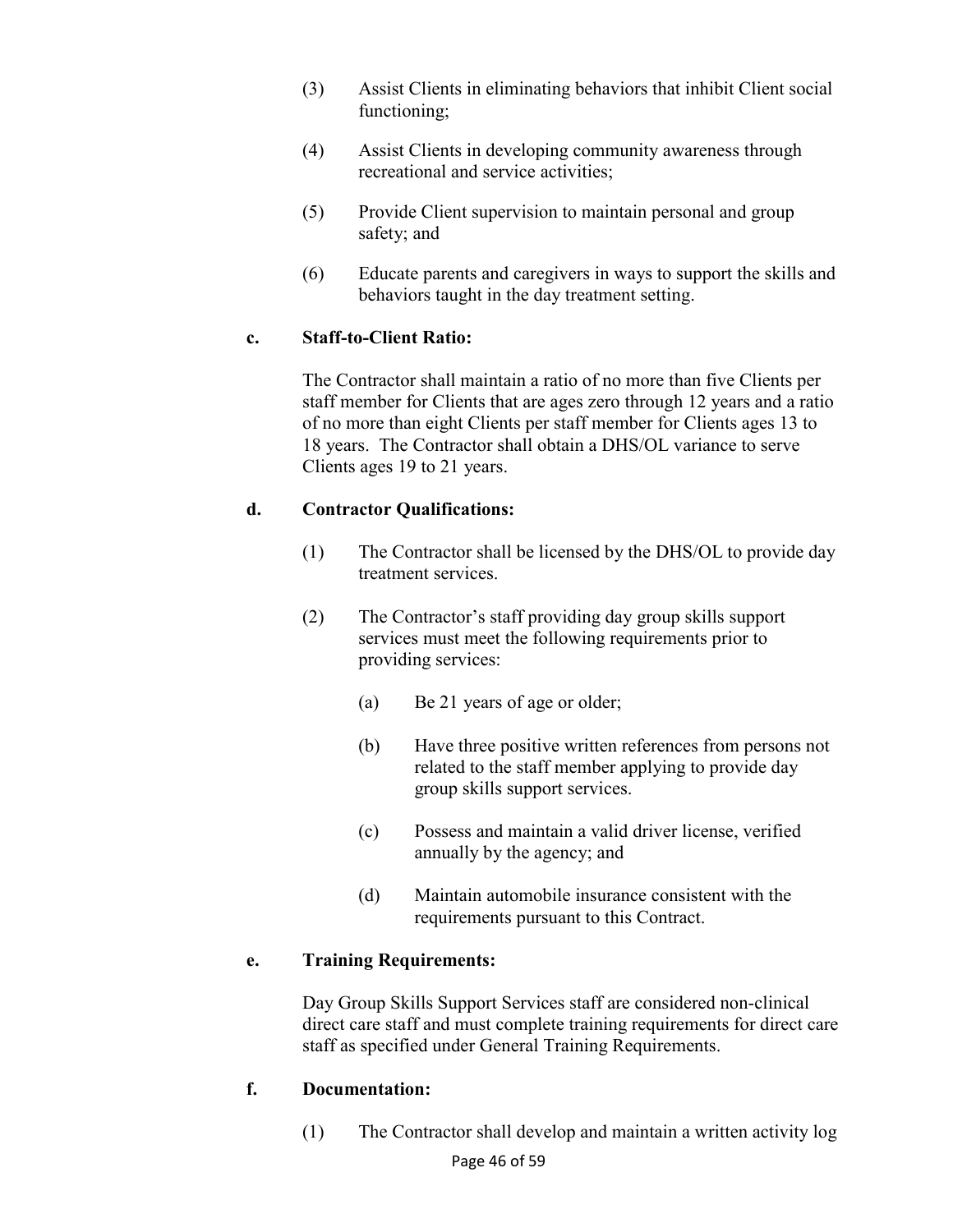(3) Assist Clients in eliminating behaviors that inhibit Client social functioning;

(4) Assist Clients in developing community awareness through recreational and service activities;

(5) Provide Client supervision to maintain personal and group safety; and

(6) Educate parents and caregivers in ways to support the skills and behaviors taught in the day treatment setting.

**c. Staff-to-Client Ratio:**

The Contractor shall maintain a ratio of no more than five Clients per staff member for Clients that are ages zero through 12 years and a ratio of no more than eight Clients per staff member for Clients ages 13 to 18 years. The Contractor shall obtain a DHS/OL variance to serve Clients ages 19 to 21 years.

**d. Contractor Qualifications:**

(1) The Contractor shall be licensed by the DHS/OL to provide day treatment services.

(2) The Contractor's staff providing day group skills support services must meet the following requirements prior to providing services:

(a) Be 21 years of age or older;

(b) Have three positive written references from persons not related to the staff member applying to provide day group skills support services.

(c) Possess and maintain a valid driver license, verified annually by the agency; and

(d) Maintain automobile insurance consistent with the requirements pursuant to this Contract.

**e. Training Requirements:**

Day Group Skills Support Services staff are considered non-clinical direct care staff and must complete training requirements for direct care staff as specified under General Training Requirements.

**f. Documentation:**

(1) The Contractor shall develop and maintain a written activity log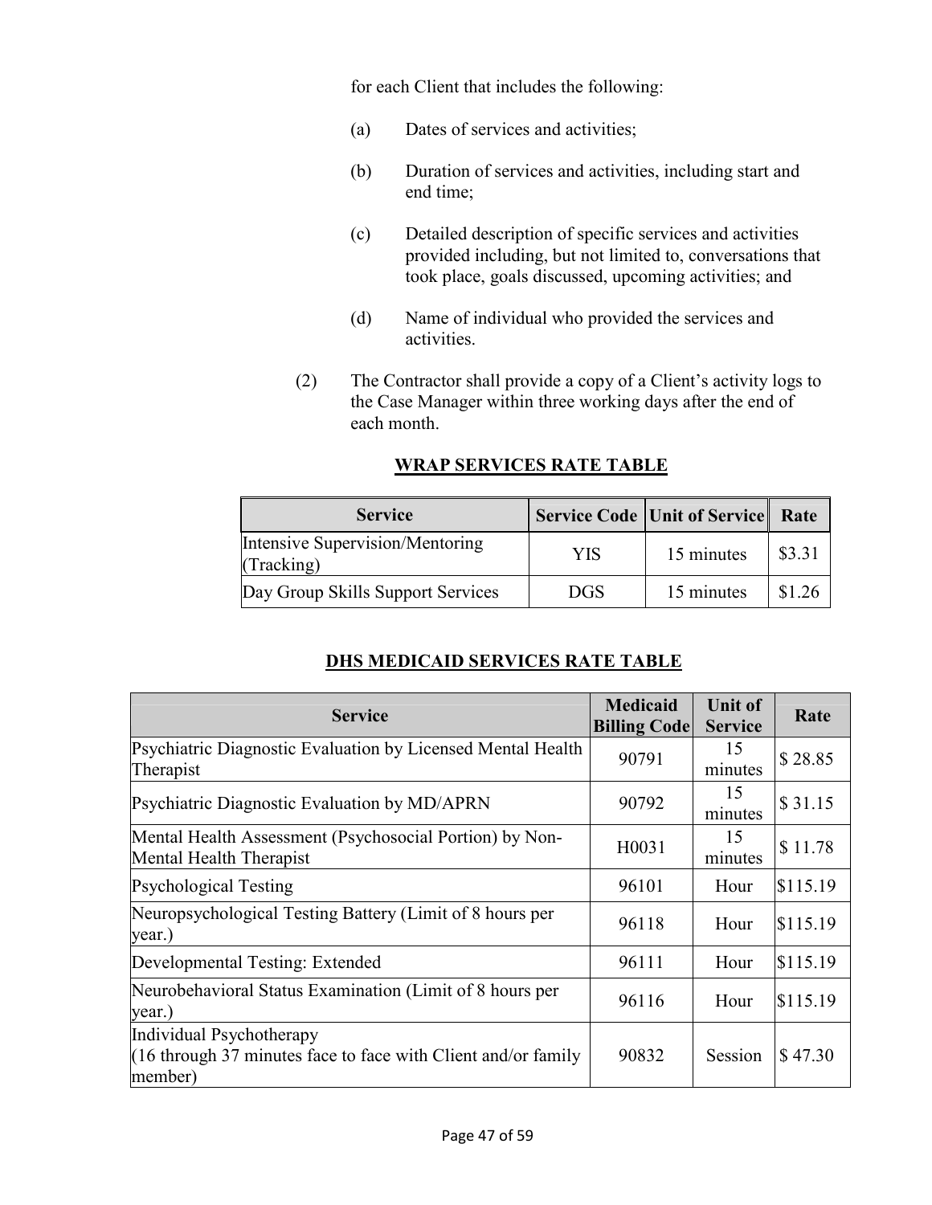for each Client that includes the following:

(a) Dates of services and activities;

(b) Duration of services and activities, including start and end time;

(c) Detailed description of specific services and activities provided including, but not limited to, conversations that took place, goals discussed, upcoming activities; and

(d) Name of individual who provided the services and activities.

(2) The Contractor shall provide a copy of a Client's activity logs to the Case Manager within three working days after the end of each month.

**WRAP SERVICES RATE TABLE**

| Service | Service Code | Unit of Service | Rate |
|---|---|---|---|
| Intensive Supervision/Mentoring (Tracking) | YIS | 15 minutes | $3.31 |
| Day Group Skills Support Services | DGS | 15 minutes | $1.26 |

**DHS MEDICAID SERVICES RATE TABLE**

| Service | Medicaid Billing Code | Unit of Service | Rate |
|---|---|---|---|
| Psychiatric Diagnostic Evaluation by Licensed Mental Health Therapist | 90791 | 15 minutes | $ 28.85 |
| Psychiatric Diagnostic Evaluation by MD/APRN | 90792 | 15 minutes | $ 31.15 |
| Mental Health Assessment (Psychosocial Portion) by Non-Mental Health Therapist | H0031 | 15 minutes | $ 11.78 |
| Psychological Testing | 96101 | Hour | $115.19 |
| Neuropsychological Testing Battery (Limit of 8 hours per year.) | 96118 | Hour | $115.19 |
| Developmental Testing: Extended | 96111 | Hour | $115.19 |
| Neurobehavioral Status Examination (Limit of 8 hours per year.) | 96116 | Hour | $115.19 |
| Individual Psychotherapy (16 through 37 minutes face to face with Client and/or family member) | 90832 | Session | $ 47.30 |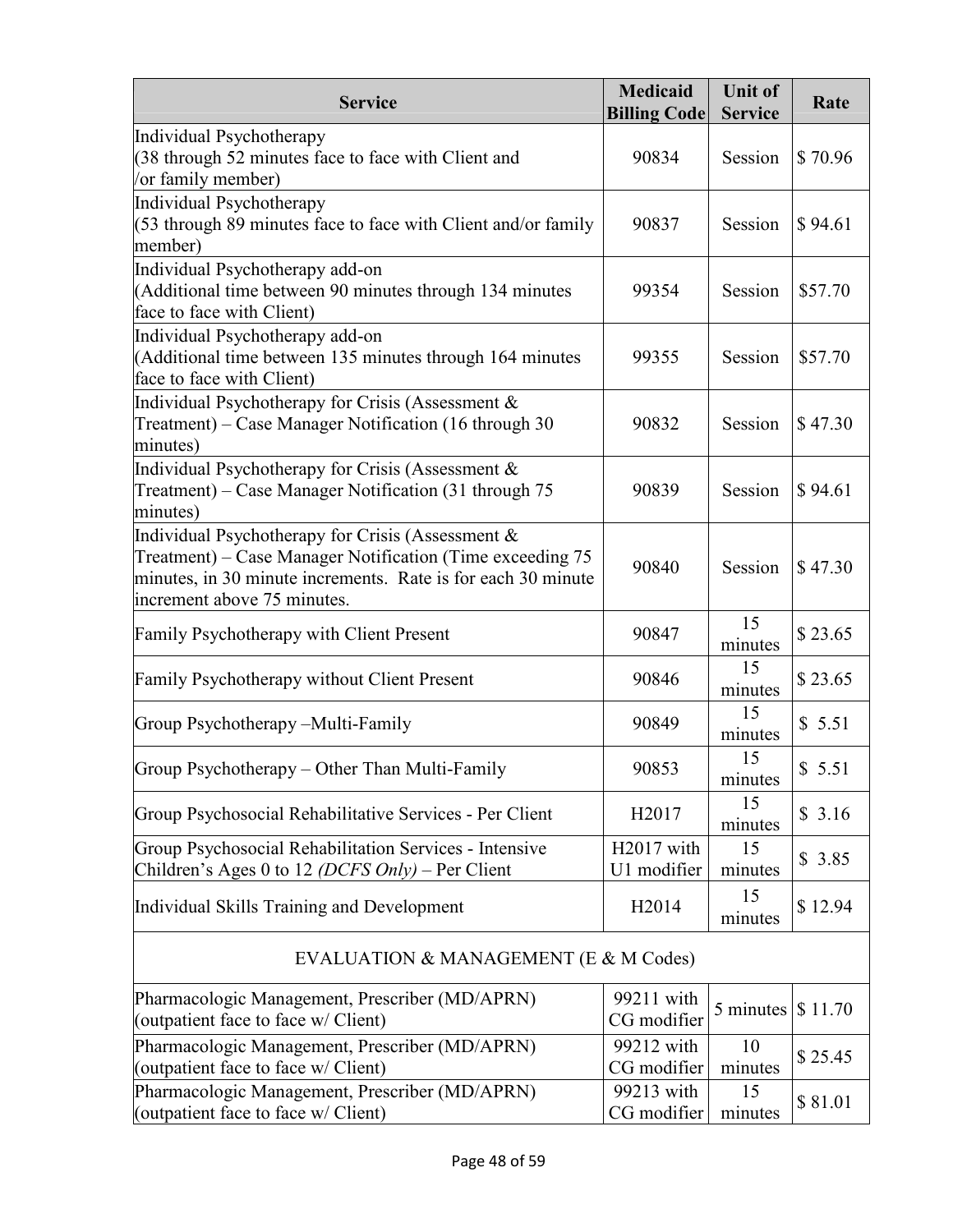| Service | Medicaid Billing Code | Unit of Service | Rate |
|---|---|---|---|
| Individual Psychotherapy (38 through 52 minutes face to face with Client and /or family member) | 90834 | Session | $ 70.96 |
| Individual Psychotherapy (53 through 89 minutes face to face with Client and/or family member) | 90837 | Session | $ 94.61 |
| Individual Psychotherapy add-on (Additional time between 90 minutes through 134 minutes face to face with Client) | 99354 | Session | $57.70 |
| Individual Psychotherapy add-on (Additional time between 135 minutes through 164 minutes face to face with Client) | 99355 | Session | $57.70 |
| Individual Psychotherapy for Crisis (Assessment & Treatment) – Case Manager Notification (16 through 30 minutes) | 90832 | Session | $ 47.30 |
| Individual Psychotherapy for Crisis (Assessment & Treatment) – Case Manager Notification (31 through 75 minutes) | 90839 | Session | $ 94.61 |
| Individual Psychotherapy for Crisis (Assessment & Treatment) – Case Manager Notification (Time exceeding 75 minutes, in 30 minute increments. Rate is for each 30 minute increment above 75 minutes. | 90840 | Session | $ 47.30 |
| Family Psychotherapy with Client Present | 90847 | 15 minutes | $ 23.65 |
| Family Psychotherapy without Client Present | 90846 | 15 minutes | $ 23.65 |
| Group Psychotherapy –Multi-Family | 90849 | 15 minutes | $ 5.51 |
| Group Psychotherapy – Other Than Multi-Family | 90853 | 15 minutes | $ 5.51 |
| Group Psychosocial Rehabilitative Services - Per Client | H2017 | 15 minutes | $ 3.16 |
| Group Psychosocial Rehabilitation Services - Intensive Children's Ages 0 to 12 *(DCFS Only)* – Per Client | H2017 with U1 modifier | 15 minutes | $ 3.85 |
| Individual Skills Training and Development | H2014 | 15 minutes | $ 12.94 |
| EVALUATION & MANAGEMENT (E & M Codes) | | | |
| Pharmacologic Management, Prescriber (MD/APRN) (outpatient face to face w/ Client) | 99211 with CG modifier | 5 minutes | $ 11.70 |
| Pharmacologic Management, Prescriber (MD/APRN) (outpatient face to face w/ Client) | 99212 with CG modifier | 10 minutes | $ 25.45 |
| Pharmacologic Management, Prescriber (MD/APRN) (outpatient face to face w/ Client) | 99213 with CG modifier | 15 minutes | $ 81.01 |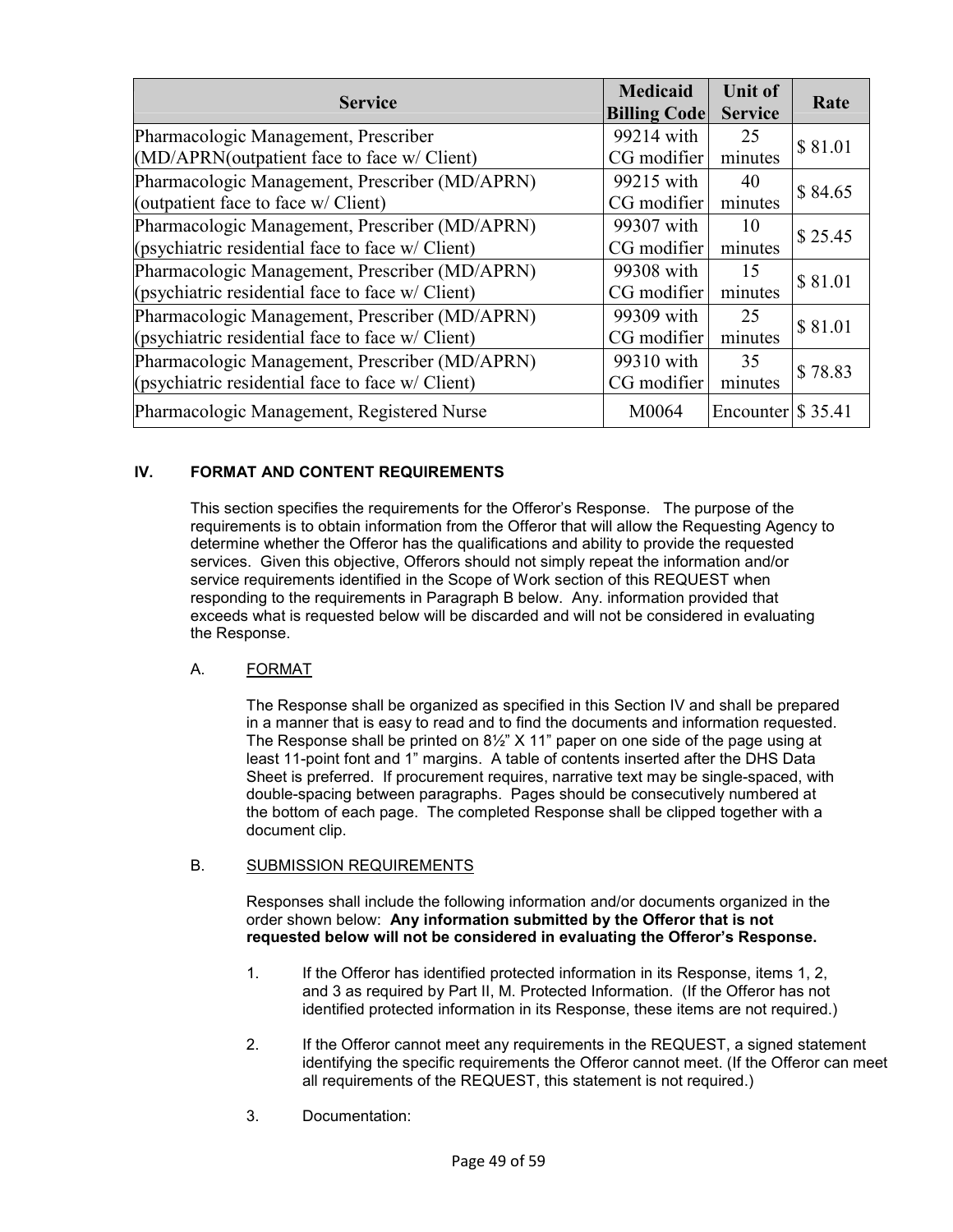| Service | Medicaid Billing Code | Unit of Service | Rate |
|---|---|---|---|
| Pharmacologic Management, Prescriber (MD/APRN(outpatient face to face w/ Client) | 99214 with CG modifier | 25 minutes | $ 81.01 |
| Pharmacologic Management, Prescriber (MD/APRN) (outpatient face to face w/ Client) | 99215 with CG modifier | 40 minutes | $ 84.65 |
| Pharmacologic Management, Prescriber (MD/APRN) (psychiatric residential face to face w/ Client) | 99307 with CG modifier | 10 minutes | $ 25.45 |
| Pharmacologic Management, Prescriber (MD/APRN) (psychiatric residential face to face w/ Client) | 99308 with CG modifier | 15 minutes | $ 81.01 |
| Pharmacologic Management, Prescriber (MD/APRN) (psychiatric residential face to face w/ Client) | 99309 with CG modifier | 25 minutes | $ 81.01 |
| Pharmacologic Management, Prescriber (MD/APRN) (psychiatric residential face to face w/ Client) | 99310 with CG modifier | 35 minutes | $ 78.83 |
| Pharmacologic Management, Registered Nurse | M0064 | Encounter | $ 35.41 |

## IV. FORMAT AND CONTENT REQUIREMENTS

This section specifies the requirements for the Offeror's Response. The purpose of the requirements is to obtain information from the Offeror that will allow the Requesting Agency to determine whether the Offeror has the qualifications and ability to provide the requested services. Given this objective, Offerors should not simply repeat the information and/or service requirements identified in the Scope of Work section of this REQUEST when responding to the requirements in Paragraph B below. Any. information provided that exceeds what is requested below will be discarded and will not be considered in evaluating the Response.

### A. FORMAT

The Response shall be organized as specified in this Section IV and shall be prepared in a manner that is easy to read and to find the documents and information requested. The Response shall be printed on 8½" X 11" paper on one side of the page using at least 11-point font and 1" margins. A table of contents inserted after the DHS Data Sheet is preferred. If procurement requires, narrative text may be single-spaced, with double-spacing between paragraphs. Pages should be consecutively numbered at the bottom of each page. The completed Response shall be clipped together with a document clip.

### B. SUBMISSION REQUIREMENTS

Responses shall include the following information and/or documents organized in the order shown below: **Any information submitted by the Offeror that is not requested below will not be considered in evaluating the Offeror's Response.**

1. If the Offeror has identified protected information in its Response, items 1, 2, and 3 as required by Part II, M. Protected Information. (If the Offeror has not identified protected information in its Response, these items are not required.)

2. If the Offeror cannot meet any requirements in the REQUEST, a signed statement identifying the specific requirements the Offeror cannot meet. (If the Offeror can meet all requirements of the REQUEST, this statement is not required.)

3. Documentation: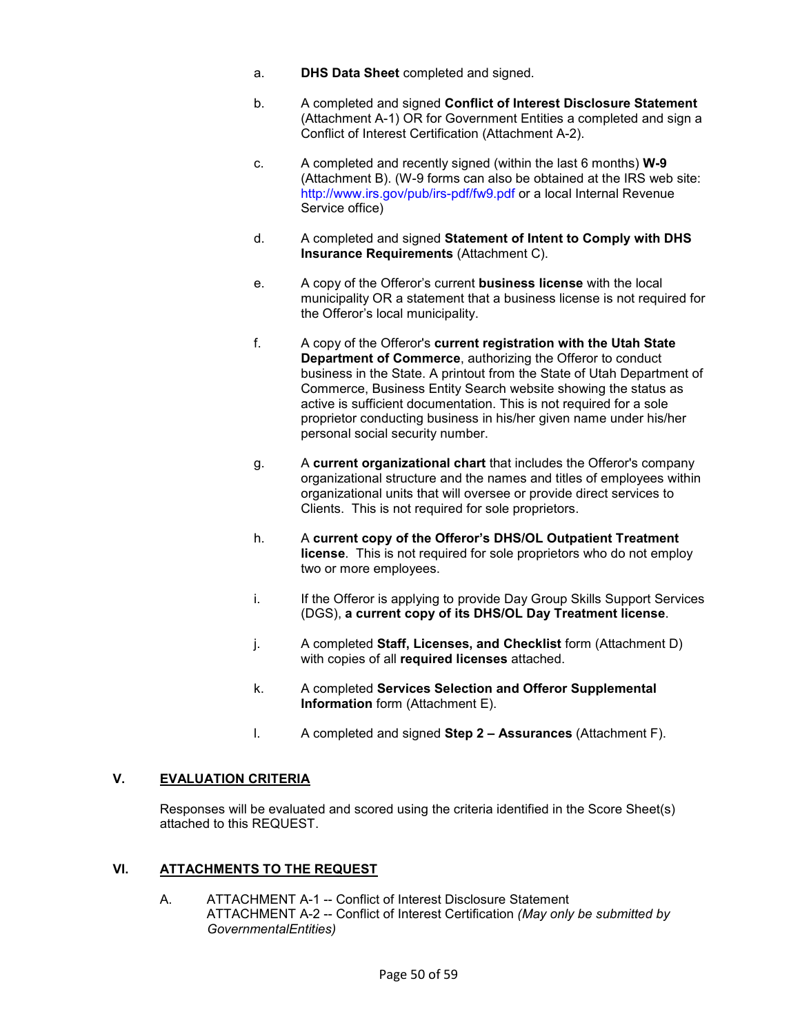a. **DHS Data Sheet** completed and signed.

b. A completed and signed **Conflict of Interest Disclosure Statement** (Attachment A-1) OR for Government Entities a completed and sign a Conflict of Interest Certification (Attachment A-2).

c. A completed and recently signed (within the last 6 months) **W-9** (Attachment B). (W-9 forms can also be obtained at the IRS web site: http://www.irs.gov/pub/irs-pdf/fw9.pdf or a local Internal Revenue Service office)

d. A completed and signed **Statement of Intent to Comply with DHS Insurance Requirements** (Attachment C).

e. A copy of the Offeror's current **business license** with the local municipality OR a statement that a business license is not required for the Offeror's local municipality.

f. A copy of the Offeror's **current registration with the Utah State Department of Commerce**, authorizing the Offeror to conduct business in the State. A printout from the State of Utah Department of Commerce, Business Entity Search website showing the status as active is sufficient documentation. This is not required for a sole proprietor conducting business in his/her given name under his/her personal social security number.

g. A **current organizational chart** that includes the Offeror's company organizational structure and the names and titles of employees within organizational units that will oversee or provide direct services to Clients. This is not required for sole proprietors.

h. A **current copy of the Offeror's DHS/OL Outpatient Treatment license**. This is not required for sole proprietors who do not employ two or more employees.

i. If the Offeror is applying to provide Day Group Skills Support Services (DGS), **a current copy of its DHS/OL Day Treatment license**.

j. A completed **Staff, Licenses, and Checklist** form (Attachment D) with copies of all **required licenses** attached.

k. A completed **Services Selection and Offeror Supplemental Information** form (Attachment E).

l. A completed and signed **Step 2 – Assurances** (Attachment F).

## V. EVALUATION CRITERIA

Responses will be evaluated and scored using the criteria identified in the Score Sheet(s) attached to this REQUEST.

## VI. ATTACHMENTS TO THE REQUEST

A. ATTACHMENT A-1 -- Conflict of Interest Disclosure Statement
ATTACHMENT A-2 -- Conflict of Interest Certification *(May only be submitted by GovernmentalEntities)*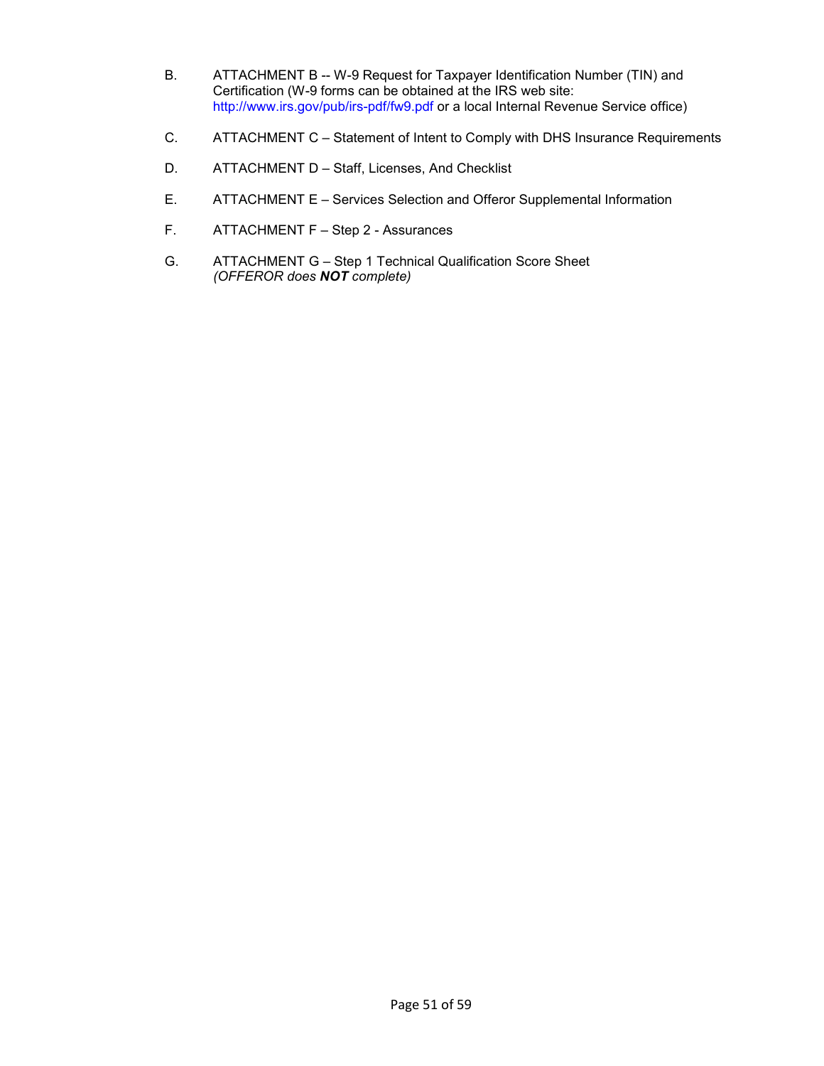B. ATTACHMENT B -- W-9 Request for Taxpayer Identification Number (TIN) and Certification (W-9 forms can be obtained at the IRS web site: http://www.irs.gov/pub/irs-pdf/fw9.pdf or a local Internal Revenue Service office)

C. ATTACHMENT C – Statement of Intent to Comply with DHS Insurance Requirements

D. ATTACHMENT D – Staff, Licenses, And Checklist

E. ATTACHMENT E – Services Selection and Offeror Supplemental Information

F. ATTACHMENT F – Step 2 - Assurances

G. ATTACHMENT G – Step 1 Technical Qualification Score Sheet
*(OFFEROR does **NOT** complete)*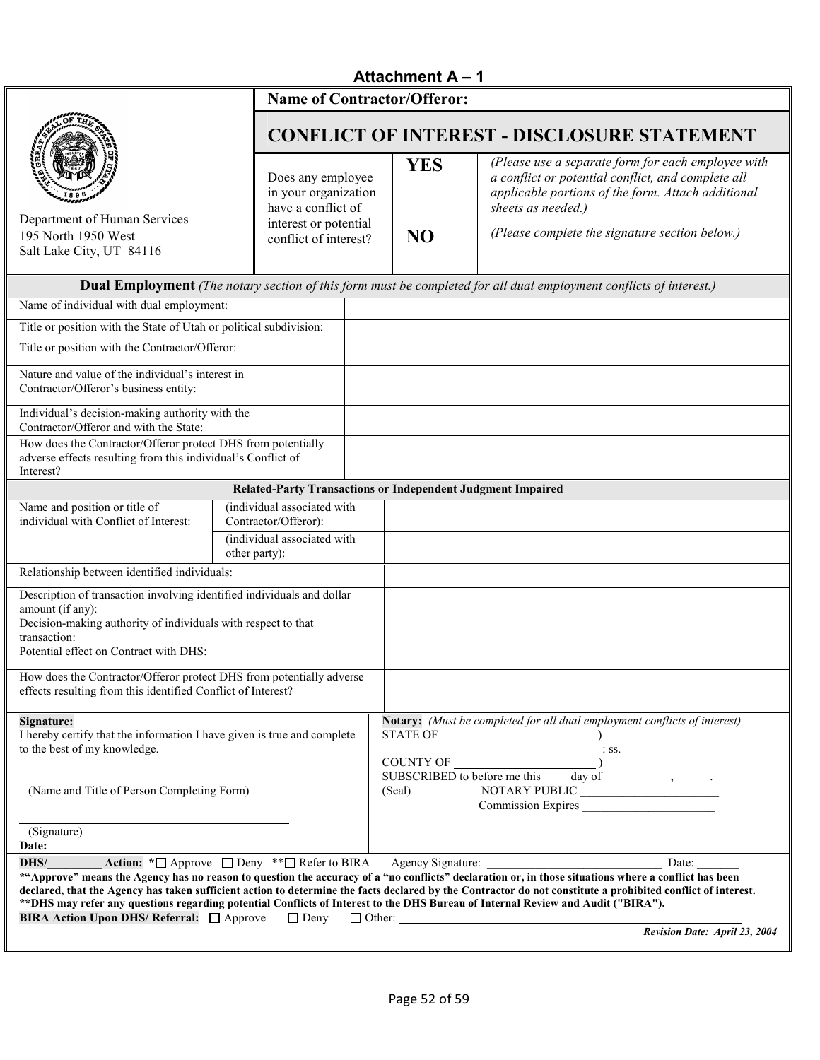**Attachment A – 1**

Department of Human Services
195 North 1950 West
Salt Lake City, UT 84116

**Name of Contractor/Offeror:**

## CONFLICT OF INTEREST - DISCLOSURE STATEMENT

| Does any employee in your organization have a conflict of interest or potential conflict of interest? | **YES** | *(Please use a separate form for each employee with a conflict or potential conflict, and complete all applicable portions of the form. Attach additional sheets as needed.)* |
|---|---|---|
| | **NO** | *(Please complete the signature section below.)* |

**Dual Employment** *(The notary section of this form must be completed for all dual employment conflicts of interest.)*

| | |
|---|---|
| Name of individual with dual employment: | |
| Title or position with the State of Utah or political subdivision: | |
| Title or position with the Contractor/Offeror: | |
| Nature and value of the individual's interest in Contractor/Offeror's business entity: | |
| Individual's decision-making authority with the Contractor/Offeror and with the State: | |
| How does the Contractor/Offeror protect DHS from potentially adverse effects resulting from this individual's Conflict of Interest? | |

**Related-Party Transactions or Independent Judgment Impaired**

| | | |
|---|---|---|
| Name and position or title of individual with Conflict of Interest: | (individual associated with Contractor/Offeror): | |
| | (individual associated with other party): | |
| Relationship between identified individuals: | | |
| Description of transaction involving identified individuals and dollar amount (if any): | | |
| Decision-making authority of individuals with respect to that transaction: | | |
| Potential effect on Contract with DHS: | | |
| How does the Contractor/Offeror protect DHS from potentially adverse effects resulting from this identified Conflict of Interest? | | |

**Signature:**
I hereby certify that the information I have given is true and complete to the best of my knowledge.

\_\_\_\_\_\_\_\_\_\_\_\_\_\_\_\_\_\_\_\_\_\_\_\_\_\_\_\_\_\_\_\_\_\_\_\_\_\_\_\_
(Name and Title of Person Completing Form)

\_\_\_\_\_\_\_\_\_\_\_\_\_\_\_\_\_\_\_\_\_\_\_\_\_\_\_\_\_\_\_\_\_\_\_\_\_\_\_\_
(Signature)
**Date:** \_\_\_\_\_\_\_\_\_\_\_\_\_\_\_\_\_\_\_\_\_\_\_\_\_\_\_\_\_\_\_\_\_\_\_\_

**Notary:** *(Must be completed for all dual employment conflicts of interest)*
STATE OF \_\_\_\_\_\_\_\_\_\_\_\_\_\_\_\_\_\_\_\_\_\_\_\_\_\_ )
: ss.
COUNTY OF \_\_\_\_\_\_\_\_\_\_\_\_\_\_\_\_\_\_\_\_\_\_\_\_ )
SUBSCRIBED to before me this \_\_\_\_ day of \_\_\_\_\_\_\_\_\_\_\_, \_\_\_\_\_.
(Seal) NOTARY PUBLIC \_\_\_\_\_\_\_\_\_\_\_\_\_\_\_\_\_\_\_\_\_\_
Commission Expires \_\_\_\_\_\_\_\_\_\_\_\_\_\_\_\_\_\_\_\_\_\_

**DHS/\_\_\_\_\_\_\_\_\_ Action:** *☐ Approve ☐ Deny **☐ Refer to BIRA Agency Signature: \_\_\_\_\_\_\_\_\_\_\_\_\_\_\_\_\_\_\_\_\_\_\_\_\_\_\_\_\_\_ Date: \_\_\_\_\_\_\_

**\*"Approve" means the Agency has no reason to question the accuracy of a "no conflicts" declaration or, in those situations where a conflict has been declared, that the Agency has taken sufficient action to determine the facts declared by the Contractor do not constitute a prohibited conflict of interest.**
**\*\*DHS may refer any questions regarding potential Conflicts of Interest to the DHS Bureau of Internal Review and Audit ("BIRA").**

**BIRA Action Upon DHS/ Referral:** ☐ Approve ☐ Deny ☐ Other: \_\_\_\_\_\_\_\_\_\_\_\_\_\_\_\_\_\_\_\_\_\_\_\_\_\_\_\_\_\_\_\_\_\_\_\_\_\_\_\_\_\_\_\_\_\_\_\_\_\_\_\_

***Revision Date: April 23, 2004***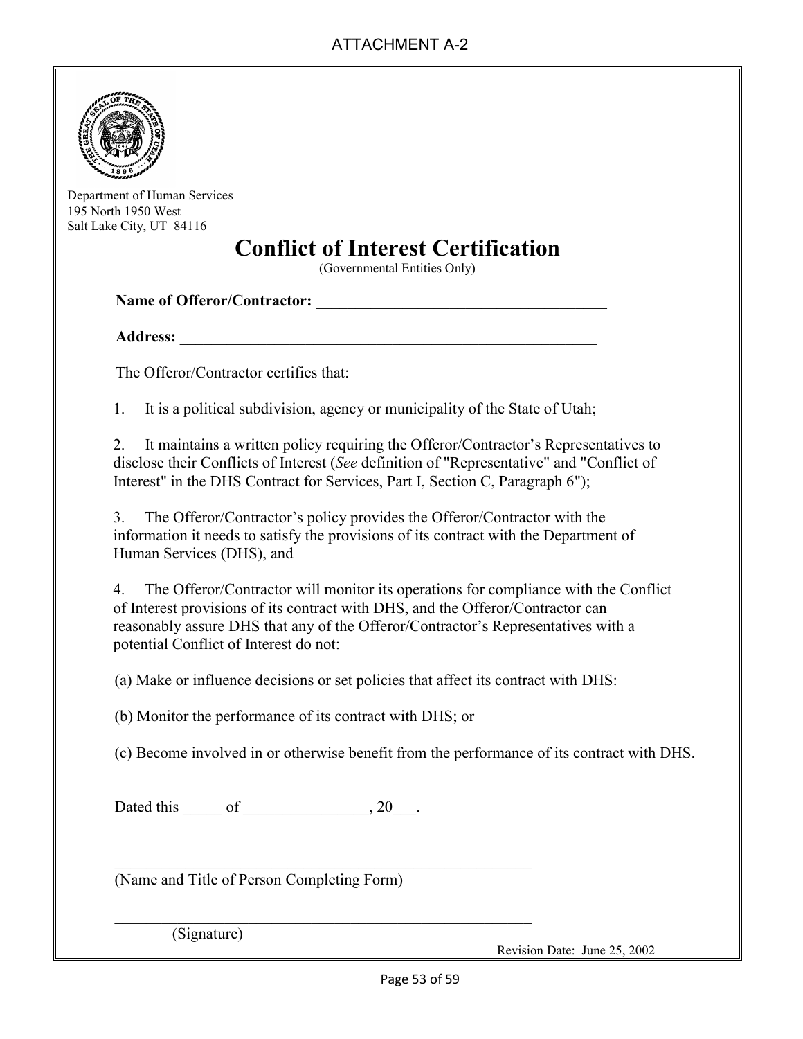ATTACHMENT A-2

Department of Human Services
195 North 1950 West
Salt Lake City, UT 84116

# Conflict of Interest Certification

(Governmental Entities Only)

**Name of Offeror/Contractor: ______________________________________**

**Address: ______________________________________________________**

The Offeror/Contractor certifies that:

1. It is a political subdivision, agency or municipality of the State of Utah;

2. It maintains a written policy requiring the Offeror/Contractor's Representatives to disclose their Conflicts of Interest (*See* definition of "Representative" and "Conflict of Interest" in the DHS Contract for Services, Part I, Section C, Paragraph 6");

3. The Offeror/Contractor's policy provides the Offeror/Contractor with the information it needs to satisfy the provisions of its contract with the Department of Human Services (DHS), and

4. The Offeror/Contractor will monitor its operations for compliance with the Conflict of Interest provisions of its contract with DHS, and the Offeror/Contractor can reasonably assure DHS that any of the Offeror/Contractor's Representatives with a potential Conflict of Interest do not:

(a) Make or influence decisions or set policies that affect its contract with DHS:

(b) Monitor the performance of its contract with DHS; or

(c) Become involved in or otherwise benefit from the performance of its contract with DHS.

Dated this _____ of _______________, 20___.

_______________________________________________________
(Name and Title of Person Completing Form)

_______________________________________________________
(Signature)

Revision Date: June 25, 2002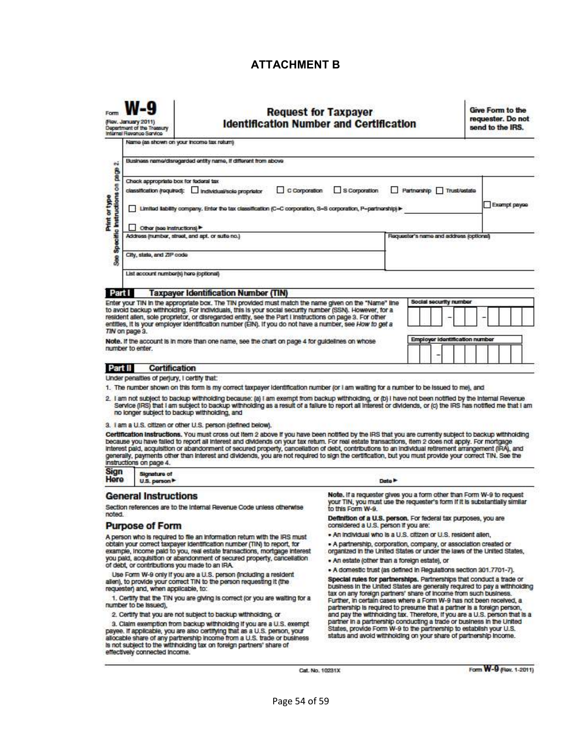# ATTACHMENT B

Form **W-9**
(Rev. January 2011)
Department of the Treasury
Internal Revenue Service

## Request for Taxpayer Identification Number and Certification

**Give Form to the requester. Do not send to the IRS.**

Print or type
See Specific Instructions on page 2.

Name (as shown on your income tax return)

Business name/disregarded entity name, if different from above

Check appropriate box for federal tax classification (required): ☐ Individual/sole proprietor ☐ C Corporation ☐ S Corporation ☐ Partnership ☐ Trust/estate

☐ Limited liability company. Enter the tax classification (C=C corporation, S=S corporation, P=partnership) ►

☐ Exempt payee

☐ Other (see instructions) ►

Address (number, street, and apt. or suite no.)

Requester's name and address (optional)

City, state, and ZIP code

List account number(s) here (optional)

**Part I** **Taxpayer Identification Number (TIN)**

Enter your TIN in the appropriate box. The TIN provided must match the name given on the "Name" line to avoid backup withholding. For individuals, this is your social security number (SSN). However, for a resident alien, sole proprietor, or disregarded entity, see the Part I instructions on page 3. For other entities, it is your employer identification number (EIN). If you do not have a number, see *How to get a TIN* on page 3.

**Social security number**

☐☐☐ – ☐☐ – ☐☐☐☐

**Note.** If the account is in more than one name, see the chart on page 4 for guidelines on whose number to enter.

**Employer identification number**

☐☐ – ☐☐☐☐☐☐☐

**Part II** **Certification**

Under penalties of perjury, I certify that:

1. The number shown on this form is my correct taxpayer identification number (or I am waiting for a number to be issued to me), and
2. I am not subject to backup withholding because: (a) I am exempt from backup withholding, or (b) I have not been notified by the Internal Revenue Service (IRS) that I am subject to backup withholding as a result of a failure to report all interest or dividends, or (c) the IRS has notified me that I am no longer subject to backup withholding, and
3. I am a U.S. citizen or other U.S. person (defined below).

**Certification instructions.** You must cross out item 2 above if you have been notified by the IRS that you are currently subject to backup withholding because you have failed to report all interest and dividends on your tax return. For real estate transactions, item 2 does not apply. For mortgage interest paid, acquisition or abandonment of secured property, cancellation of debt, contributions to an individual retirement arrangement (IRA), and generally, payments other than interest and dividends, you are not required to sign the certification, but you must provide your correct TIN. See the instructions on page 4.

**Sign Here** Signature of U.S. person ► Date ►

## General Instructions

Section references are to the Internal Revenue Code unless otherwise noted.

## Purpose of Form

A person who is required to file an information return with the IRS must obtain your correct taxpayer identification number (TIN) to report, for example, income paid to you, real estate transactions, mortgage interest you paid, acquisition or abandonment of secured property, cancellation of debt, or contributions you made to an IRA.

Use Form W-9 only if you are a U.S. person (including a resident alien), to provide your correct TIN to the person requesting it (the requester) and, when applicable, to:

1. Certify that the TIN you are giving is correct (or you are waiting for a number to be issued),
2. Certify that you are not subject to backup withholding, or
3. Claim exemption from backup withholding if you are a U.S. exempt payee. If applicable, you are also certifying that as a U.S. person, your allocable share of any partnership income from a U.S. trade or business is not subject to the withholding tax on foreign partners' share of effectively connected income.

**Note.** If a requester gives you a form other than Form W-9 to request your TIN, you must use the requester's form if it is substantially similar to this Form W-9.

**Definition of a U.S. person.** For federal tax purposes, you are considered a U.S. person if you are:

- An individual who is a U.S. citizen or U.S. resident alien,
- A partnership, corporation, company, or association created or organized in the United States or under the laws of the United States,
- An estate (other than a foreign estate), or
- A domestic trust (as defined in Regulations section 301.7701-7).

**Special rules for partnerships.** Partnerships that conduct a trade or business in the United States are generally required to pay a withholding tax on any foreign partners' share of income from such business. Further, in certain cases where a Form W-9 has not been received, a partnership is required to presume that a partner is a foreign person, and pay the withholding tax. Therefore, if you are a U.S. person that is a partner in a partnership conducting a trade or business in the United States, provide Form W-9 to the partnership to establish your U.S. status and avoid withholding on your share of partnership income.

Cat. No. 10231X

Form **W-9** (Rev. 1-2011)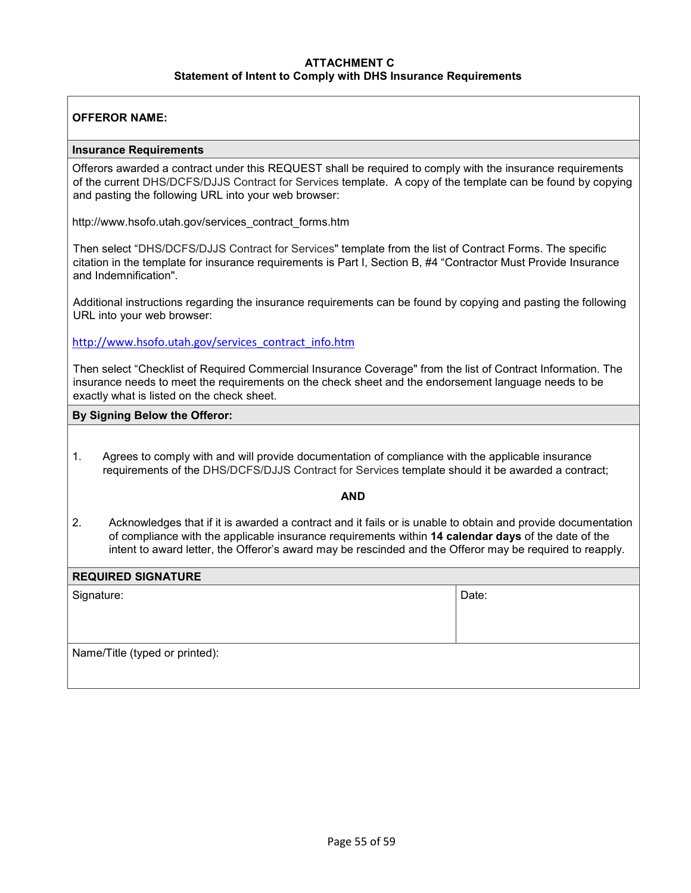**ATTACHMENT C**
**Statement of Intent to Comply with DHS Insurance Requirements**

**OFFEROR NAME:**

**Insurance Requirements**

Offerors awarded a contract under this REQUEST shall be required to comply with the insurance requirements of the current DHS/DCFS/DJJS Contract for Services template. A copy of the template can be found by copying and pasting the following URL into your web browser:

http://www.hsofo.utah.gov/services_contract_forms.htm

Then select "DHS/DCFS/DJJS Contract for Services" template from the list of Contract Forms. The specific citation in the template for insurance requirements is Part I, Section B, #4 "Contractor Must Provide Insurance and Indemnification".

Additional instructions regarding the insurance requirements can be found by copying and pasting the following URL into your web browser:

http://www.hsofo.utah.gov/services_contract_info.htm

Then select "Checklist of Required Commercial Insurance Coverage" from the list of Contract Information. The insurance needs to meet the requirements on the check sheet and the endorsement language needs to be exactly what is listed on the check sheet.

**By Signing Below the Offeror:**

1. Agrees to comply with and will provide documentation of compliance with the applicable insurance requirements of the DHS/DCFS/DJJS Contract for Services template should it be awarded a contract;

**AND**

2. Acknowledges that if it is awarded a contract and it fails or is unable to obtain and provide documentation of compliance with the applicable insurance requirements within **14 calendar days** of the date of the intent to award letter, the Offeror's award may be rescinded and the Offeror may be required to reapply.

**REQUIRED SIGNATURE**

| Signature: | Date: |
|---|---|
| Name/Title (typed or printed): | |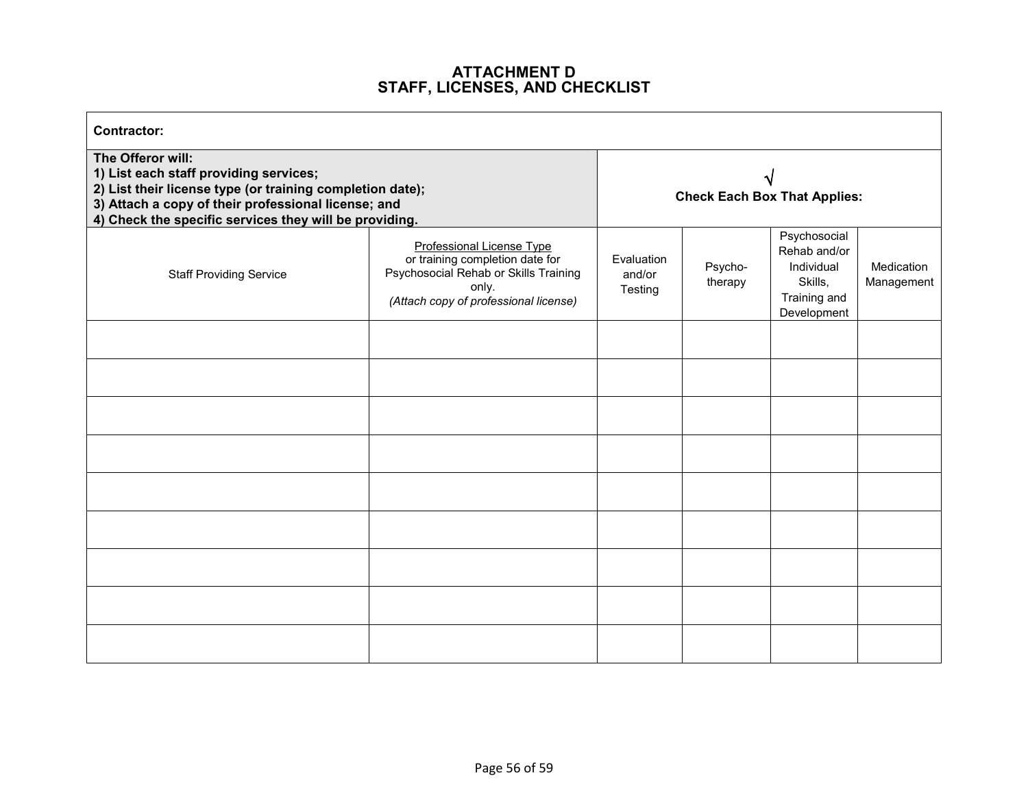# ATTACHMENT D
# STAFF, LICENSES, AND CHECKLIST

**Contractor:**

**The Offeror will:**
**1) List each staff providing services;**
**2) List their license type (or training completion date);**
**3) Attach a copy of their professional license; and**
**4) Check the specific services they will be providing.**

√ **Check Each Box That Applies:**

| Staff Providing Service | Professional License Type or training completion date for Psychosocial Rehab or Skills Training only. *(Attach copy of professional license)* | Evaluation and/or Testing | Psycho-therapy | Psychosocial Rehab and/or Individual Skills, Training and Development | Medication Management |
|---|---|---|---|---|---|
| | | | | | |
| | | | | | |
| | | | | | |
| | | | | | |
| | | | | | |
| | | | | | |
| | | | | | |
| | | | | | |
| | | | | | |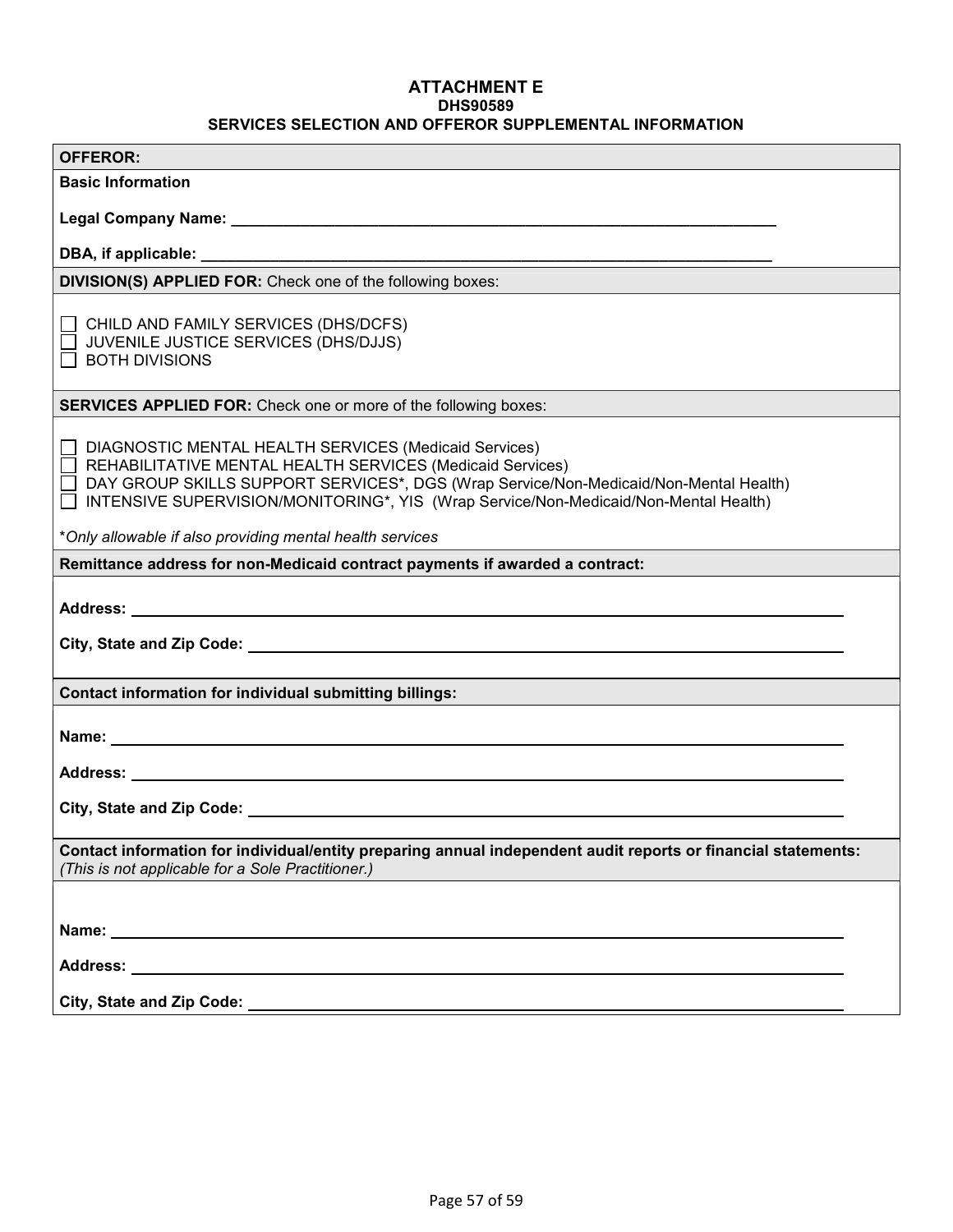# ATTACHMENT E

## DHS90589

## SERVICES SELECTION AND OFFEROR SUPPLEMENTAL INFORMATION

**OFFEROR:**

**Basic Information**

**Legal Company Name:** ____________________________________________________________

**DBA, if applicable:** ______________________________________________________________

**DIVISION(S) APPLIED FOR:** Check one of the following boxes:

☐ CHILD AND FAMILY SERVICES (DHS/DCFS)
☐ JUVENILE JUSTICE SERVICES (DHS/DJJS)
☐ BOTH DIVISIONS

**SERVICES APPLIED FOR:** Check one or more of the following boxes:

☐ DIAGNOSTIC MENTAL HEALTH SERVICES (Medicaid Services)
☐ REHABILITATIVE MENTAL HEALTH SERVICES (Medicaid Services)
☐ DAY GROUP SKILLS SUPPORT SERVICES*, DGS (Wrap Service/Non-Medicaid/Non-Mental Health)
☐ INTENSIVE SUPERVISION/MONITORING*, YIS (Wrap Service/Non-Medicaid/Non-Mental Health)

**Only allowable if also providing mental health services*

**Remittance address for non-Medicaid contract payments if awarded a contract:**

**Address:** ____________________________________________________________

**City, State and Zip Code:** ____________________________________________________________

**Contact information for individual submitting billings:**

**Name:** ____________________________________________________________

**Address:** ____________________________________________________________

**City, State and Zip Code:** ____________________________________________________________

**Contact information for individual/entity preparing annual independent audit reports or financial statements:**
*(This is not applicable for a Sole Practitioner.)*

**Name:** ____________________________________________________________

**Address:** ____________________________________________________________

**City, State and Zip Code:** ____________________________________________________________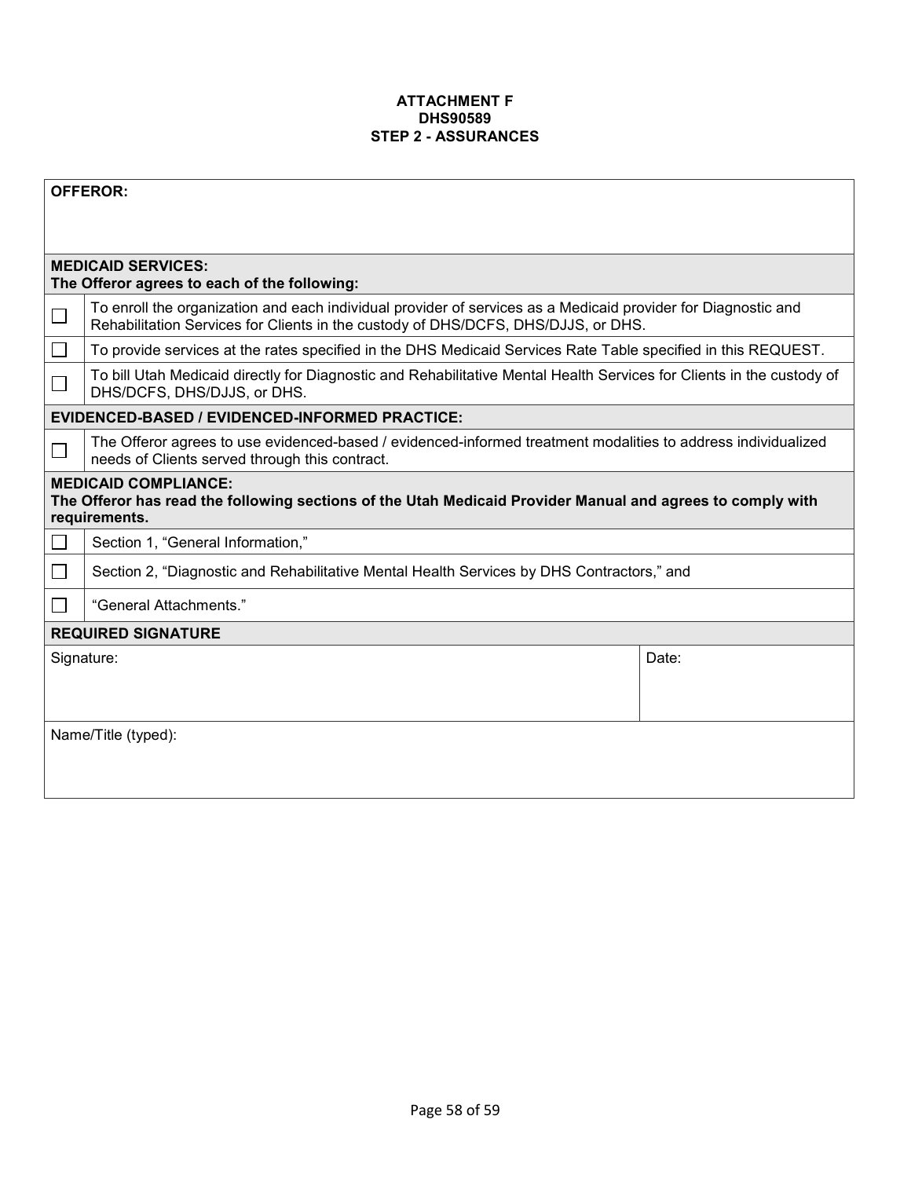**ATTACHMENT F**
**DHS90589**
**STEP 2 - ASSURANCES**

| **OFFEROR:** | |
|---|---|
| **MEDICAID SERVICES:**<br>**The Offeror agrees to each of the following:** | |
| ☐ | To enroll the organization and each individual provider of services as a Medicaid provider for Diagnostic and Rehabilitation Services for Clients in the custody of DHS/DCFS, DHS/DJJS, or DHS. |
| ☐ | To provide services at the rates specified in the DHS Medicaid Services Rate Table specified in this REQUEST. |
| ☐ | To bill Utah Medicaid directly for Diagnostic and Rehabilitative Mental Health Services for Clients in the custody of DHS/DCFS, DHS/DJJS, or DHS. |
| **EVIDENCED-BASED / EVIDENCED-INFORMED PRACTICE:** | |
| ☐ | The Offeror agrees to use evidenced-based / evidenced-informed treatment modalities to address individualized needs of Clients served through this contract. |
| **MEDICAID COMPLIANCE:**<br>**The Offeror has read the following sections of the Utah Medicaid Provider Manual and agrees to comply with requirements.** | |
| ☐ | Section 1, "General Information," |
| ☐ | Section 2, "Diagnostic and Rehabilitative Mental Health Services by DHS Contractors," and |
| ☐ | "General Attachments." |

| **REQUIRED SIGNATURE** | |
|---|---|
| Signature: | Date: |
| Name/Title (typed): | |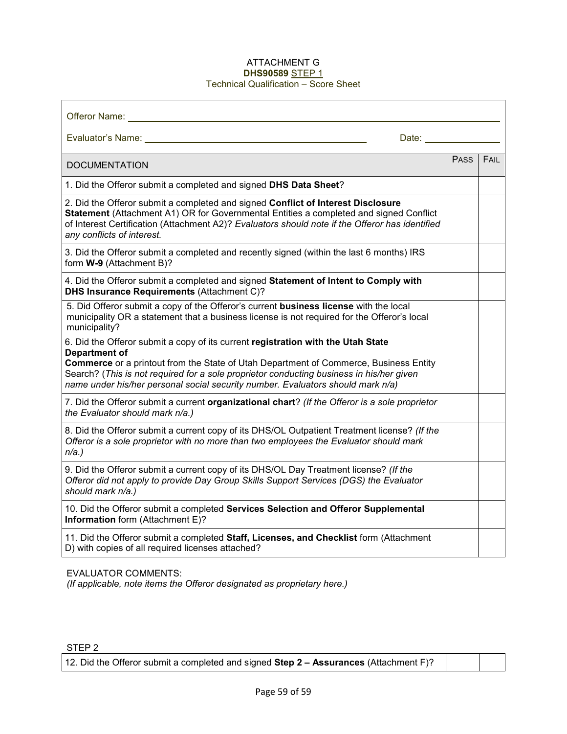ATTACHMENT G
**DHS90589** STEP 1
Technical Qualification – Score Sheet

Offeror Name: ______________________________

Evaluator's Name: ______________________________ Date: ______________

| DOCUMENTATION | PASS | FAIL |
|---|---|---|
| 1. Did the Offeror submit a completed and signed **DHS Data Sheet**? | | |
| 2. Did the Offeror submit a completed and signed **Conflict of Interest Disclosure Statement** (Attachment A1) OR for Governmental Entities a completed and signed Conflict of Interest Certification (Attachment A2)? *Evaluators should note if the Offeror has identified any conflicts of interest.* | | |
| 3. Did the Offeror submit a completed and recently signed (within the last 6 months) IRS form **W-9** (Attachment B)? | | |
| 4. Did the Offeror submit a completed and signed **Statement of Intent to Comply with DHS Insurance Requirements** (Attachment C)? | | |
| 5. Did Offeror submit a copy of the Offeror's current **business license** with the local municipality OR a statement that a business license is not required for the Offeror's local municipality? | | |
| 6. Did the Offeror submit a copy of its current **registration with the Utah State Department of Commerce** or a printout from the State of Utah Department of Commerce, Business Entity Search? (*This is not required for a sole proprietor conducting business in his/her given name under his/her personal social security number. Evaluators should mark n/a)* | | |
| 7. Did the Offeror submit a current **organizational chart**? *(If the Offeror is a sole proprietor the Evaluator should mark n/a.)* | | |
| 8. Did the Offeror submit a current copy of its DHS/OL Outpatient Treatment license? *(If the Offeror is a sole proprietor with no more than two employees the Evaluator should mark n/a.)* | | |
| 9. Did the Offeror submit a current copy of its DHS/OL Day Treatment license? *(If the Offeror did not apply to provide Day Group Skills Support Services (DGS) the Evaluator should mark n/a.)* | | |
| 10. Did the Offeror submit a completed **Services Selection and Offeror Supplemental Information** form (Attachment E)? | | |
| 11. Did the Offeror submit a completed **Staff, Licenses, and Checklist** form (Attachment D) with copies of all required licenses attached? | | |

EVALUATOR COMMENTS:
*(If applicable, note items the Offeror designated as proprietary here.)*

STEP 2

| | | |
|---|---|---|
| 12. Did the Offeror submit a completed and signed **Step 2 – Assurances** (Attachment F)? | | |